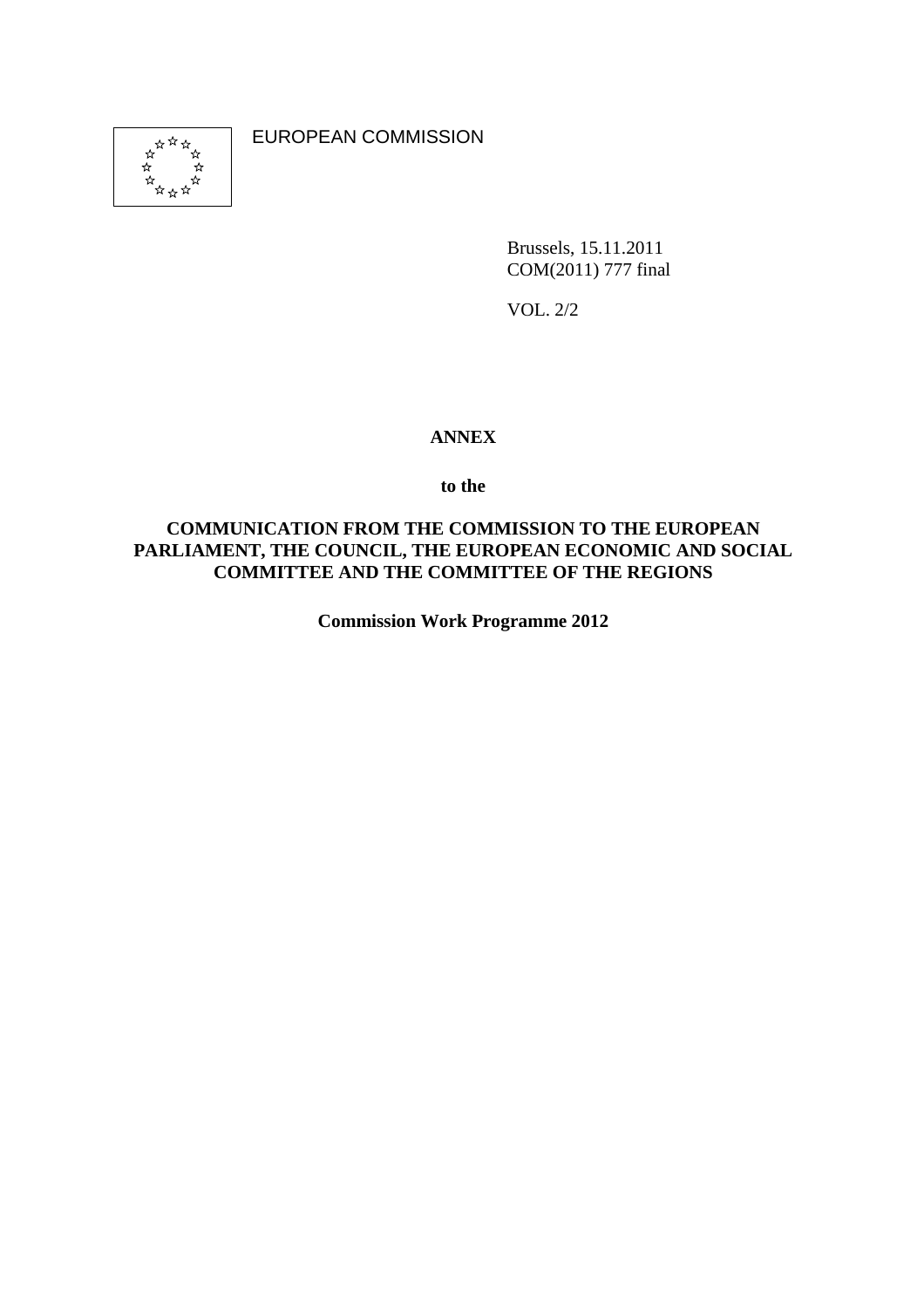EUROPEAN COMMISSION

Brussels, 15.11.2011
COM(2011) 777 final

VOL. 2/2

**ANNEX**

**to the**

**COMMUNICATION FROM THE COMMISSION TO THE EUROPEAN PARLIAMENT, THE COUNCIL, THE EUROPEAN ECONOMIC AND SOCIAL COMMITTEE AND THE COMMITTEE OF THE REGIONS**

**Commission Work Programme 2012**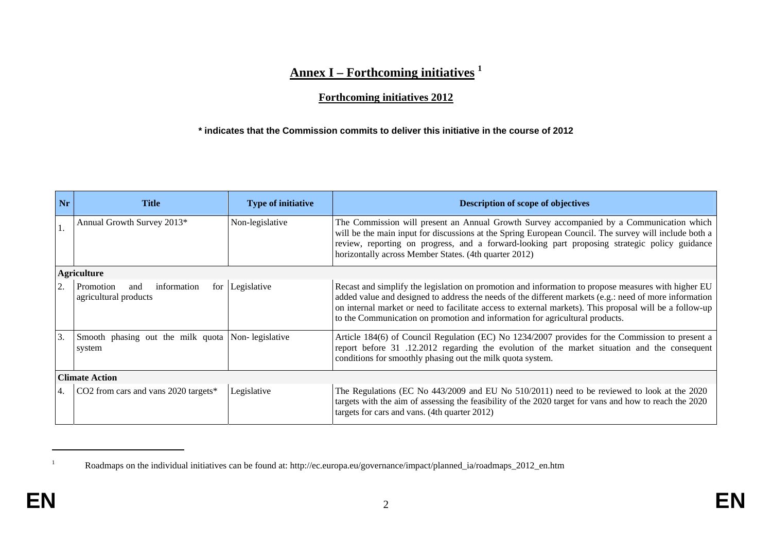# Annex I – Forthcoming initiatives [1]

## Forthcoming initiatives 2012

**\* indicates that the Commission commits to deliver this initiative in the course of 2012**

| Nr | Title | Type of initiative | Description of scope of objectives |
|---|---|---|---|
| 1. | Annual Growth Survey 2013* | Non-legislative | The Commission will present an Annual Growth Survey accompanied by a Communication which will be the main input for discussions at the Spring European Council. The survey will include both a review, reporting on progress, and a forward-looking part proposing strategic policy guidance horizontally across Member States. (4th quarter 2012) |
| **Agriculture** | | | |
| 2. | Promotion and information for agricultural products | Legislative | Recast and simplify the legislation on promotion and information to propose measures with higher EU added value and designed to address the needs of the different markets (e.g.: need of more information on internal market or need to facilitate access to external markets). This proposal will be a follow-up to the Communication on promotion and information for agricultural products. |
| 3. | Smooth phasing out the milk quota system | Non- legislative | Article 184(6) of Council Regulation (EC) No 1234/2007 provides for the Commission to present a report before 31 .12.2012 regarding the evolution of the market situation and the consequent conditions for smoothly phasing out the milk quota system. |
| **Climate Action** | | | |
| 4. | $CO_2$ from cars and vans 2020 targets* | Legislative | The Regulations (EC No 443/2009 and EU No 510/2011) need to be reviewed to look at the 2020 targets with the aim of assessing the feasibility of the 2020 target for vans and how to reach the 2020 targets for cars and vans. (4th quarter 2012) |

[1] Roadmaps on the individual initiatives can be found at: http://ec.europa.eu/governance/impact/planned_ia/roadmaps_2012_en.htm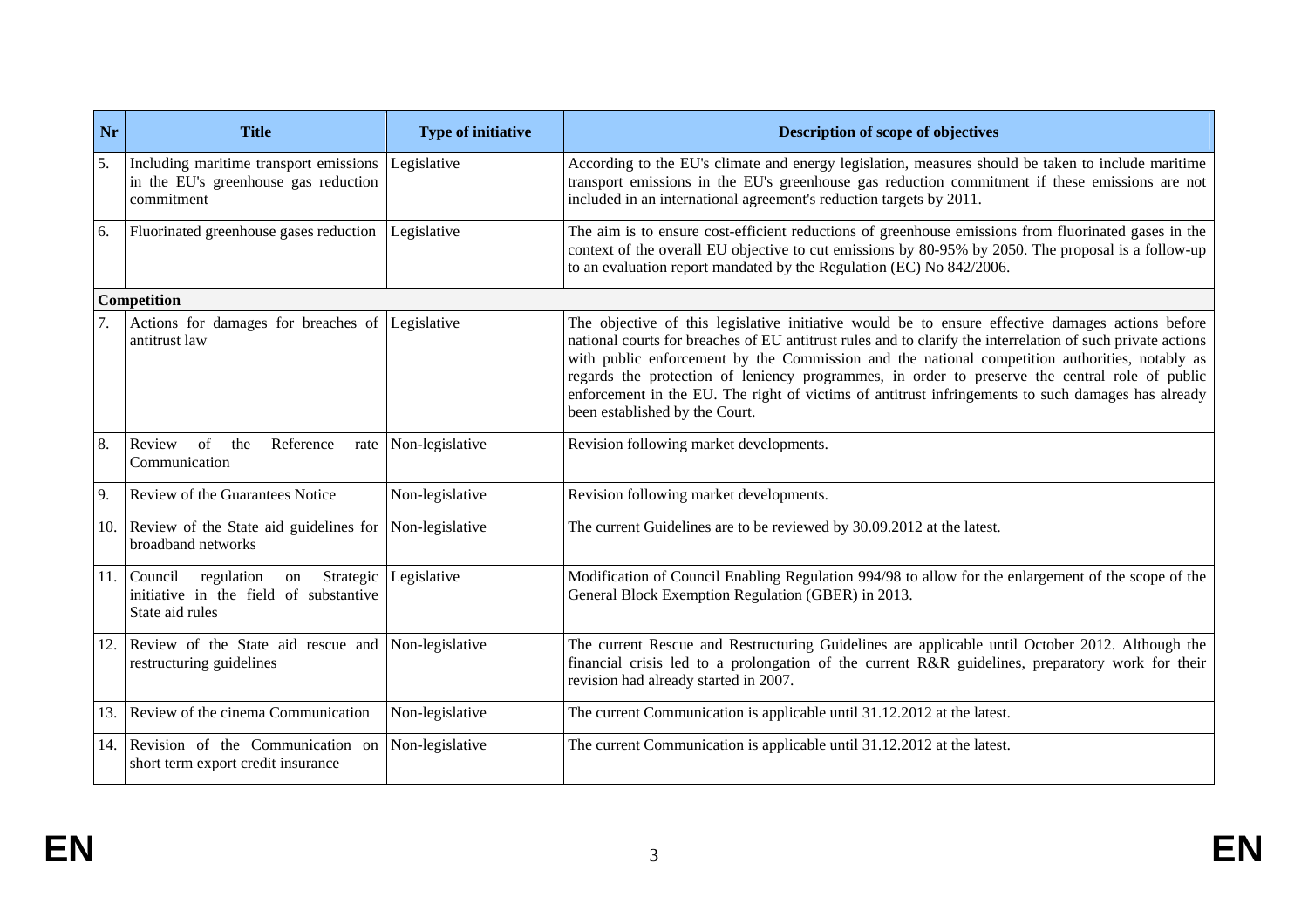| Nr | Title | Type of initiative | Description of scope of objectives |
|---|---|---|---|
| 5. | Including maritime transport emissions in the EU's greenhouse gas reduction commitment | Legislative | According to the EU's climate and energy legislation, measures should be taken to include maritime transport emissions in the EU's greenhouse gas reduction commitment if these emissions are not included in an international agreement's reduction targets by 2011. |
| 6. | Fluorinated greenhouse gases reduction | Legislative | The aim is to ensure cost-efficient reductions of greenhouse emissions from fluorinated gases in the context of the overall EU objective to cut emissions by 80-95% by 2050. The proposal is a follow-up to an evaluation report mandated by the Regulation (EC) No 842/2006. |
| **Competition** | | | |
| 7. | Actions for damages for breaches of antitrust law | Legislative | The objective of this legislative initiative would be to ensure effective damages actions before national courts for breaches of EU antitrust rules and to clarify the interrelation of such private actions with public enforcement by the Commission and the national competition authorities, notably as regards the protection of leniency programmes, in order to preserve the central role of public enforcement in the EU. The right of victims of antitrust infringements to such damages has already been established by the Court. |
| 8. | Review of the Reference rate Communication | Non-legislative | Revision following market developments. |
| 9. | Review of the Guarantees Notice | Non-legislative | Revision following market developments. |
| 10. | Review of the State aid guidelines for broadband networks | Non-legislative | The current Guidelines are to be reviewed by 30.09.2012 at the latest. |
| 11. | Council regulation on Strategic initiative in the field of substantive State aid rules | Legislative | Modification of Council Enabling Regulation 994/98 to allow for the enlargement of the scope of the General Block Exemption Regulation (GBER) in 2013. |
| 12. | Review of the State aid rescue and restructuring guidelines | Non-legislative | The current Rescue and Restructuring Guidelines are applicable until October 2012. Although the financial crisis led to a prolongation of the current R&R guidelines, preparatory work for their revision had already started in 2007. |
| 13. | Review of the cinema Communication | Non-legislative | The current Communication is applicable until 31.12.2012 at the latest. |
| 14. | Revision of the Communication on short term export credit insurance | Non-legislative | The current Communication is applicable until 31.12.2012 at the latest. |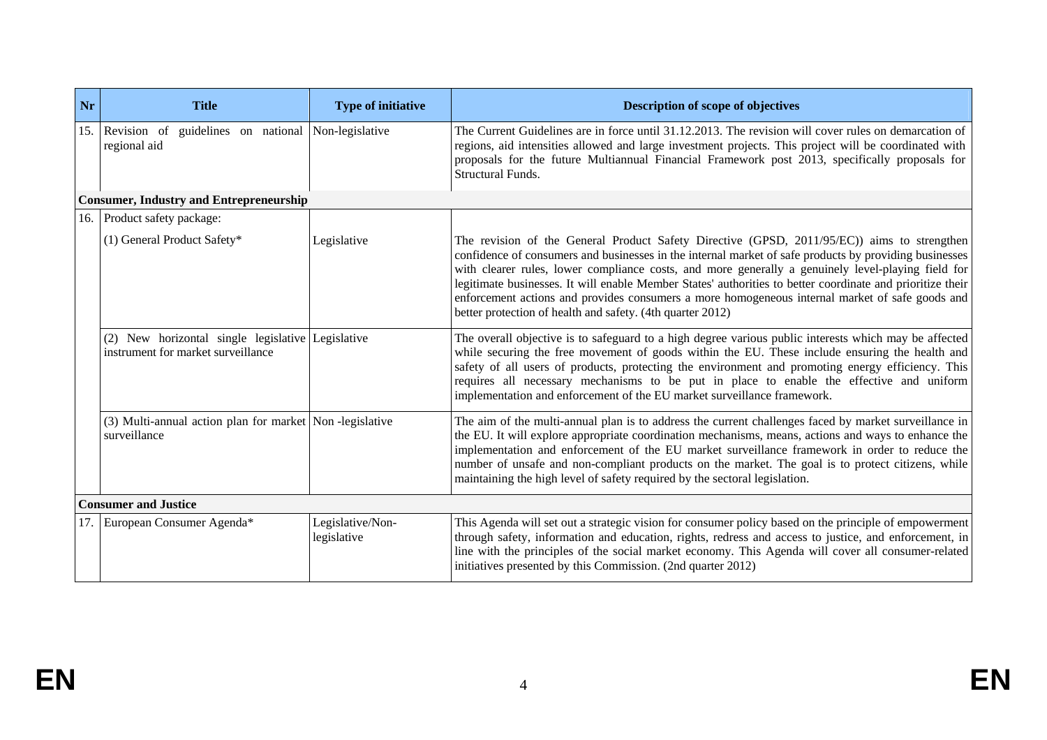| Nr | Title | Type of initiative | Description of scope of objectives |
|---|---|---|---|
| 15. | Revision of guidelines on national regional aid | Non-legislative | The Current Guidelines are in force until 31.12.2013. The revision will cover rules on demarcation of regions, aid intensities allowed and large investment projects. This project will be coordinated with proposals for the future Multiannual Financial Framework post 2013, specifically proposals for Structural Funds. |
| **Consumer, Industry and Entrepreneurship** | | | |
| 16. | Product safety package: | | |
| | (1) General Product Safety* | Legislative | The revision of the General Product Safety Directive (GPSD, 2011/95/EC)) aims to strengthen confidence of consumers and businesses in the internal market of safe products by providing businesses with clearer rules, lower compliance costs, and more generally a genuinely level-playing field for legitimate businesses. It will enable Member States' authorities to better coordinate and prioritize their enforcement actions and provides consumers a more homogeneous internal market of safe goods and better protection of health and safety. (4th quarter 2012) |
| | (2) New horizontal single legislative instrument for market surveillance | Legislative | The overall objective is to safeguard to a high degree various public interests which may be affected while securing the free movement of goods within the EU. These include ensuring the health and safety of all users of products, protecting the environment and promoting energy efficiency. This requires all necessary mechanisms to be put in place to enable the effective and uniform implementation and enforcement of the EU market surveillance framework. |
| | (3) Multi-annual action plan for market surveillance | Non -legislative | The aim of the multi-annual plan is to address the current challenges faced by market surveillance in the EU. It will explore appropriate coordination mechanisms, means, actions and ways to enhance the implementation and enforcement of the EU market surveillance framework in order to reduce the number of unsafe and non-compliant products on the market. The goal is to protect citizens, while maintaining the high level of safety required by the sectoral legislation. |
| **Consumer and Justice** | | | |
| 17. | European Consumer Agenda* | Legislative/Non-legislative | This Agenda will set out a strategic vision for consumer policy based on the principle of empowerment through safety, information and education, rights, redress and access to justice, and enforcement, in line with the principles of the social market economy. This Agenda will cover all consumer-related initiatives presented by this Commission. (2nd quarter 2012) |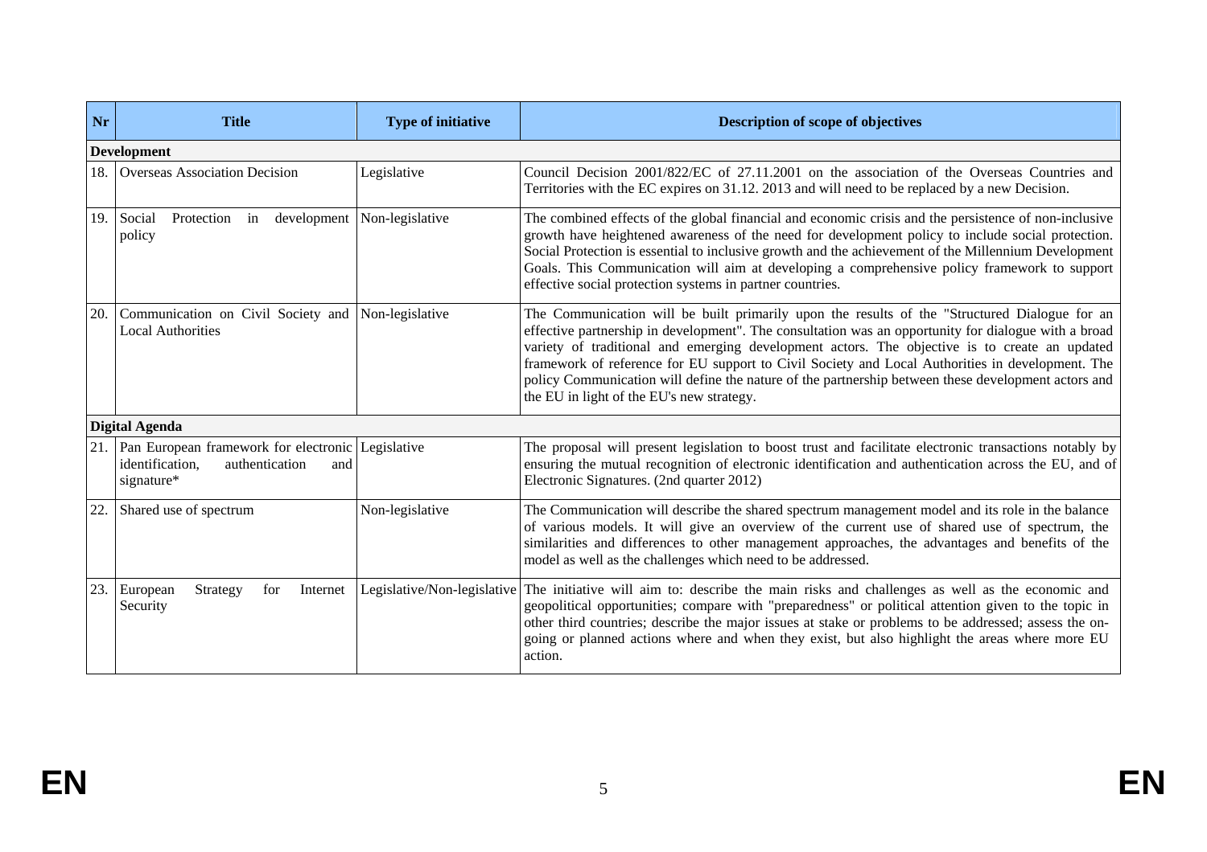| Nr | Title | Type of initiative | Description of scope of objectives |
|---|---|---|---|
| **Development** | | | |
| 18. | Overseas Association Decision | Legislative | Council Decision 2001/822/EC of 27.11.2001 on the association of the Overseas Countries and Territories with the EC expires on 31.12. 2013 and will need to be replaced by a new Decision. |
| 19. | Social Protection in development policy | Non-legislative | The combined effects of the global financial and economic crisis and the persistence of non-inclusive growth have heightened awareness of the need for development policy to include social protection. Social Protection is essential to inclusive growth and the achievement of the Millennium Development Goals. This Communication will aim at developing a comprehensive policy framework to support effective social protection systems in partner countries. |
| 20. | Communication on Civil Society and Local Authorities | Non-legislative | The Communication will be built primarily upon the results of the "Structured Dialogue for an effective partnership in development". The consultation was an opportunity for dialogue with a broad variety of traditional and emerging development actors. The objective is to create an updated framework of reference for EU support to Civil Society and Local Authorities in development. The policy Communication will define the nature of the partnership between these development actors and the EU in light of the EU's new strategy. |
| **Digital Agenda** | | | |
| 21. | Pan European framework for electronic identification, authentication and signature* | Legislative | The proposal will present legislation to boost trust and facilitate electronic transactions notably by ensuring the mutual recognition of electronic identification and authentication across the EU, and of Electronic Signatures. (2nd quarter 2012) |
| 22. | Shared use of spectrum | Non-legislative | The Communication will describe the shared spectrum management model and its role in the balance of various models. It will give an overview of the current use of shared use of spectrum, the similarities and differences to other management approaches, the advantages and benefits of the model as well as the challenges which need to be addressed. |
| 23. | European Strategy for Internet Security | Legislative/Non-legislative | The initiative will aim to: describe the main risks and challenges as well as the economic and geopolitical opportunities; compare with "preparedness" or political attention given to the topic in other third countries; describe the major issues at stake or problems to be addressed; assess the on-going or planned actions where and when they exist, but also highlight the areas where more EU action. |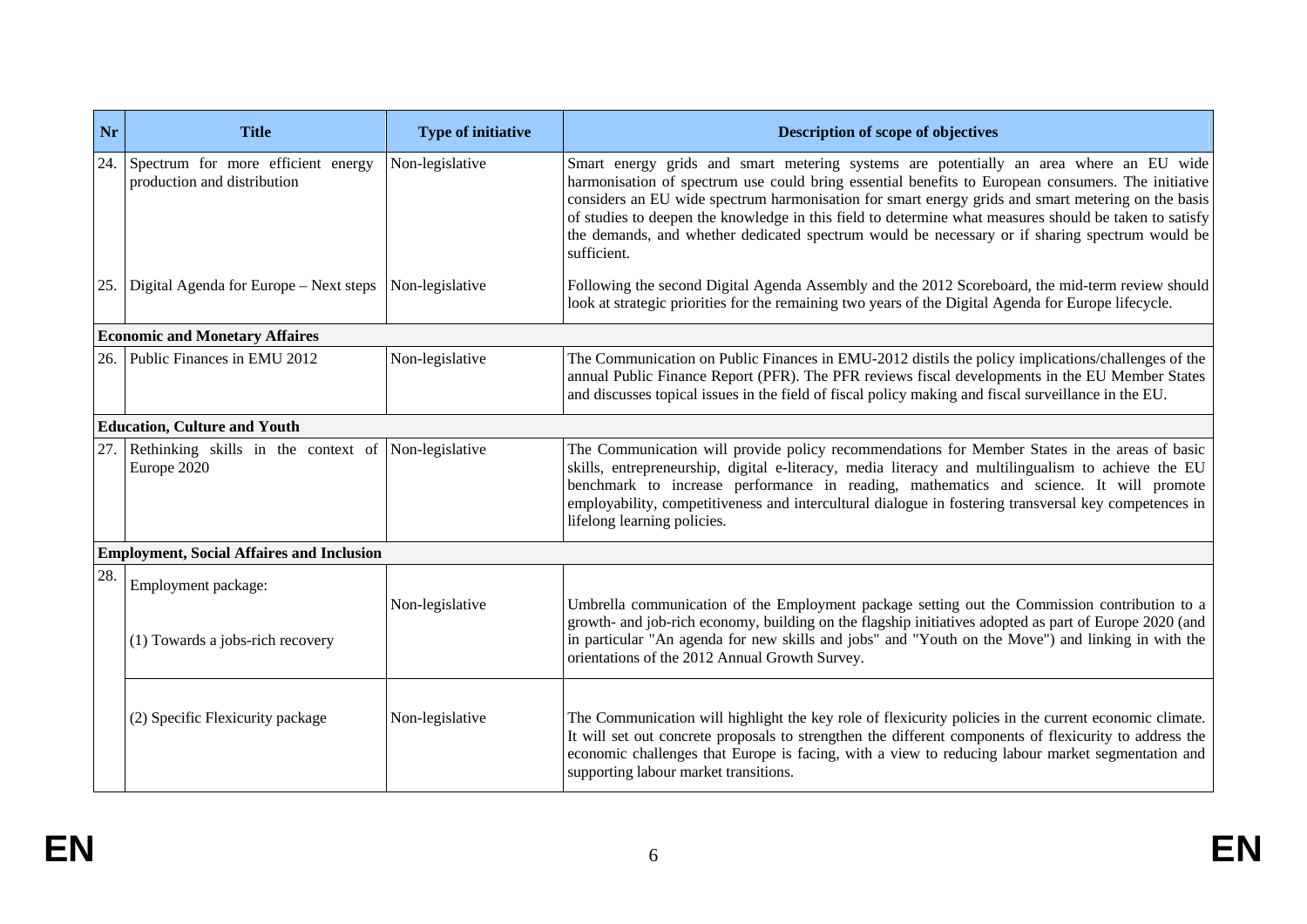| Nr | Title | Type of initiative | Description of scope of objectives |
| --- | --- | --- | --- |
| 24. | Spectrum for more efficient energy production and distribution | Non-legislative | Smart energy grids and smart metering systems are potentially an area where an EU wide harmonisation of spectrum use could bring essential benefits to European consumers. The initiative considers an EU wide spectrum harmonisation for smart energy grids and smart metering on the basis of studies to deepen the knowledge in this field to determine what measures should be taken to satisfy the demands, and whether dedicated spectrum would be necessary or if sharing spectrum would be sufficient. |
| 25. | Digital Agenda for Europe – Next steps | Non-legislative | Following the second Digital Agenda Assembly and the 2012 Scoreboard, the mid-term review should look at strategic priorities for the remaining two years of the Digital Agenda for Europe lifecycle. |
| **Economic and Monetary Affaires** | | | |
| 26. | Public Finances in EMU 2012 | Non-legislative | The Communication on Public Finances in EMU-2012 distils the policy implications/challenges of the annual Public Finance Report (PFR). The PFR reviews fiscal developments in the EU Member States and discusses topical issues in the field of fiscal policy making and fiscal surveillance in the EU. |
| **Education, Culture and Youth** | | | |
| 27. | Rethinking skills in the context of Europe 2020 | Non-legislative | The Communication will provide policy recommendations for Member States in the areas of basic skills, entrepreneurship, digital e-literacy, media literacy and multilingualism to achieve the EU benchmark to increase performance in reading, mathematics and science. It will promote employability, competitiveness and intercultural dialogue in fostering transversal key competences in lifelong learning policies. |
| **Employment, Social Affaires and Inclusion** | | | |
| 28. | Employment package:<br><br>(1) Towards a jobs-rich recovery | Non-legislative | Umbrella communication of the Employment package setting out the Commission contribution to a growth- and job-rich economy, building on the flagship initiatives adopted as part of Europe 2020 (and in particular "An agenda for new skills and jobs" and "Youth on the Move") and linking in with the orientations of the 2012 Annual Growth Survey. |
| | (2) Specific Flexicurity package | Non-legislative | The Communication will highlight the key role of flexicurity policies in the current economic climate. It will set out concrete proposals to strengthen the different components of flexicurity to address the economic challenges that Europe is facing, with a view to reducing labour market segmentation and supporting labour market transitions. |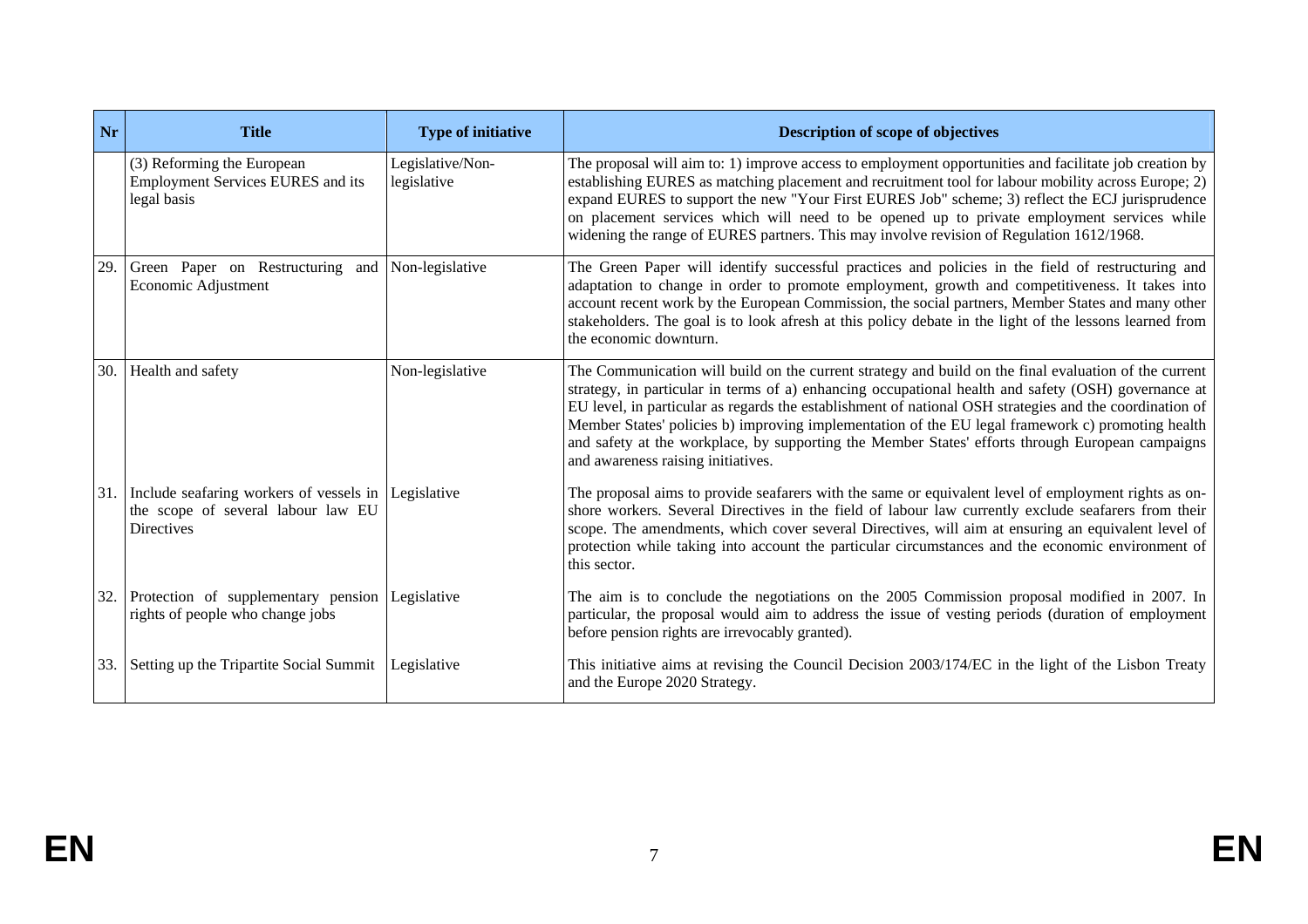| Nr | Title | Type of initiative | Description of scope of objectives |
|---|---|---|---|
| | (3) Reforming the European Employment Services EURES and its legal basis | Legislative/Non-legislative | The proposal will aim to: 1) improve access to employment opportunities and facilitate job creation by establishing EURES as matching placement and recruitment tool for labour mobility across Europe; 2) expand EURES to support the new "Your First EURES Job" scheme; 3) reflect the ECJ jurisprudence on placement services which will need to be opened up to private employment services while widening the range of EURES partners. This may involve revision of Regulation 1612/1968. |
| 29. | Green Paper on Restructuring and Economic Adjustment | Non-legislative | The Green Paper will identify successful practices and policies in the field of restructuring and adaptation to change in order to promote employment, growth and competitiveness. It takes into account recent work by the European Commission, the social partners, Member States and many other stakeholders. The goal is to look afresh at this policy debate in the light of the lessons learned from the economic downturn. |
| 30. | Health and safety | Non-legislative | The Communication will build on the current strategy and build on the final evaluation of the current strategy, in particular in terms of a) enhancing occupational health and safety (OSH) governance at EU level, in particular as regards the establishment of national OSH strategies and the coordination of Member States' policies b) improving implementation of the EU legal framework c) promoting health and safety at the workplace, by supporting the Member States' efforts through European campaigns and awareness raising initiatives. |
| 31. | Include seafaring workers of vessels in the scope of several labour law EU Directives | Legislative | The proposal aims to provide seafarers with the same or equivalent level of employment rights as on-shore workers. Several Directives in the field of labour law currently exclude seafarers from their scope. The amendments, which cover several Directives, will aim at ensuring an equivalent level of protection while taking into account the particular circumstances and the economic environment of this sector. |
| 32. | Protection of supplementary pension rights of people who change jobs | Legislative | The aim is to conclude the negotiations on the 2005 Commission proposal modified in 2007. In particular, the proposal would aim to address the issue of vesting periods (duration of employment before pension rights are irrevocably granted). |
| 33. | Setting up the Tripartite Social Summit | Legislative | This initiative aims at revising the Council Decision 2003/174/EC in the light of the Lisbon Treaty and the Europe 2020 Strategy. |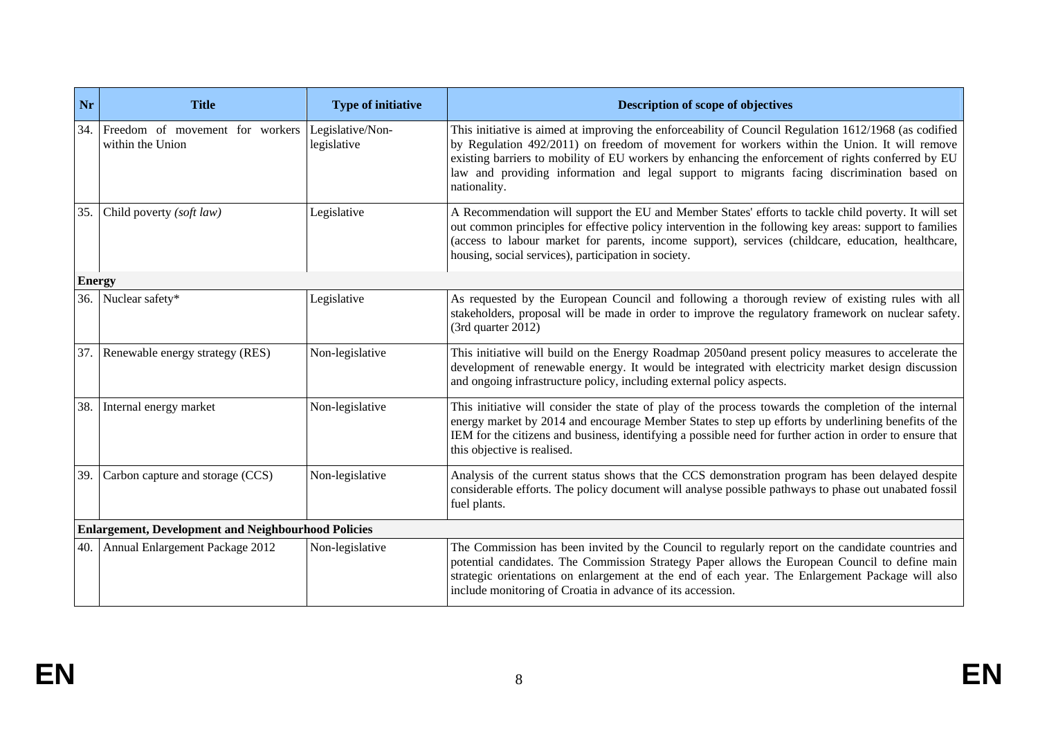| Nr | Title | Type of initiative | Description of scope of objectives |
|---|---|---|---|
| 34. | Freedom of movement for workers within the Union | Legislative/Non-legislative | This initiative is aimed at improving the enforceability of Council Regulation 1612/1968 (as codified by Regulation 492/2011) on freedom of movement for workers within the Union. It will remove existing barriers to mobility of EU workers by enhancing the enforcement of rights conferred by EU law and providing information and legal support to migrants facing discrimination based on nationality. |
| 35. | Child poverty *(soft law)* | Legislative | A Recommendation will support the EU and Member States' efforts to tackle child poverty. It will set out common principles for effective policy intervention in the following key areas: support to families (access to labour market for parents, income support), services (childcare, education, healthcare, housing, social services), participation in society. |
| **Energy** | | | |
| 36. | Nuclear safety* | Legislative | As requested by the European Council and following a thorough review of existing rules with all stakeholders, proposal will be made in order to improve the regulatory framework on nuclear safety. (3rd quarter 2012) |
| 37. | Renewable energy strategy (RES) | Non-legislative | This initiative will build on the Energy Roadmap 2050and present policy measures to accelerate the development of renewable energy. It would be integrated with electricity market design discussion and ongoing infrastructure policy, including external policy aspects. |
| 38. | Internal energy market | Non-legislative | This initiative will consider the state of play of the process towards the completion of the internal energy market by 2014 and encourage Member States to step up efforts by underlining benefits of the IEM for the citizens and business, identifying a possible need for further action in order to ensure that this objective is realised. |
| 39. | Carbon capture and storage (CCS) | Non-legislative | Analysis of the current status shows that the CCS demonstration program has been delayed despite considerable efforts. The policy document will analyse possible pathways to phase out unabated fossil fuel plants. |
| **Enlargement, Development and Neighbourhood Policies** | | | |
| 40. | Annual Enlargement Package 2012 | Non-legislative | The Commission has been invited by the Council to regularly report on the candidate countries and potential candidates. The Commission Strategy Paper allows the European Council to define main strategic orientations on enlargement at the end of each year. The Enlargement Package will also include monitoring of Croatia in advance of its accession. |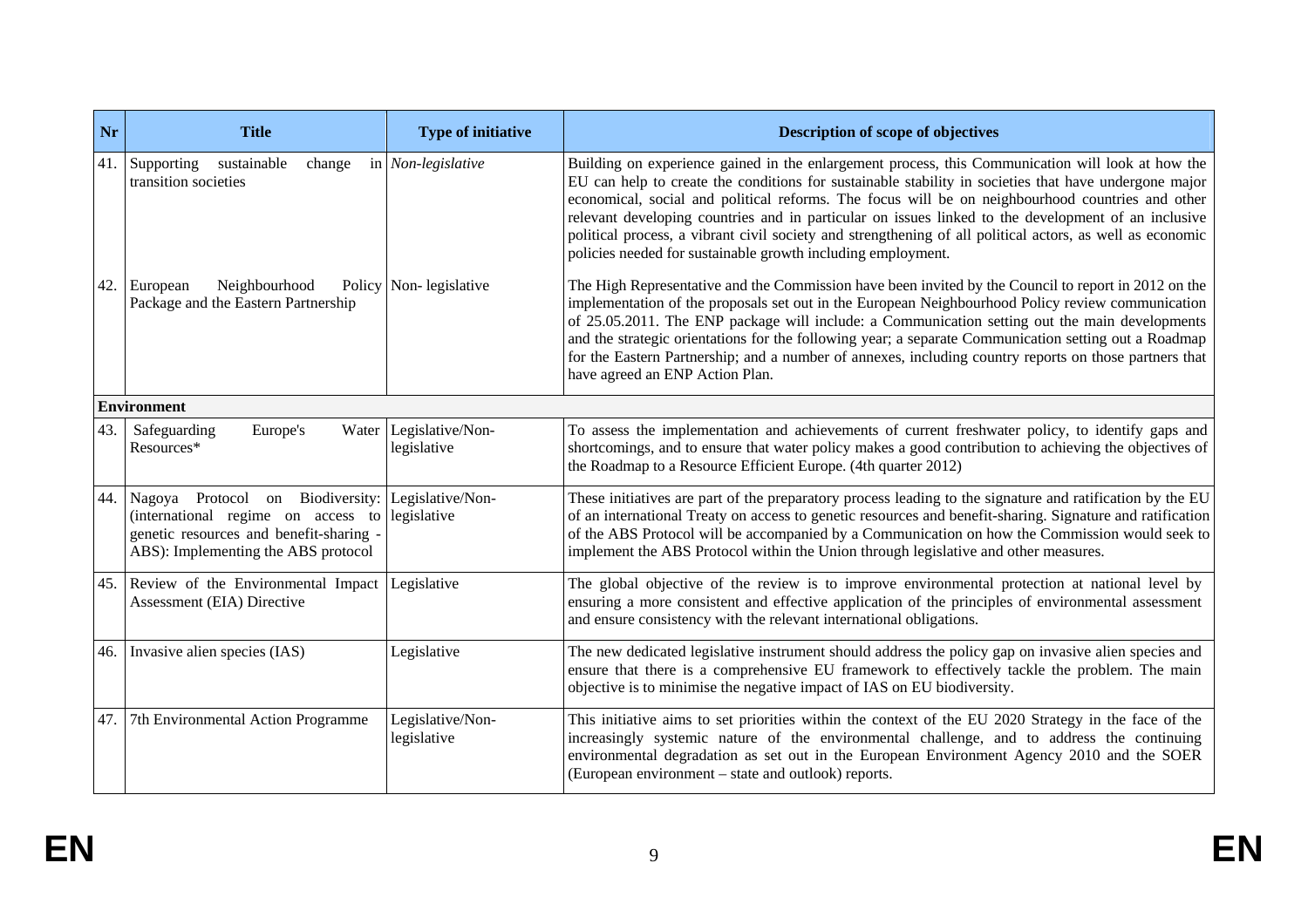| Nr | Title | Type of initiative | Description of scope of objectives |
|---|---|---|---|
| 41. | Supporting sustainable change in transition societies | *Non-legislative* | Building on experience gained in the enlargement process, this Communication will look at how the EU can help to create the conditions for sustainable stability in societies that have undergone major economical, social and political reforms. The focus will be on neighbourhood countries and other relevant developing countries and in particular on issues linked to the development of an inclusive political process, a vibrant civil society and strengthening of all political actors, as well as economic policies needed for sustainable growth including employment. |
| 42. | European Neighbourhood Policy Package and the Eastern Partnership | Non- legislative | The High Representative and the Commission have been invited by the Council to report in 2012 on the implementation of the proposals set out in the European Neighbourhood Policy review communication of 25.05.2011. The ENP package will include: a Communication setting out the main developments and the strategic orientations for the following year; a separate Communication setting out a Roadmap for the Eastern Partnership; and a number of annexes, including country reports on those partners that have agreed an ENP Action Plan. |
| **Environment** | | | |
| 43. | Safeguarding Europe's Water Resources* | Legislative/Non-legislative | To assess the implementation and achievements of current freshwater policy, to identify gaps and shortcomings, and to ensure that water policy makes a good contribution to achieving the objectives of the Roadmap to a Resource Efficient Europe. (4th quarter 2012) |
| 44. | Nagoya Protocol on Biodiversity: (international regime on access to genetic resources and benefit-sharing - ABS): Implementing the ABS protocol | Legislative/Non-legislative | These initiatives are part of the preparatory process leading to the signature and ratification by the EU of an international Treaty on access to genetic resources and benefit-sharing. Signature and ratification of the ABS Protocol will be accompanied by a Communication on how the Commission would seek to implement the ABS Protocol within the Union through legislative and other measures. |
| 45. | Review of the Environmental Impact Assessment (EIA) Directive | Legislative | The global objective of the review is to improve environmental protection at national level by ensuring a more consistent and effective application of the principles of environmental assessment and ensure consistency with the relevant international obligations. |
| 46. | Invasive alien species (IAS) | Legislative | The new dedicated legislative instrument should address the policy gap on invasive alien species and ensure that there is a comprehensive EU framework to effectively tackle the problem. The main objective is to minimise the negative impact of IAS on EU biodiversity. |
| 47. | 7th Environmental Action Programme | Legislative/Non-legislative | This initiative aims to set priorities within the context of the EU 2020 Strategy in the face of the increasingly systemic nature of the environmental challenge, and to address the continuing environmental degradation as set out in the European Environment Agency 2010 and the SOER (European environment – state and outlook) reports. |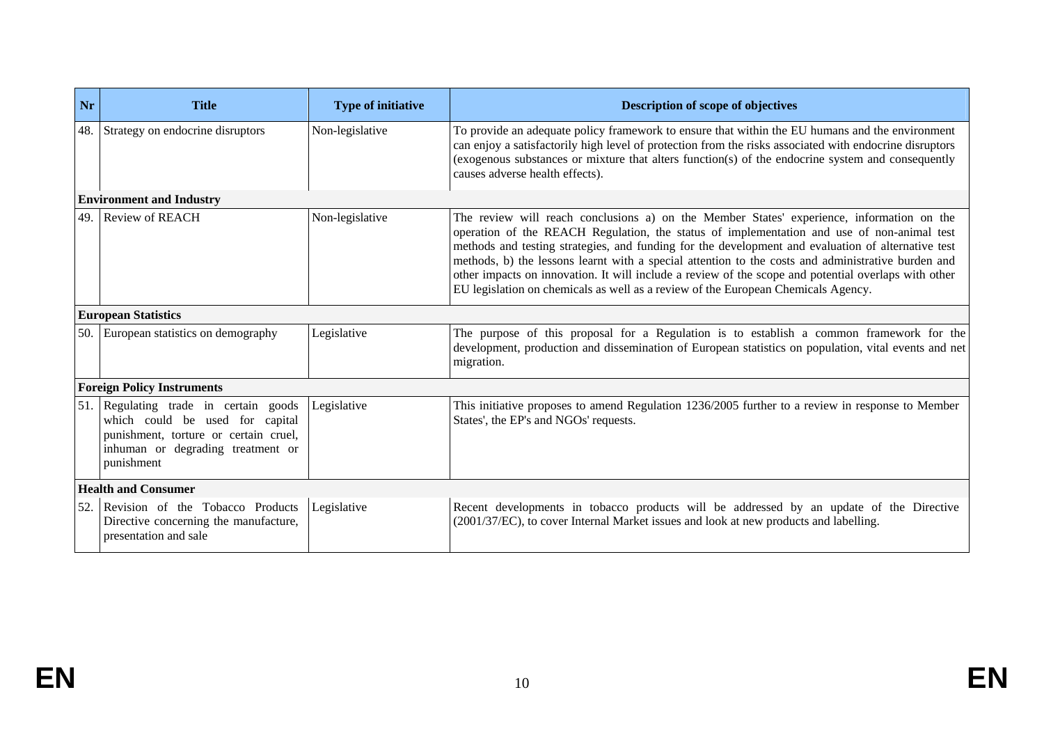| Nr | Title | Type of initiative | Description of scope of objectives |
|---|---|---|---|
| 48. | Strategy on endocrine disruptors | Non-legislative | To provide an adequate policy framework to ensure that within the EU humans and the environment can enjoy a satisfactorily high level of protection from the risks associated with endocrine disruptors (exogenous substances or mixture that alters function(s) of the endocrine system and consequently causes adverse health effects). |
| **Environment and Industry** | | | |
| 49. | Review of REACH | Non-legislative | The review will reach conclusions a) on the Member States' experience, information on the operation of the REACH Regulation, the status of implementation and use of non-animal test methods and testing strategies, and funding for the development and evaluation of alternative test methods, b) the lessons learnt with a special attention to the costs and administrative burden and other impacts on innovation. It will include a review of the scope and potential overlaps with other EU legislation on chemicals as well as a review of the European Chemicals Agency. |
| **European Statistics** | | | |
| 50. | European statistics on demography | Legislative | The purpose of this proposal for a Regulation is to establish a common framework for the development, production and dissemination of European statistics on population, vital events and net migration. |
| **Foreign Policy Instruments** | | | |
| 51. | Regulating trade in certain goods which could be used for capital punishment, torture or certain cruel, inhuman or degrading treatment or punishment | Legislative | This initiative proposes to amend Regulation 1236/2005 further to a review in response to Member States', the EP's and NGOs' requests. |
| **Health and Consumer** | | | |
| 52. | Revision of the Tobacco Products Directive concerning the manufacture, presentation and sale | Legislative | Recent developments in tobacco products will be addressed by an update of the Directive (2001/37/EC), to cover Internal Market issues and look at new products and labelling. |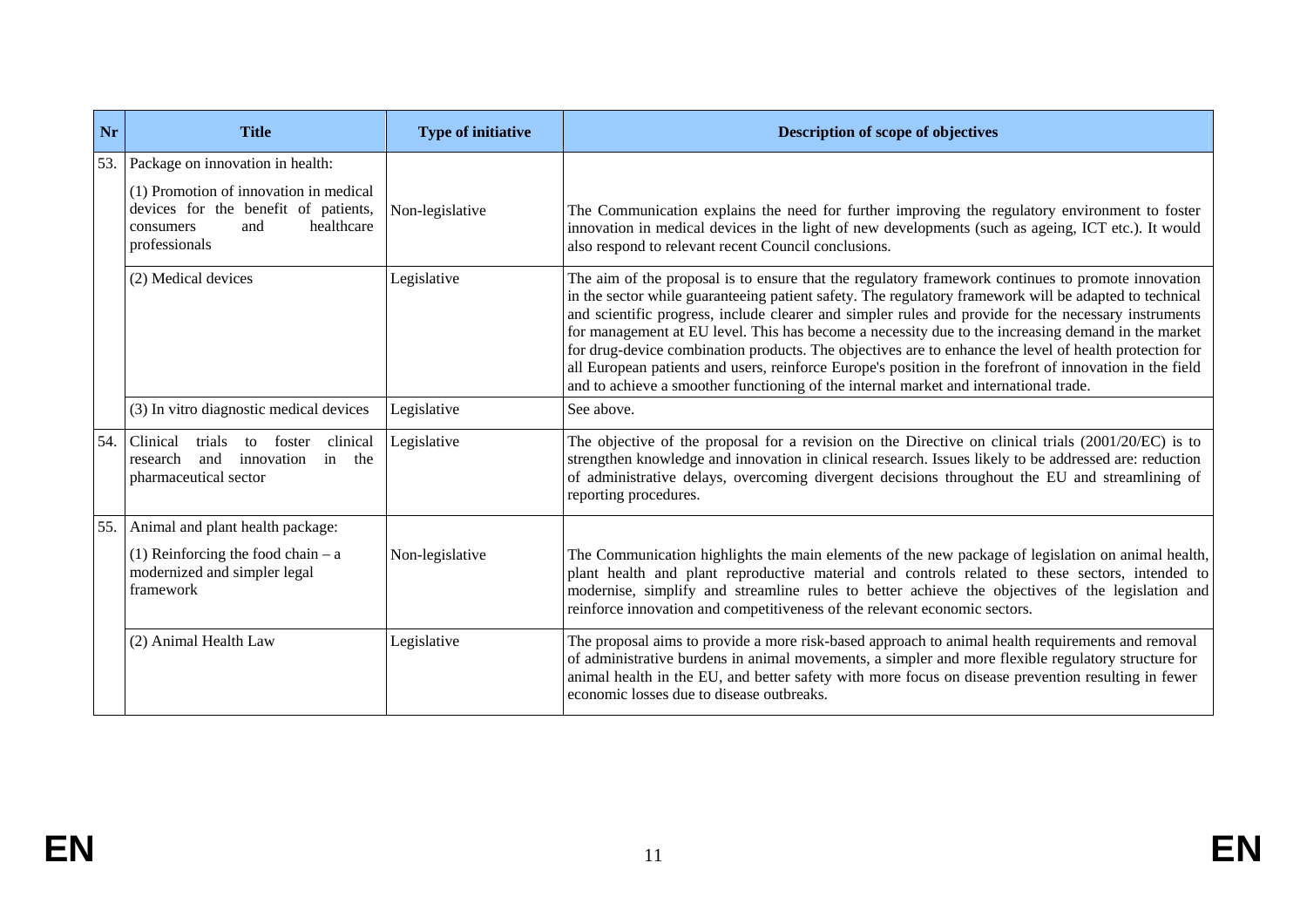| Nr | Title | Type of initiative | Description of scope of objectives |
|---|---|---|---|
| 53. | Package on innovation in health: | | |
| | (1) Promotion of innovation in medical devices for the benefit of patients, consumers and healthcare professionals | Non-legislative | The Communication explains the need for further improving the regulatory environment to foster innovation in medical devices in the light of new developments (such as ageing, ICT etc.). It would also respond to relevant recent Council conclusions. |
| | (2) Medical devices | Legislative | The aim of the proposal is to ensure that the regulatory framework continues to promote innovation in the sector while guaranteeing patient safety. The regulatory framework will be adapted to technical and scientific progress, include clearer and simpler rules and provide for the necessary instruments for management at EU level. This has become a necessity due to the increasing demand in the market for drug-device combination products. The objectives are to enhance the level of health protection for all European patients and users, reinforce Europe's position in the forefront of innovation in the field and to achieve a smoother functioning of the internal market and international trade. |
| | (3) In vitro diagnostic medical devices | Legislative | See above. |
| 54. | Clinical trials to foster clinical research and innovation in the pharmaceutical sector | Legislative | The objective of the proposal for a revision on the Directive on clinical trials (2001/20/EC) is to strengthen knowledge and innovation in clinical research. Issues likely to be addressed are: reduction of administrative delays, overcoming divergent decisions throughout the EU and streamlining of reporting procedures. |
| 55. | Animal and plant health package: | | |
| | (1) Reinforcing the food chain – a modernized and simpler legal framework | Non-legislative | The Communication highlights the main elements of the new package of legislation on animal health, plant health and plant reproductive material and controls related to these sectors, intended to modernise, simplify and streamline rules to better achieve the objectives of the legislation and reinforce innovation and competitiveness of the relevant economic sectors. |
| | (2) Animal Health Law | Legislative | The proposal aims to provide a more risk-based approach to animal health requirements and removal of administrative burdens in animal movements, a simpler and more flexible regulatory structure for animal health in the EU, and better safety with more focus on disease prevention resulting in fewer economic losses due to disease outbreaks. |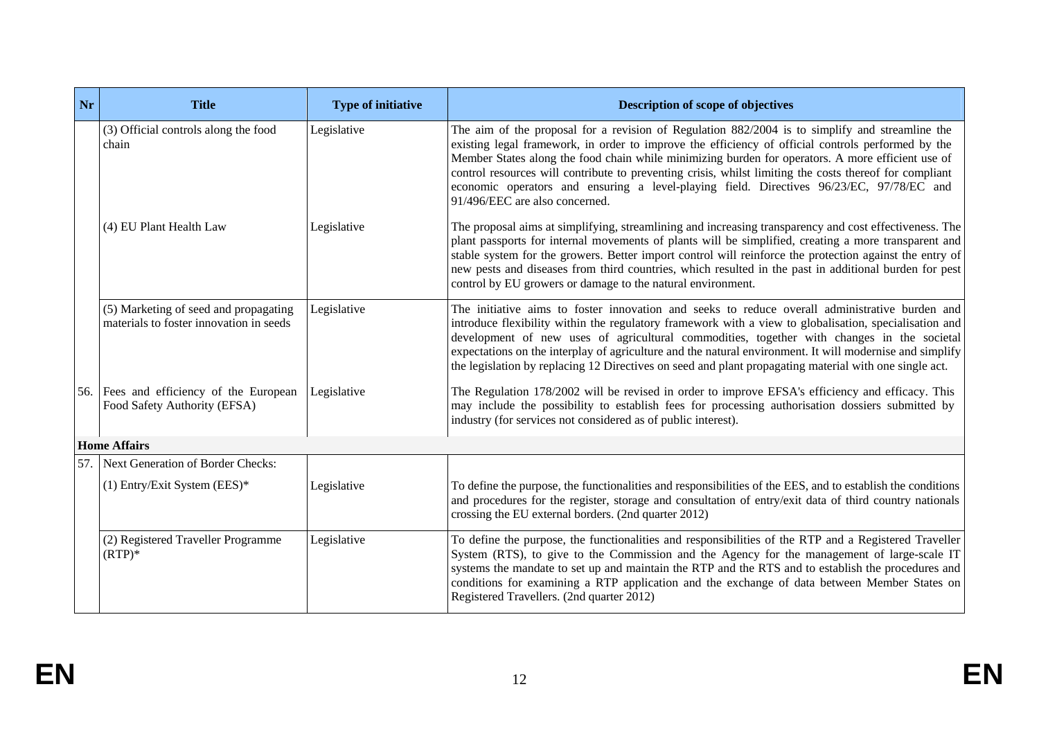| Nr | Title | Type of initiative | Description of scope of objectives |
|---|---|---|---|
| | (3) Official controls along the food chain | Legislative | The aim of the proposal for a revision of Regulation 882/2004 is to simplify and streamline the existing legal framework, in order to improve the efficiency of official controls performed by the Member States along the food chain while minimizing burden for operators. A more efficient use of control resources will contribute to preventing crisis, whilst limiting the costs thereof for compliant economic operators and ensuring a level-playing field. Directives 96/23/EC, 97/78/EC and 91/496/EEC are also concerned. |
| | (4) EU Plant Health Law | Legislative | The proposal aims at simplifying, streamlining and increasing transparency and cost effectiveness. The plant passports for internal movements of plants will be simplified, creating a more transparent and stable system for the growers. Better import control will reinforce the protection against the entry of new pests and diseases from third countries, which resulted in the past in additional burden for pest control by EU growers or damage to the natural environment. |
| | (5) Marketing of seed and propagating materials to foster innovation in seeds | Legislative | The initiative aims to foster innovation and seeks to reduce overall administrative burden and introduce flexibility within the regulatory framework with a view to globalisation, specialisation and development of new uses of agricultural commodities, together with changes in the societal expectations on the interplay of agriculture and the natural environment. It will modernise and simplify the legislation by replacing 12 Directives on seed and plant propagating material with one single act. |
| 56. | Fees and efficiency of the European Food Safety Authority (EFSA) | Legislative | The Regulation 178/2002 will be revised in order to improve EFSA's efficiency and efficacy. This may include the possibility to establish fees for processing authorisation dossiers submitted by industry (for services not considered as of public interest). |
| **Home Affairs** | | | |
| 57. | Next Generation of Border Checks: | | |
| | (1) Entry/Exit System (EES)* | Legislative | To define the purpose, the functionalities and responsibilities of the EES, and to establish the conditions and procedures for the register, storage and consultation of entry/exit data of third country nationals crossing the EU external borders. (2nd quarter 2012) |
| | (2) Registered Traveller Programme (RTP)* | Legislative | To define the purpose, the functionalities and responsibilities of the RTP and a Registered Traveller System (RTS), to give to the Commission and the Agency for the management of large-scale IT systems the mandate to set up and maintain the RTP and the RTS and to establish the procedures and conditions for examining a RTP application and the exchange of data between Member States on Registered Travellers. (2nd quarter 2012) |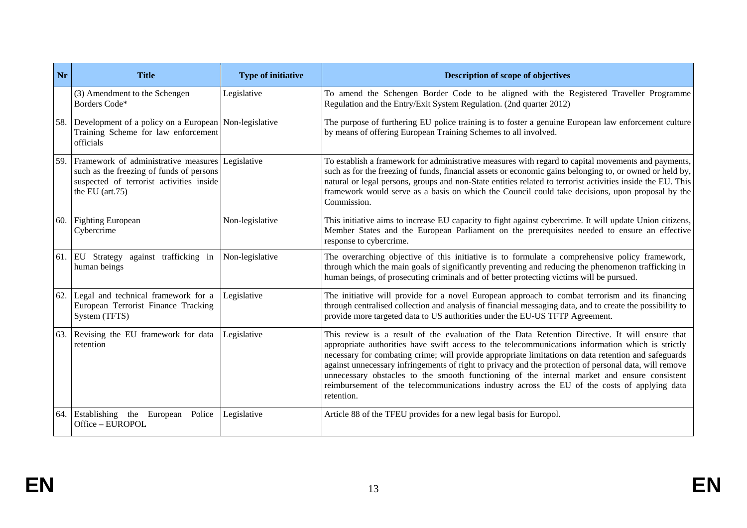| Nr | Title | Type of initiative | Description of scope of objectives |
|---|---|---|---|
| | (3) Amendment to the Schengen Borders Code* | Legislative | To amend the Schengen Border Code to be aligned with the Registered Traveller Programme Regulation and the Entry/Exit System Regulation. (2nd quarter 2012) |
| 58. | Development of a policy on a European Training Scheme for law enforcement officials | Non-legislative | The purpose of furthering EU police training is to foster a genuine European law enforcement culture by means of offering European Training Schemes to all involved. |
| 59. | Framework of administrative measures such as the freezing of funds of persons suspected of terrorist activities inside the EU (art.75) | Legislative | To establish a framework for administrative measures with regard to capital movements and payments, such as for the freezing of funds, financial assets or economic gains belonging to, or owned or held by, natural or legal persons, groups and non-State entities related to terrorist activities inside the EU. This framework would serve as a basis on which the Council could take decisions, upon proposal by the Commission. |
| 60. | Fighting European Cybercrime | Non-legislative | This initiative aims to increase EU capacity to fight against cybercrime. It will update Union citizens, Member States and the European Parliament on the prerequisites needed to ensure an effective response to cybercrime. |
| 61. | EU Strategy against trafficking in human beings | Non-legislative | The overarching objective of this initiative is to formulate a comprehensive policy framework, through which the main goals of significantly preventing and reducing the phenomenon trafficking in human beings, of prosecuting criminals and of better protecting victims will be pursued. |
| 62. | Legal and technical framework for a European Terrorist Finance Tracking System (TFTS) | Legislative | The initiative will provide for a novel European approach to combat terrorism and its financing through centralised collection and analysis of financial messaging data, and to create the possibility to provide more targeted data to US authorities under the EU-US TFTP Agreement. |
| 63. | Revising the EU framework for data retention | Legislative | This review is a result of the evaluation of the Data Retention Directive. It will ensure that appropriate authorities have swift access to the telecommunications information which is strictly necessary for combating crime; will provide appropriate limitations on data retention and safeguards against unnecessary infringements of right to privacy and the protection of personal data, will remove unnecessary obstacles to the smooth functioning of the internal market and ensure consistent reimbursement of the telecommunications industry across the EU of the costs of applying data retention. |
| 64. | Establishing the European Police Office – EUROPOL | Legislative | Article 88 of the TFEU provides for a new legal basis for Europol. |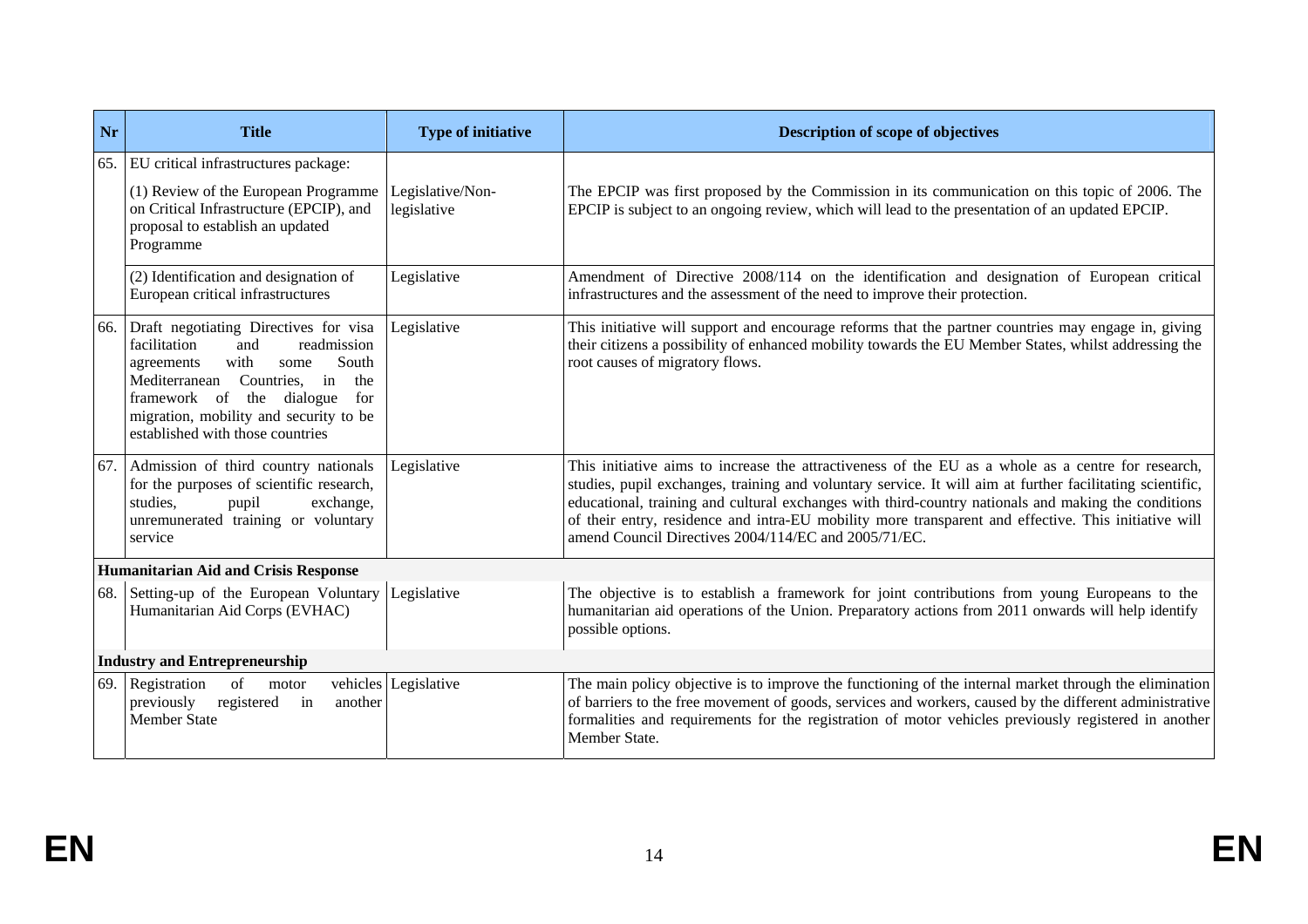| Nr | Title | Type of initiative | Description of scope of objectives |
|---|---|---|---|
| 65. | EU critical infrastructures package: | | |
| | (1) Review of the European Programme on Critical Infrastructure (EPCIP), and proposal to establish an updated Programme | Legislative/Non-legislative | The EPCIP was first proposed by the Commission in its communication on this topic of 2006. The EPCIP is subject to an ongoing review, which will lead to the presentation of an updated EPCIP. |
| | (2) Identification and designation of European critical infrastructures | Legislative | Amendment of Directive 2008/114 on the identification and designation of European critical infrastructures and the assessment of the need to improve their protection. |
| 66. | Draft negotiating Directives for visa facilitation and readmission agreements with some South Mediterranean Countries, in the framework of the dialogue for migration, mobility and security to be established with those countries | Legislative | This initiative will support and encourage reforms that the partner countries may engage in, giving their citizens a possibility of enhanced mobility towards the EU Member States, whilst addressing the root causes of migratory flows. |
| 67. | Admission of third country nationals for the purposes of scientific research, studies, pupil exchange, unremunerated training or voluntary service | Legislative | This initiative aims to increase the attractiveness of the EU as a whole as a centre for research, studies, pupil exchanges, training and voluntary service. It will aim at further facilitating scientific, educational, training and cultural exchanges with third-country nationals and making the conditions of their entry, residence and intra-EU mobility more transparent and effective. This initiative will amend Council Directives 2004/114/EC and 2005/71/EC. |
| **Humanitarian Aid and Crisis Response** | | | |
| 68. | Setting-up of the European Voluntary Humanitarian Aid Corps (EVHAC) | Legislative | The objective is to establish a framework for joint contributions from young Europeans to the humanitarian aid operations of the Union. Preparatory actions from 2011 onwards will help identify possible options. |
| **Industry and Entrepreneurship** | | | |
| 69. | Registration of motor vehicles previously registered in another Member State | Legislative | The main policy objective is to improve the functioning of the internal market through the elimination of barriers to the free movement of goods, services and workers, caused by the different administrative formalities and requirements for the registration of motor vehicles previously registered in another Member State. |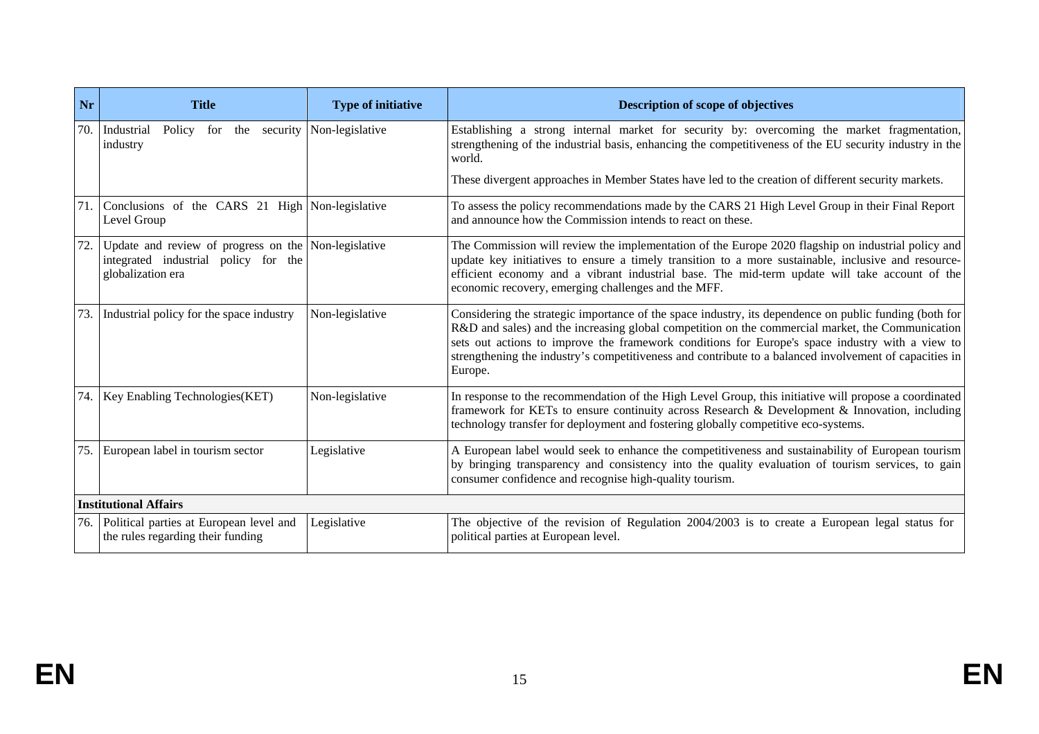| Nr | Title | Type of initiative | Description of scope of objectives |
| --- | --- | --- | --- |
| 70. | Industrial Policy for the security industry | Non-legislative | Establishing a strong internal market for security by: overcoming the market fragmentation, strengthening of the industrial basis, enhancing the competitiveness of the EU security industry in the world.<br><br>These divergent approaches in Member States have led to the creation of different security markets. |
| 71. | Conclusions of the CARS 21 High Level Group | Non-legislative | To assess the policy recommendations made by the CARS 21 High Level Group in their Final Report and announce how the Commission intends to react on these. |
| 72. | Update and review of progress on the integrated industrial policy for the globalization era | Non-legislative | The Commission will review the implementation of the Europe 2020 flagship on industrial policy and update key initiatives to ensure a timely transition to a more sustainable, inclusive and resource-efficient economy and a vibrant industrial base. The mid-term update will take account of the economic recovery, emerging challenges and the MFF. |
| 73. | Industrial policy for the space industry | Non-legislative | Considering the strategic importance of the space industry, its dependence on public funding (both for R&D and sales) and the increasing global competition on the commercial market, the Communication sets out actions to improve the framework conditions for Europe's space industry with a view to strengthening the industry's competitiveness and contribute to a balanced involvement of capacities in Europe. |
| 74. | Key Enabling Technologies(KET) | Non-legislative | In response to the recommendation of the High Level Group, this initiative will propose a coordinated framework for KETs to ensure continuity across Research & Development & Innovation, including technology transfer for deployment and fostering globally competitive eco-systems. |
| 75. | European label in tourism sector | Legislative | A European label would seek to enhance the competitiveness and sustainability of European tourism by bringing transparency and consistency into the quality evaluation of tourism services, to gain consumer confidence and recognise high-quality tourism. |
| **Institutional Affairs** | | | |
| 76. | Political parties at European level and the rules regarding their funding | Legislative | The objective of the revision of Regulation 2004/2003 is to create a European legal status for political parties at European level. |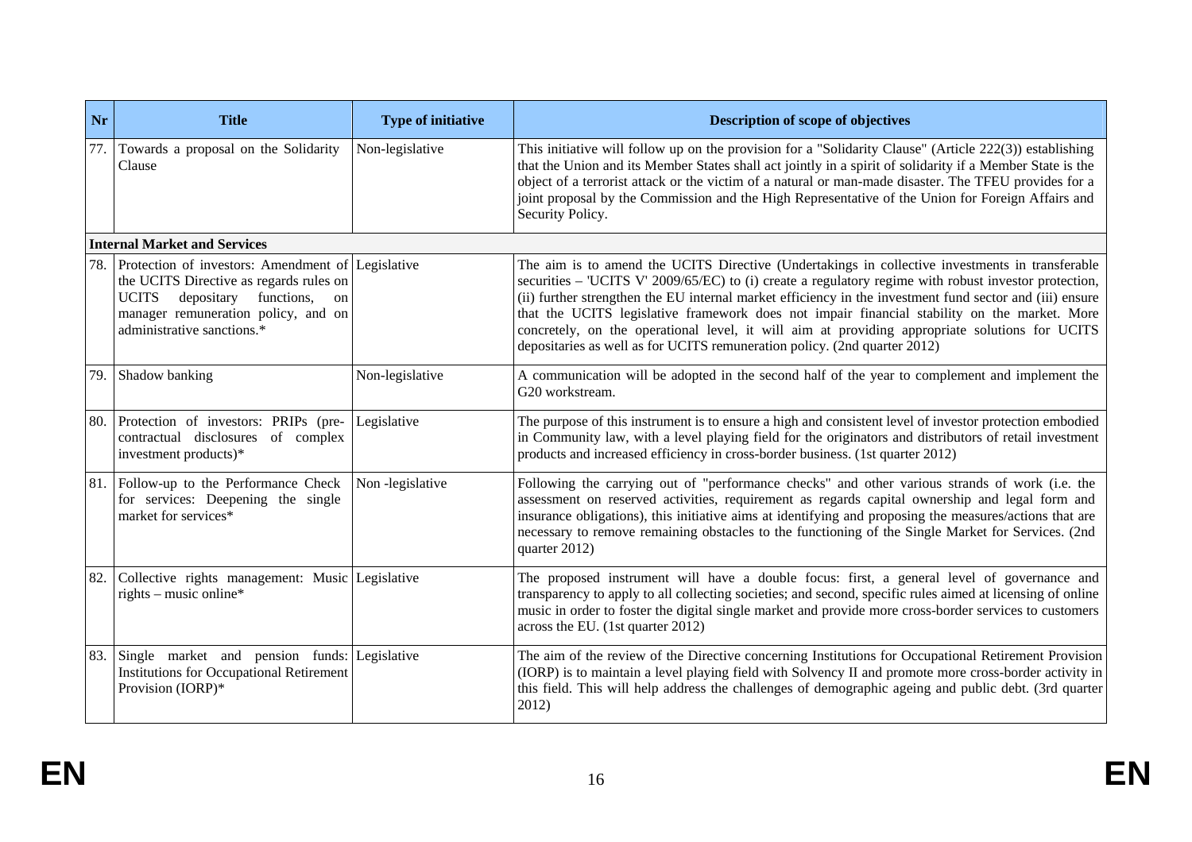| Nr | Title | Type of initiative | Description of scope of objectives |
|---|---|---|---|
| 77. | Towards a proposal on the Solidarity Clause | Non-legislative | This initiative will follow up on the provision for a "Solidarity Clause" (Article 222(3)) establishing that the Union and its Member States shall act jointly in a spirit of solidarity if a Member State is the object of a terrorist attack or the victim of a natural or man-made disaster. The TFEU provides for a joint proposal by the Commission and the High Representative of the Union for Foreign Affairs and Security Policy. |
| **Internal Market and Services** | | | |
| 78. | Protection of investors: Amendment of the UCITS Directive as regards rules on UCITS depositary functions, on manager remuneration policy, and on administrative sanctions.* | Legislative | The aim is to amend the UCITS Directive (Undertakings in collective investments in transferable securities – 'UCITS V' 2009/65/EC) to (i) create a regulatory regime with robust investor protection, (ii) further strengthen the EU internal market efficiency in the investment fund sector and (iii) ensure that the UCITS legislative framework does not impair financial stability on the market. More concretely, on the operational level, it will aim at providing appropriate solutions for UCITS depositaries as well as for UCITS remuneration policy. (2nd quarter 2012) |
| 79. | Shadow banking | Non-legislative | A communication will be adopted in the second half of the year to complement and implement the G20 workstream. |
| 80. | Protection of investors: PRIPs (pre-contractual disclosures of complex investment products)* | Legislative | The purpose of this instrument is to ensure a high and consistent level of investor protection embodied in Community law, with a level playing field for the originators and distributors of retail investment products and increased efficiency in cross-border business. (1st quarter 2012) |
| 81. | Follow-up to the Performance Check for services: Deepening the single market for services* | Non -legislative | Following the carrying out of "performance checks" and other various strands of work (i.e. the assessment on reserved activities, requirement as regards capital ownership and legal form and insurance obligations), this initiative aims at identifying and proposing the measures/actions that are necessary to remove remaining obstacles to the functioning of the Single Market for Services. (2nd quarter 2012) |
| 82. | Collective rights management: Music rights – music online* | Legislative | The proposed instrument will have a double focus: first, a general level of governance and transparency to apply to all collecting societies; and second, specific rules aimed at licensing of online music in order to foster the digital single market and provide more cross-border services to customers across the EU. (1st quarter 2012) |
| 83. | Single market and pension funds: Institutions for Occupational Retirement Provision (IORP)* | Legislative | The aim of the review of the Directive concerning Institutions for Occupational Retirement Provision (IORP) is to maintain a level playing field with Solvency II and promote more cross-border activity in this field. This will help address the challenges of demographic ageing and public debt. (3rd quarter 2012) |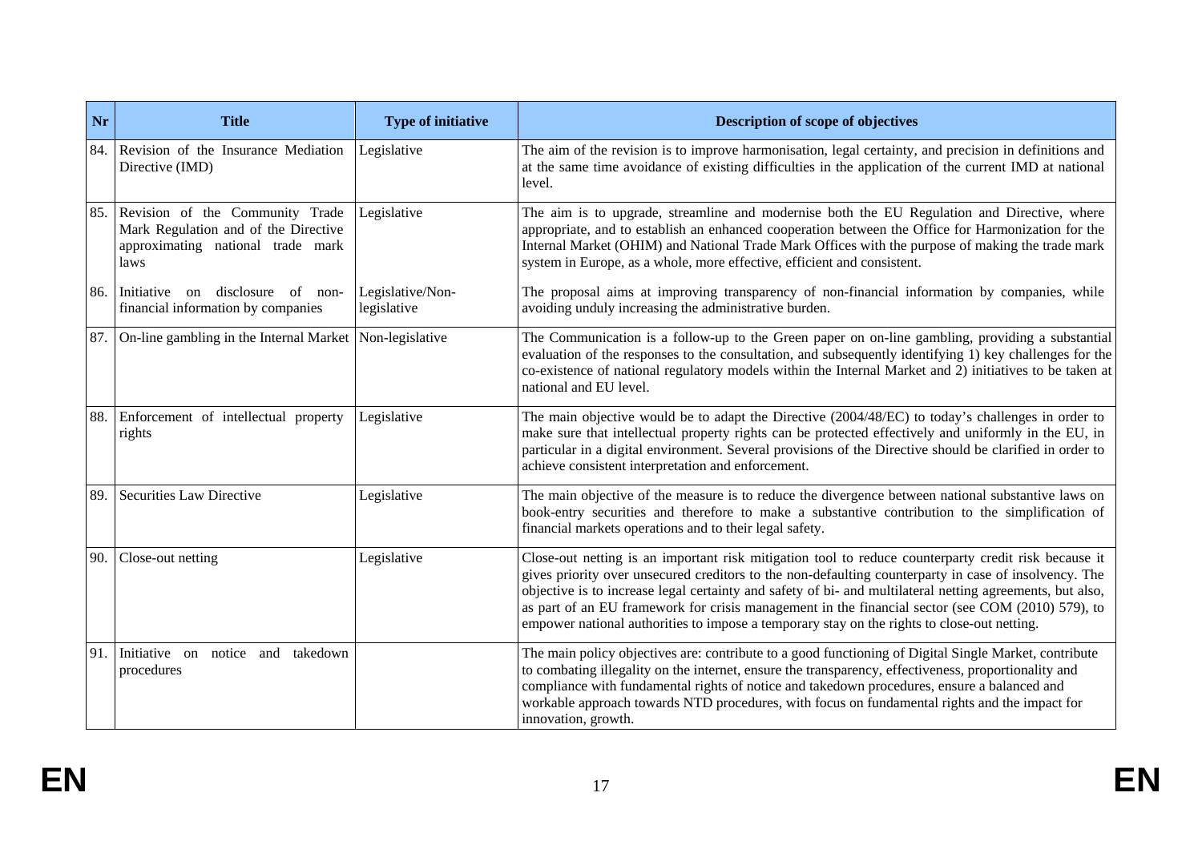| Nr | Title | Type of initiative | Description of scope of objectives |
|---|---|---|---|
| 84. | Revision of the Insurance Mediation Directive (IMD) | Legislative | The aim of the revision is to improve harmonisation, legal certainty, and precision in definitions and at the same time avoidance of existing difficulties in the application of the current IMD at national level. |
| 85. | Revision of the Community Trade Mark Regulation and of the Directive approximating national trade mark laws | Legislative | The aim is to upgrade, streamline and modernise both the EU Regulation and Directive, where appropriate, and to establish an enhanced cooperation between the Office for Harmonization for the Internal Market (OHIM) and National Trade Mark Offices with the purpose of making the trade mark system in Europe, as a whole, more effective, efficient and consistent. |
| 86. | Initiative on disclosure of non-financial information by companies | Legislative/Non-legislative | The proposal aims at improving transparency of non-financial information by companies, while avoiding unduly increasing the administrative burden. |
| 87. | On-line gambling in the Internal Market | Non-legislative | The Communication is a follow-up to the Green paper on on-line gambling, providing a substantial evaluation of the responses to the consultation, and subsequently identifying 1) key challenges for the co-existence of national regulatory models within the Internal Market and 2) initiatives to be taken at national and EU level. |
| 88. | Enforcement of intellectual property rights | Legislative | The main objective would be to adapt the Directive (2004/48/EC) to today's challenges in order to make sure that intellectual property rights can be protected effectively and uniformly in the EU, in particular in a digital environment. Several provisions of the Directive should be clarified in order to achieve consistent interpretation and enforcement. |
| 89. | Securities Law Directive | Legislative | The main objective of the measure is to reduce the divergence between national substantive laws on book-entry securities and therefore to make a substantive contribution to the simplification of financial markets operations and to their legal safety. |
| 90. | Close-out netting | Legislative | Close-out netting is an important risk mitigation tool to reduce counterparty credit risk because it gives priority over unsecured creditors to the non-defaulting counterparty in case of insolvency. The objective is to increase legal certainty and safety of bi- and multilateral netting agreements, but also, as part of an EU framework for crisis management in the financial sector (see COM (2010) 579), to empower national authorities to impose a temporary stay on the rights to close-out netting. |
| 91. | Initiative on notice and takedown procedures | | The main policy objectives are: contribute to a good functioning of Digital Single Market, contribute to combating illegality on the internet, ensure the transparency, effectiveness, proportionality and compliance with fundamental rights of notice and takedown procedures, ensure a balanced and workable approach towards NTD procedures, with focus on fundamental rights and the impact for innovation, growth. |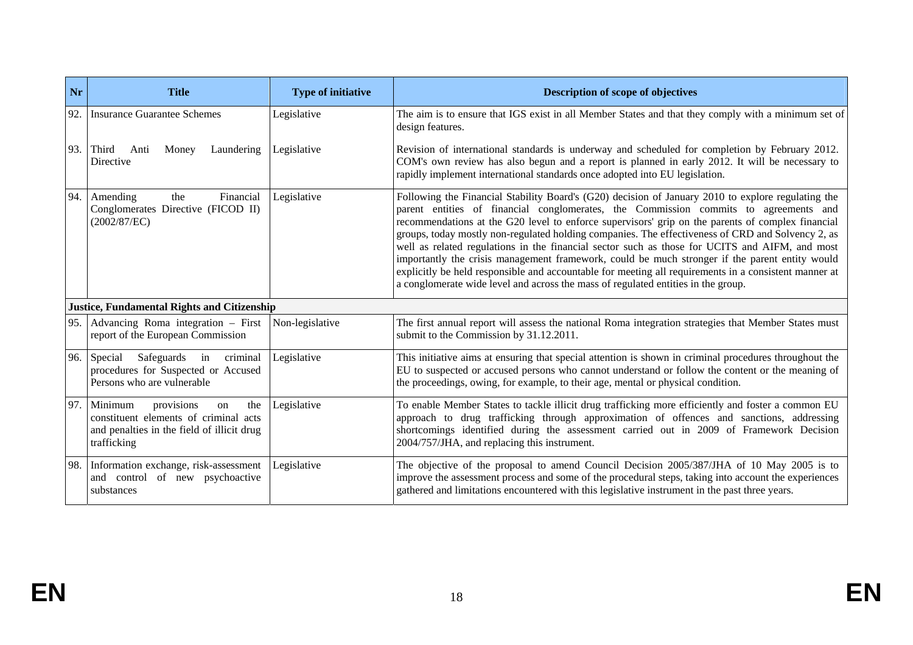| Nr | Title | Type of initiative | Description of scope of objectives |
|---|---|---|---|
| 92. | Insurance Guarantee Schemes | Legislative | The aim is to ensure that IGS exist in all Member States and that they comply with a minimum set of design features. |
| 93. | Third Anti Money Laundering Directive | Legislative | Revision of international standards is underway and scheduled for completion by February 2012. COM's own review has also begun and a report is planned in early 2012. It will be necessary to rapidly implement international standards once adopted into EU legislation. |
| 94. | Amending the Financial Conglomerates Directive (FICOD II) (2002/87/EC) | Legislative | Following the Financial Stability Board's (G20) decision of January 2010 to explore regulating the parent entities of financial conglomerates, the Commission commits to agreements and recommendations at the G20 level to enforce supervisors' grip on the parents of complex financial groups, today mostly non-regulated holding companies. The effectiveness of CRD and Solvency 2, as well as related regulations in the financial sector such as those for UCITS and AIFM, and most importantly the crisis management framework, could be much stronger if the parent entity would explicitly be held responsible and accountable for meeting all requirements in a consistent manner at a conglomerate wide level and across the mass of regulated entities in the group. |
| **Justice, Fundamental Rights and Citizenship** | | | |
| 95. | Advancing Roma integration – First report of the European Commission | Non-legislative | The first annual report will assess the national Roma integration strategies that Member States must submit to the Commission by 31.12.2011. |
| 96. | Special Safeguards in criminal procedures for Suspected or Accused Persons who are vulnerable | Legislative | This initiative aims at ensuring that special attention is shown in criminal procedures throughout the EU to suspected or accused persons who cannot understand or follow the content or the meaning of the proceedings, owing, for example, to their age, mental or physical condition. |
| 97. | Minimum provisions on the constituent elements of criminal acts and penalties in the field of illicit drug trafficking | Legislative | To enable Member States to tackle illicit drug trafficking more efficiently and foster a common EU approach to drug trafficking through approximation of offences and sanctions, addressing shortcomings identified during the assessment carried out in 2009 of Framework Decision 2004/757/JHA, and replacing this instrument. |
| 98. | Information exchange, risk-assessment and control of new psychoactive substances | Legislative | The objective of the proposal to amend Council Decision 2005/387/JHA of 10 May 2005 is to improve the assessment process and some of the procedural steps, taking into account the experiences gathered and limitations encountered with this legislative instrument in the past three years. |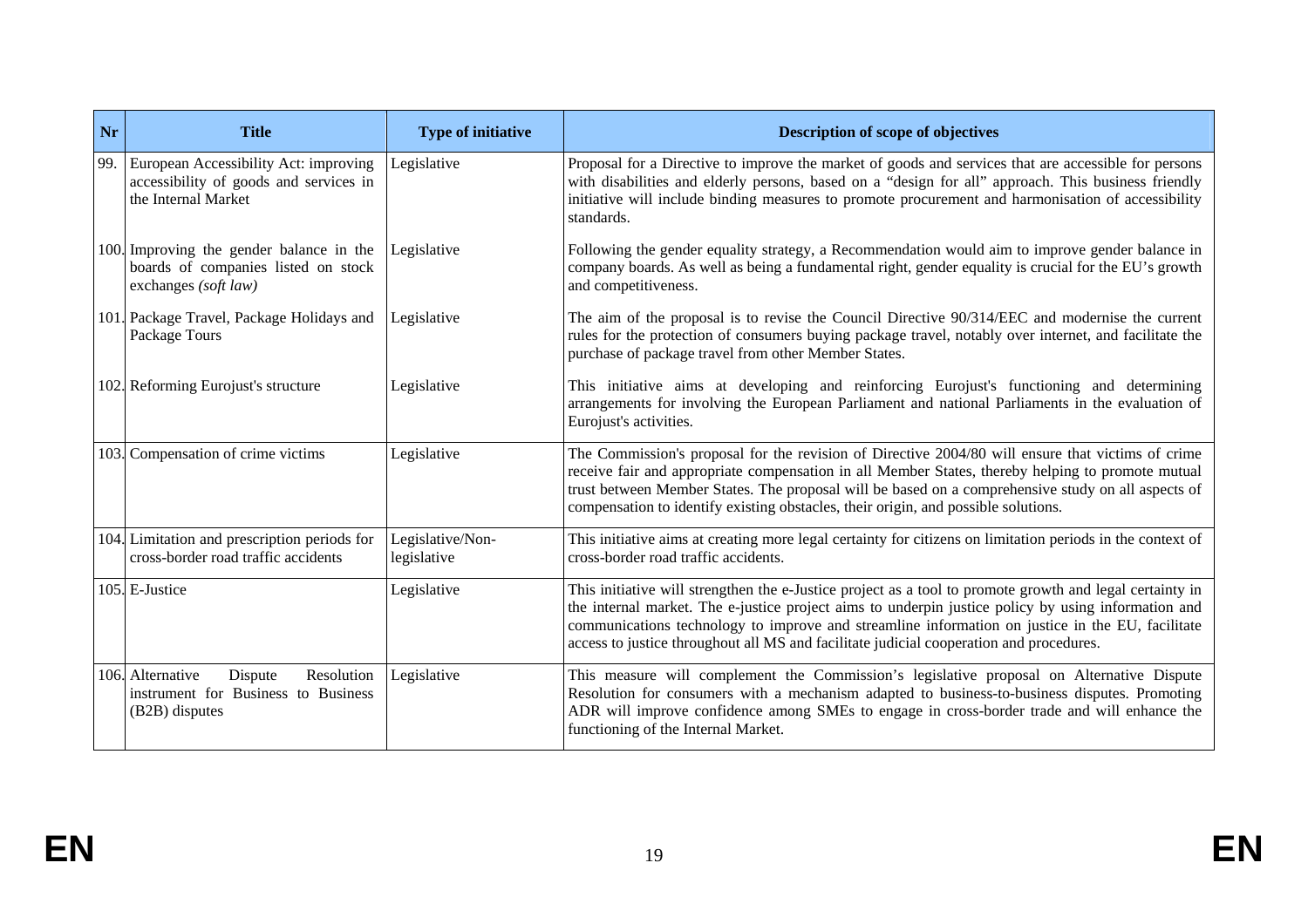| Nr | Title | Type of initiative | Description of scope of objectives |
|---|---|---|---|
| 99. | European Accessibility Act: improving accessibility of goods and services in the Internal Market | Legislative | Proposal for a Directive to improve the market of goods and services that are accessible for persons with disabilities and elderly persons, based on a "design for all" approach. This business friendly initiative will include binding measures to promote procurement and harmonisation of accessibility standards. |
| 100. | Improving the gender balance in the boards of companies listed on stock exchanges *(soft law)* | Legislative | Following the gender equality strategy, a Recommendation would aim to improve gender balance in company boards. As well as being a fundamental right, gender equality is crucial for the EU's growth and competitiveness. |
| 101. | Package Travel, Package Holidays and Package Tours | Legislative | The aim of the proposal is to revise the Council Directive 90/314/EEC and modernise the current rules for the protection of consumers buying package travel, notably over internet, and facilitate the purchase of package travel from other Member States. |
| 102. | Reforming Eurojust's structure | Legislative | This initiative aims at developing and reinforcing Eurojust's functioning and determining arrangements for involving the European Parliament and national Parliaments in the evaluation of Eurojust's activities. |
| 103. | Compensation of crime victims | Legislative | The Commission's proposal for the revision of Directive 2004/80 will ensure that victims of crime receive fair and appropriate compensation in all Member States, thereby helping to promote mutual trust between Member States. The proposal will be based on a comprehensive study on all aspects of compensation to identify existing obstacles, their origin, and possible solutions. |
| 104. | Limitation and prescription periods for cross-border road traffic accidents | Legislative/Non-legislative | This initiative aims at creating more legal certainty for citizens on limitation periods in the context of cross-border road traffic accidents. |
| 105. | E-Justice | Legislative | This initiative will strengthen the e-Justice project as a tool to promote growth and legal certainty in the internal market. The e-justice project aims to underpin justice policy by using information and communications technology to improve and streamline information on justice in the EU, facilitate access to justice throughout all MS and facilitate judicial cooperation and procedures. |
| 106. | Alternative Dispute Resolution instrument for Business to Business (B2B) disputes | Legislative | This measure will complement the Commission's legislative proposal on Alternative Dispute Resolution for consumers with a mechanism adapted to business-to-business disputes. Promoting ADR will improve confidence among SMEs to engage in cross-border trade and will enhance the functioning of the Internal Market. |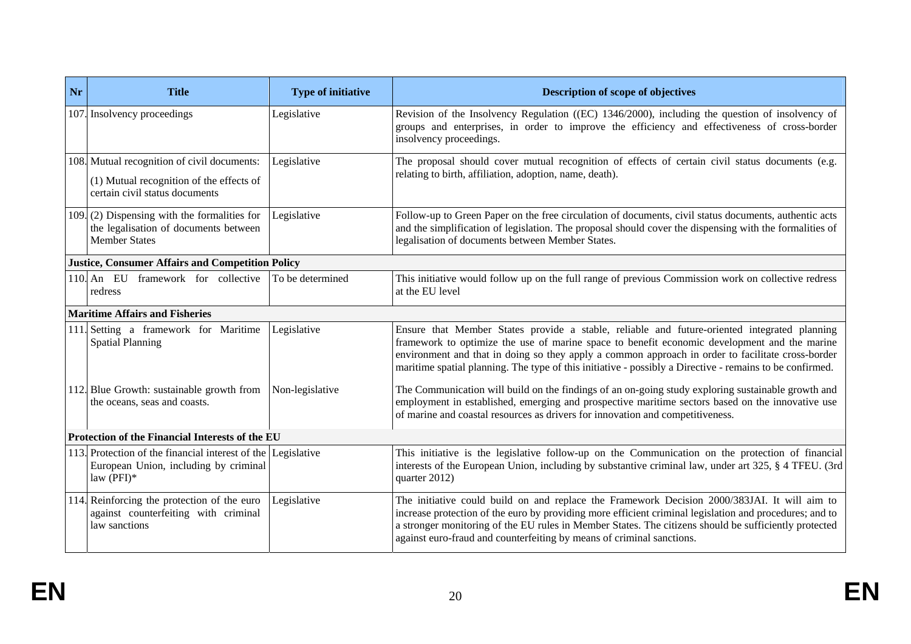| Nr | Title | Type of initiative | Description of scope of objectives |
|---|---|---|---|
| 107. | Insolvency proceedings | Legislative | Revision of the Insolvency Regulation ((EC) 1346/2000), including the question of insolvency of groups and enterprises, in order to improve the efficiency and effectiveness of cross-border insolvency proceedings. |
| 108. | Mutual recognition of civil documents: (1) Mutual recognition of the effects of certain civil status documents | Legislative | The proposal should cover mutual recognition of effects of certain civil status documents (e.g. relating to birth, affiliation, adoption, name, death). |
| 109. | (2) Dispensing with the formalities for the legalisation of documents between Member States | Legislative | Follow-up to Green Paper on the free circulation of documents, civil status documents, authentic acts and the simplification of legislation. The proposal should cover the dispensing with the formalities of legalisation of documents between Member States. |
| **Justice, Consumer Affairs and Competition Policy** | | | |
| 110. | An EU framework for collective redress | To be determined | This initiative would follow up on the full range of previous Commission work on collective redress at the EU level |
| **Maritime Affairs and Fisheries** | | | |
| 111. | Setting a framework for Maritime Spatial Planning | Legislative | Ensure that Member States provide a stable, reliable and future-oriented integrated planning framework to optimize the use of marine space to benefit economic development and the marine environment and that in doing so they apply a common approach in order to facilitate cross-border maritime spatial planning. The type of this initiative - possibly a Directive - remains to be confirmed. |
| 112. | Blue Growth: sustainable growth from the oceans, seas and coasts. | Non-legislative | The Communication will build on the findings of an on-going study exploring sustainable growth and employment in established, emerging and prospective maritime sectors based on the innovative use of marine and coastal resources as drivers for innovation and competitiveness. |
| **Protection of the Financial Interests of the EU** | | | |
| 113. | Protection of the financial interest of the European Union, including by criminal law (PFI)* | Legislative | This initiative is the legislative follow-up on the Communication on the protection of financial interests of the European Union, including by substantive criminal law, under art 325, § 4 TFEU. (3rd quarter 2012) |
| 114. | Reinforcing the protection of the euro against counterfeiting with criminal law sanctions | Legislative | The initiative could build on and replace the Framework Decision 2000/383JAI. It will aim to increase protection of the euro by providing more efficient criminal legislation and procedures; and to a stronger monitoring of the EU rules in Member States. The citizens should be sufficiently protected against euro-fraud and counterfeiting by means of criminal sanctions. |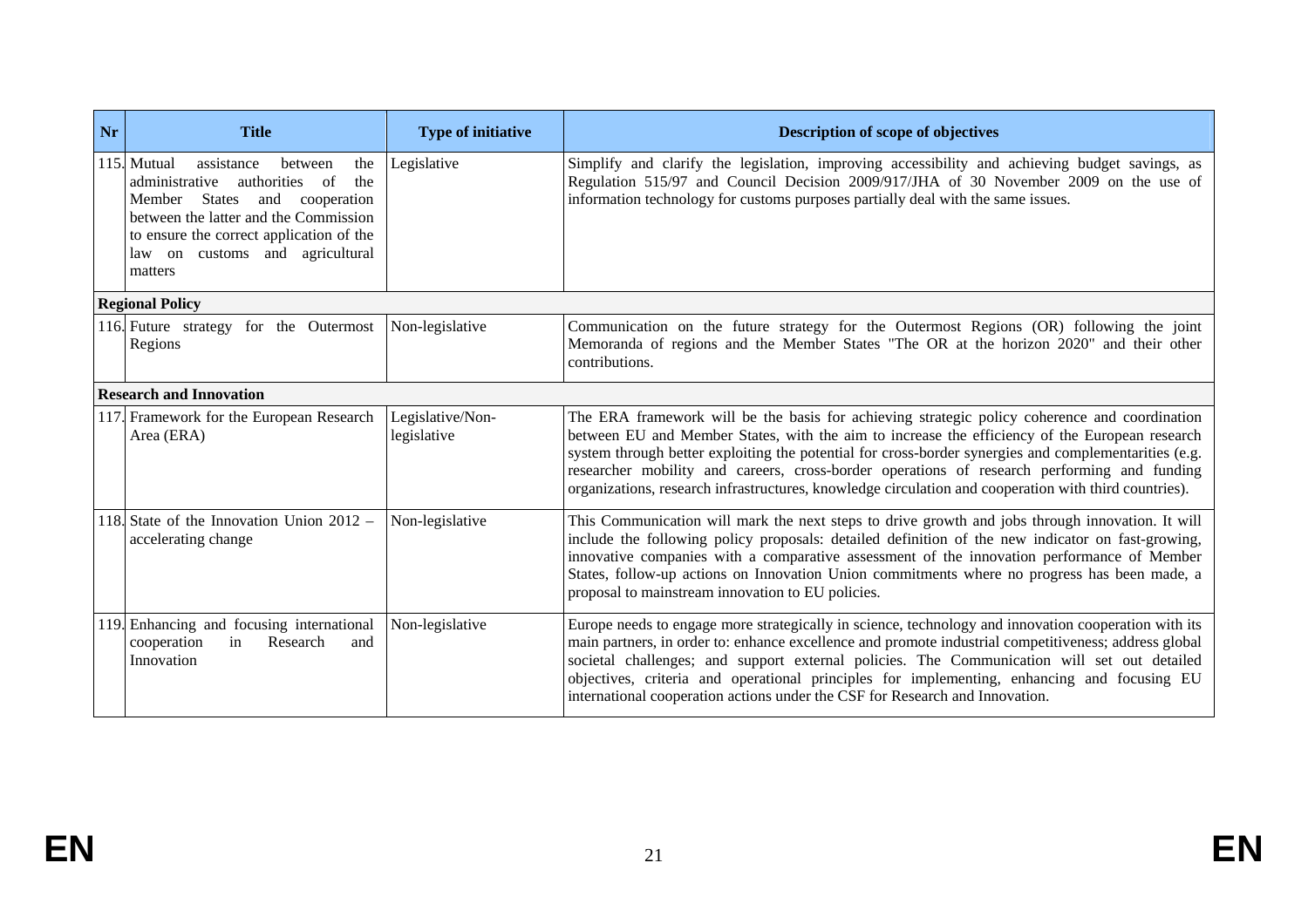| Nr | Title | Type of initiative | Description of scope of objectives |
|---|---|---|---|
| 115. | Mutual assistance between the administrative authorities of the Member States and cooperation between the latter and the Commission to ensure the correct application of the law on customs and agricultural matters | Legislative | Simplify and clarify the legislation, improving accessibility and achieving budget savings, as Regulation 515/97 and Council Decision 2009/917/JHA of 30 November 2009 on the use of information technology for customs purposes partially deal with the same issues. |
| | **Regional Policy** | | |
| 116. | Future strategy for the Outermost Regions | Non-legislative | Communication on the future strategy for the Outermost Regions (OR) following the joint Memoranda of regions and the Member States "The OR at the horizon 2020" and their other contributions. |
| | **Research and Innovation** | | |
| 117. | Framework for the European Research Area (ERA) | Legislative/Non-legislative | The ERA framework will be the basis for achieving strategic policy coherence and coordination between EU and Member States, with the aim to increase the efficiency of the European research system through better exploiting the potential for cross-border synergies and complementarities (e.g. researcher mobility and careers, cross-border operations of research performing and funding organizations, research infrastructures, knowledge circulation and cooperation with third countries). |
| 118. | State of the Innovation Union 2012 – accelerating change | Non-legislative | This Communication will mark the next steps to drive growth and jobs through innovation. It will include the following policy proposals: detailed definition of the new indicator on fast-growing, innovative companies with a comparative assessment of the innovation performance of Member States, follow-up actions on Innovation Union commitments where no progress has been made, a proposal to mainstream innovation to EU policies. |
| 119. | Enhancing and focusing international cooperation in Research and Innovation | Non-legislative | Europe needs to engage more strategically in science, technology and innovation cooperation with its main partners, in order to: enhance excellence and promote industrial competitiveness; address global societal challenges; and support external policies. The Communication will set out detailed objectives, criteria and operational principles for implementing, enhancing and focusing EU international cooperation actions under the CSF for Research and Innovation. |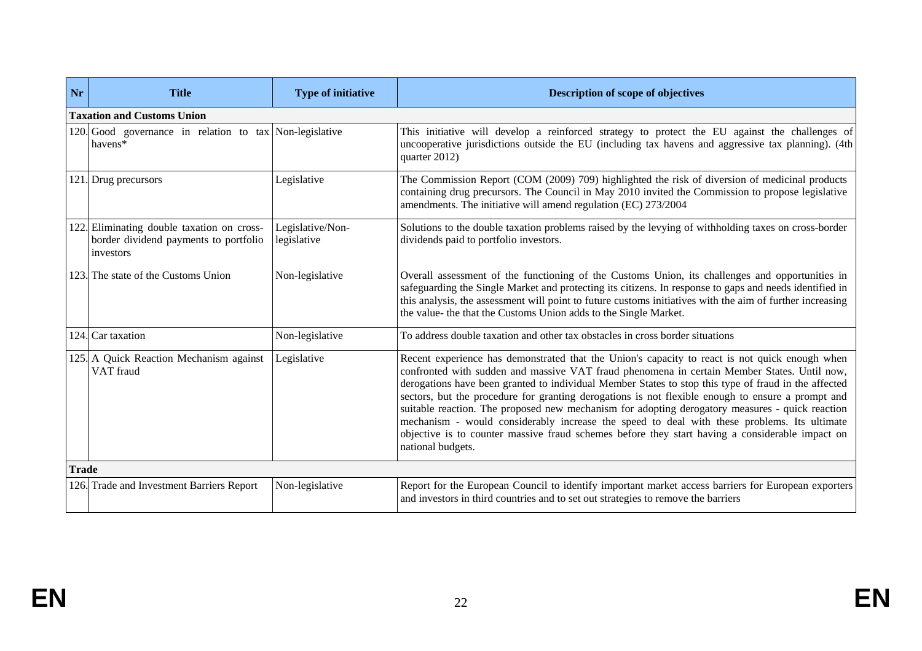| Nr | Title | Type of initiative | Description of scope of objectives |
|---|---|---|---|
| **Taxation and Customs Union** | | | |
| 120. | Good governance in relation to tax havens* | Non-legislative | This initiative will develop a reinforced strategy to protect the EU against the challenges of uncooperative jurisdictions outside the EU (including tax havens and aggressive tax planning). (4th quarter 2012) |
| 121. | Drug precursors | Legislative | The Commission Report (COM (2009) 709) highlighted the risk of diversion of medicinal products containing drug precursors. The Council in May 2010 invited the Commission to propose legislative amendments. The initiative will amend regulation (EC) 273/2004 |
| 122. | Eliminating double taxation on cross-border dividend payments to portfolio investors | Legislative/Non-legislative | Solutions to the double taxation problems raised by the levying of withholding taxes on cross-border dividends paid to portfolio investors. |
| 123. | The state of the Customs Union | Non-legislative | Overall assessment of the functioning of the Customs Union, its challenges and opportunities in safeguarding the Single Market and protecting its citizens. In response to gaps and needs identified in this analysis, the assessment will point to future customs initiatives with the aim of further increasing the value- the that the Customs Union adds to the Single Market. |
| 124. | Car taxation | Non-legislative | To address double taxation and other tax obstacles in cross border situations |
| 125. | A Quick Reaction Mechanism against VAT fraud | Legislative | Recent experience has demonstrated that the Union's capacity to react is not quick enough when confronted with sudden and massive VAT fraud phenomena in certain Member States. Until now, derogations have been granted to individual Member States to stop this type of fraud in the affected sectors, but the procedure for granting derogations is not flexible enough to ensure a prompt and suitable reaction. The proposed new mechanism for adopting derogatory measures - quick reaction mechanism - would considerably increase the speed to deal with these problems. Its ultimate objective is to counter massive fraud schemes before they start having a considerable impact on national budgets. |
| **Trade** | | | |
| 126. | Trade and Investment Barriers Report | Non-legislative | Report for the European Council to identify important market access barriers for European exporters and investors in third countries and to set out strategies to remove the barriers |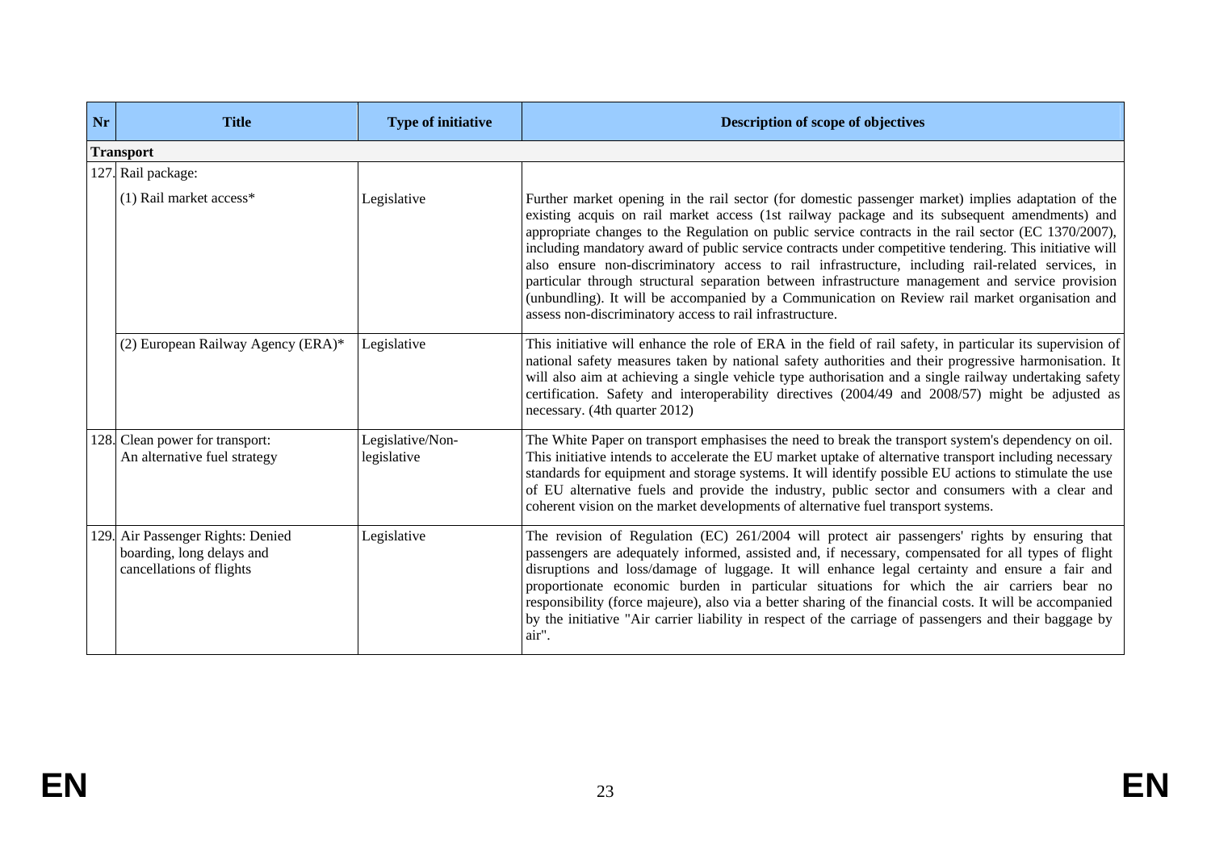| Nr | Title | Type of initiative | Description of scope of objectives |
|---|---|---|---|
| **Transport** | | | |
| 127. | Rail package: | | |
| | (1) Rail market access* | Legislative | Further market opening in the rail sector (for domestic passenger market) implies adaptation of the existing acquis on rail market access (1st railway package and its subsequent amendments) and appropriate changes to the Regulation on public service contracts in the rail sector (EC 1370/2007), including mandatory award of public service contracts under competitive tendering. This initiative will also ensure non-discriminatory access to rail infrastructure, including rail-related services, in particular through structural separation between infrastructure management and service provision (unbundling). It will be accompanied by a Communication on Review rail market organisation and assess non-discriminatory access to rail infrastructure. |
| | (2) European Railway Agency (ERA)* | Legislative | This initiative will enhance the role of ERA in the field of rail safety, in particular its supervision of national safety measures taken by national safety authorities and their progressive harmonisation. It will also aim at achieving a single vehicle type authorisation and a single railway undertaking safety certification. Safety and interoperability directives (2004/49 and 2008/57) might be adjusted as necessary. (4th quarter 2012) |
| 128. | Clean power for transport: An alternative fuel strategy | Legislative/Non-legislative | The White Paper on transport emphasises the need to break the transport system's dependency on oil. This initiative intends to accelerate the EU market uptake of alternative transport including necessary standards for equipment and storage systems. It will identify possible EU actions to stimulate the use of EU alternative fuels and provide the industry, public sector and consumers with a clear and coherent vision on the market developments of alternative fuel transport systems. |
| 129. | Air Passenger Rights: Denied boarding, long delays and cancellations of flights | Legislative | The revision of Regulation (EC) 261/2004 will protect air passengers' rights by ensuring that passengers are adequately informed, assisted and, if necessary, compensated for all types of flight disruptions and loss/damage of luggage. It will enhance legal certainty and ensure a fair and proportionate economic burden in particular situations for which the air carriers bear no responsibility (force majeure), also via a better sharing of the financial costs. It will be accompanied by the initiative "Air carrier liability in respect of the carriage of passengers and their baggage by air". |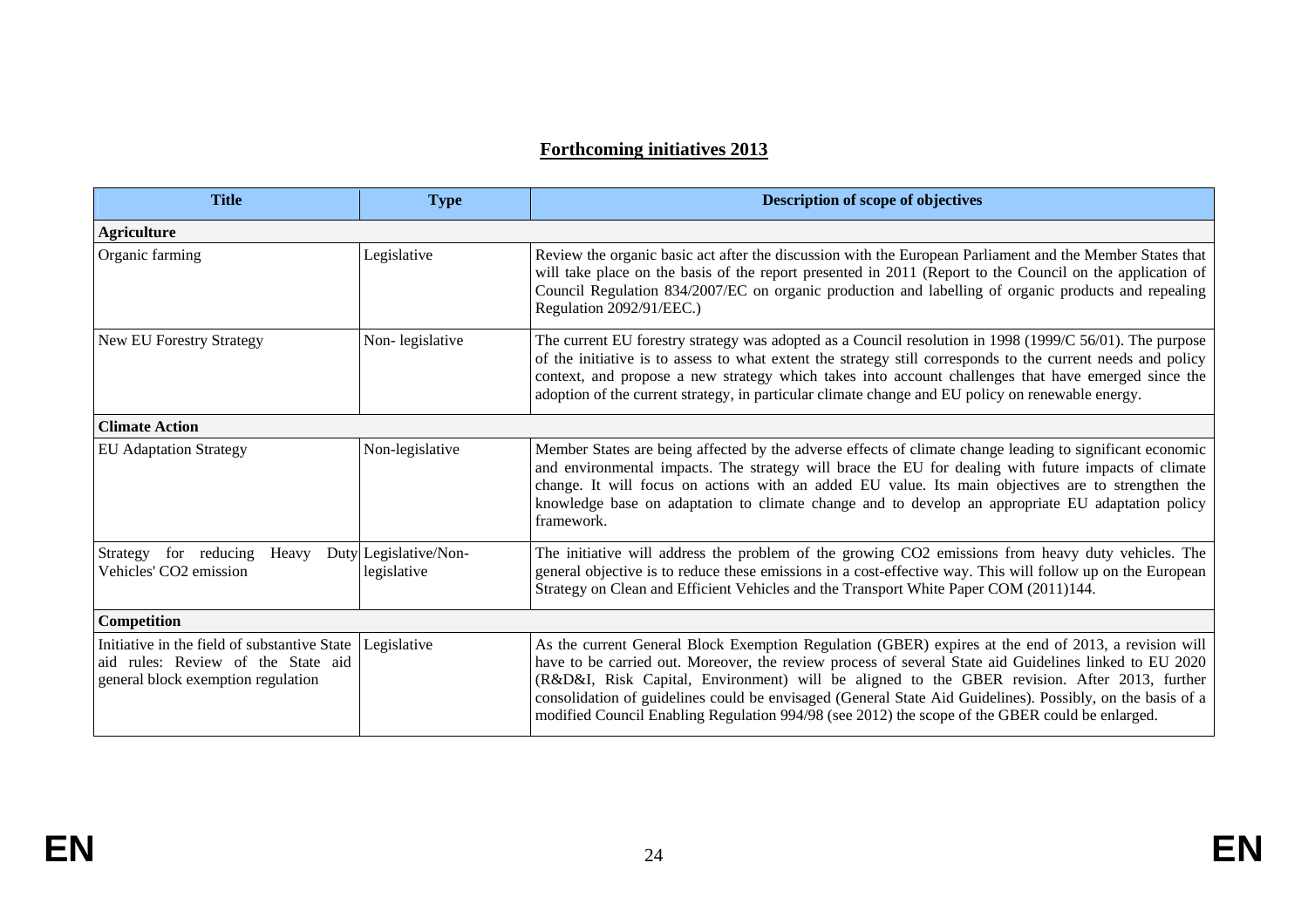# Forthcoming initiatives 2013

| Title | Type | Description of scope of objectives |
|---|---|---|
| **Agriculture** | | |
| Organic farming | Legislative | Review the organic basic act after the discussion with the European Parliament and the Member States that will take place on the basis of the report presented in 2011 (Report to the Council on the application of Council Regulation 834/2007/EC on organic production and labelling of organic products and repealing Regulation 2092/91/EEC.) |
| New EU Forestry Strategy | Non- legislative | The current EU forestry strategy was adopted as a Council resolution in 1998 (1999/C 56/01). The purpose of the initiative is to assess to what extent the strategy still corresponds to the current needs and policy context, and propose a new strategy which takes into account challenges that have emerged since the adoption of the current strategy, in particular climate change and EU policy on renewable energy. |
| **Climate Action** | | |
| EU Adaptation Strategy | Non-legislative | Member States are being affected by the adverse effects of climate change leading to significant economic and environmental impacts. The strategy will brace the EU for dealing with future impacts of climate change. It will focus on actions with an added EU value. Its main objectives are to strengthen the knowledge base on adaptation to climate change and to develop an appropriate EU adaptation policy framework. |
| Strategy for reducing Heavy Duty Vehicles' $CO_2$ emission | Legislative/Non-legislative | The initiative will address the problem of the growing $CO_2$ emissions from heavy duty vehicles. The general objective is to reduce these emissions in a cost-effective way. This will follow up on the European Strategy on Clean and Efficient Vehicles and the Transport White Paper COM (2011)144. |
| **Competition** | | |
| Initiative in the field of substantive State aid rules: Review of the State aid general block exemption regulation | Legislative | As the current General Block Exemption Regulation (GBER) expires at the end of 2013, a revision will have to be carried out. Moreover, the review process of several State aid Guidelines linked to EU 2020 (R&D&I, Risk Capital, Environment) will be aligned to the GBER revision. After 2013, further consolidation of guidelines could be envisaged (General State Aid Guidelines). Possibly, on the basis of a modified Council Enabling Regulation 994/98 (see 2012) the scope of the GBER could be enlarged. |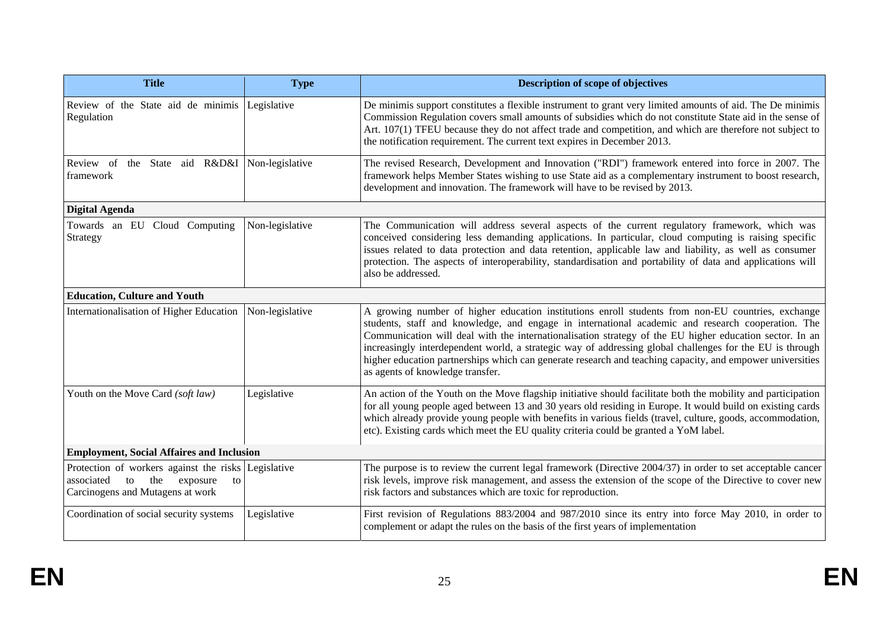| Title | Type | Description of scope of objectives |
|---|---|---|
| Review of the State aid de minimis Regulation | Legislative | De minimis support constitutes a flexible instrument to grant very limited amounts of aid. The De minimis Commission Regulation covers small amounts of subsidies which do not constitute State aid in the sense of Art. 107(1) TFEU because they do not affect trade and competition, and which are therefore not subject to the notification requirement. The current text expires in December 2013. |
| Review of the State aid R&D&I framework | Non-legislative | The revised Research, Development and Innovation ("RDI") framework entered into force in 2007. The framework helps Member States wishing to use State aid as a complementary instrument to boost research, development and innovation. The framework will have to be revised by 2013. |
| **Digital Agenda** | | |
| Towards an EU Cloud Computing Strategy | Non-legislative | The Communication will address several aspects of the current regulatory framework, which was conceived considering less demanding applications. In particular, cloud computing is raising specific issues related to data protection and data retention, applicable law and liability, as well as consumer protection. The aspects of interoperability, standardisation and portability of data and applications will also be addressed. |
| **Education, Culture and Youth** | | |
| Internationalisation of Higher Education | Non-legislative | A growing number of higher education institutions enroll students from non-EU countries, exchange students, staff and knowledge, and engage in international academic and research cooperation. The Communication will deal with the internationalisation strategy of the EU higher education sector. In an increasingly interdependent world, a strategic way of addressing global challenges for the EU is through higher education partnerships which can generate research and teaching capacity, and empower universities as agents of knowledge transfer. |
| Youth on the Move Card *(soft law)* | Legislative | An action of the Youth on the Move flagship initiative should facilitate both the mobility and participation for all young people aged between 13 and 30 years old residing in Europe. It would build on existing cards which already provide young people with benefits in various fields (travel, culture, goods, accommodation, etc). Existing cards which meet the EU quality criteria could be granted a YoM label. |
| **Employment, Social Affaires and Inclusion** | | |
| Protection of workers against the risks associated to the exposure to Carcinogens and Mutagens at work | Legislative | The purpose is to review the current legal framework (Directive 2004/37) in order to set acceptable cancer risk levels, improve risk management, and assess the extension of the scope of the Directive to cover new risk factors and substances which are toxic for reproduction. |
| Coordination of social security systems | Legislative | First revision of Regulations 883/2004 and 987/2010 since its entry into force May 2010, in order to complement or adapt the rules on the basis of the first years of implementation |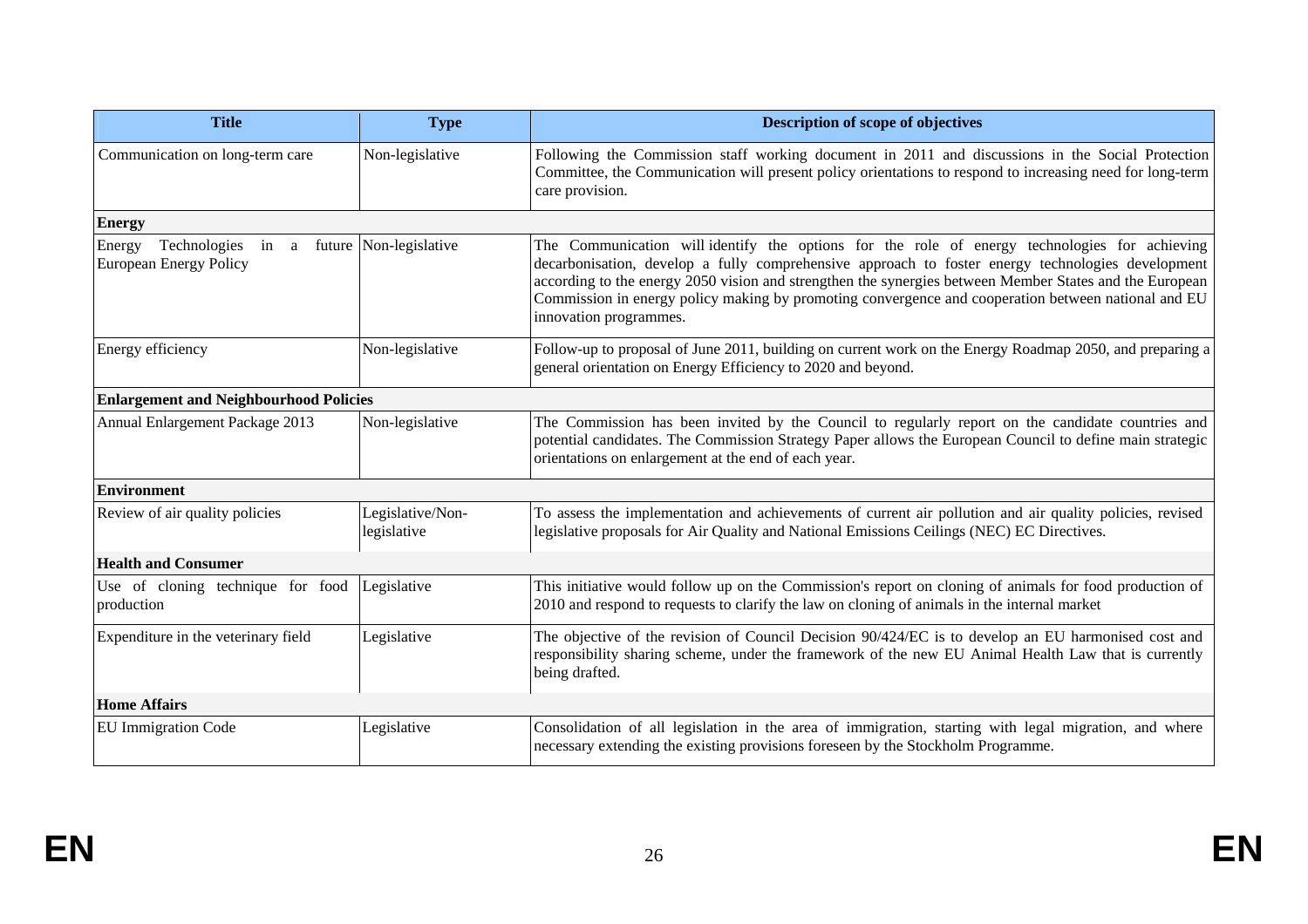| Title | Type | Description of scope of objectives |
|---|---|---|
| Communication on long-term care | Non-legislative | Following the Commission staff working document in 2011 and discussions in the Social Protection Committee, the Communication will present policy orientations to respond to increasing need for long-term care provision. |
| **Energy** | | |
| Energy Technologies in a future European Energy Policy | Non-legislative | The Communication will identify the options for the role of energy technologies for achieving decarbonisation, develop a fully comprehensive approach to foster energy technologies development according to the energy 2050 vision and strengthen the synergies between Member States and the European Commission in energy policy making by promoting convergence and cooperation between national and EU innovation programmes. |
| Energy efficiency | Non-legislative | Follow-up to proposal of June 2011, building on current work on the Energy Roadmap 2050, and preparing a general orientation on Energy Efficiency to 2020 and beyond. |
| **Enlargement and Neighbourhood Policies** | | |
| Annual Enlargement Package 2013 | Non-legislative | The Commission has been invited by the Council to regularly report on the candidate countries and potential candidates. The Commission Strategy Paper allows the European Council to define main strategic orientations on enlargement at the end of each year. |
| **Environment** | | |
| Review of air quality policies | Legislative/Non-legislative | To assess the implementation and achievements of current air pollution and air quality policies, revised legislative proposals for Air Quality and National Emissions Ceilings (NEC) EC Directives. |
| **Health and Consumer** | | |
| Use of cloning technique for food production | Legislative | This initiative would follow up on the Commission's report on cloning of animals for food production of 2010 and respond to requests to clarify the law on cloning of animals in the internal market |
| Expenditure in the veterinary field | Legislative | The objective of the revision of Council Decision 90/424/EC is to develop an EU harmonised cost and responsibility sharing scheme, under the framework of the new EU Animal Health Law that is currently being drafted. |
| **Home Affairs** | | |
| EU Immigration Code | Legislative | Consolidation of all legislation in the area of immigration, starting with legal migration, and where necessary extending the existing provisions foreseen by the Stockholm Programme. |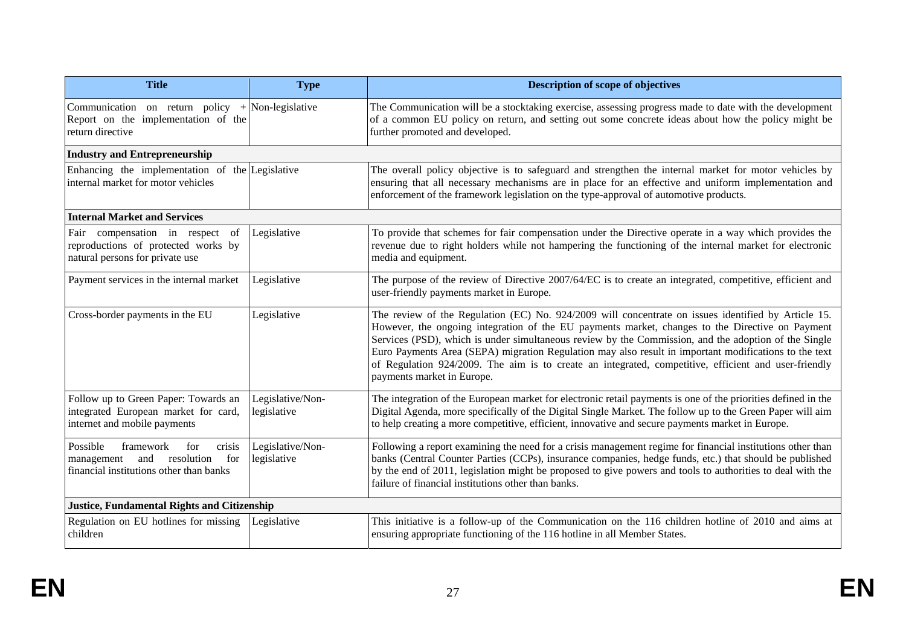| Title | Type | Description of scope of objectives |
|---|---|---|
| Communication on return policy + Report on the implementation of the return directive | Non-legislative | The Communication will be a stocktaking exercise, assessing progress made to date with the development of a common EU policy on return, and setting out some concrete ideas about how the policy might be further promoted and developed. |
| **Industry and Entrepreneurship** | | |
| Enhancing the implementation of the internal market for motor vehicles | Legislative | The overall policy objective is to safeguard and strengthen the internal market for motor vehicles by ensuring that all necessary mechanisms are in place for an effective and uniform implementation and enforcement of the framework legislation on the type-approval of automotive products. |
| **Internal Market and Services** | | |
| Fair compensation in respect of reproductions of protected works by natural persons for private use | Legislative | To provide that schemes for fair compensation under the Directive operate in a way which provides the revenue due to right holders while not hampering the functioning of the internal market for electronic media and equipment. |
| Payment services in the internal market | Legislative | The purpose of the review of Directive 2007/64/EC is to create an integrated, competitive, efficient and user-friendly payments market in Europe. |
| Cross-border payments in the EU | Legislative | The review of the Regulation (EC) No. 924/2009 will concentrate on issues identified by Article 15. However, the ongoing integration of the EU payments market, changes to the Directive on Payment Services (PSD), which is under simultaneous review by the Commission, and the adoption of the Single Euro Payments Area (SEPA) migration Regulation may also result in important modifications to the text of Regulation 924/2009. The aim is to create an integrated, competitive, efficient and user-friendly payments market in Europe. |
| Follow up to Green Paper: Towards an integrated European market for card, internet and mobile payments | Legislative/Non-legislative | The integration of the European market for electronic retail payments is one of the priorities defined in the Digital Agenda, more specifically of the Digital Single Market. The follow up to the Green Paper will aim to help creating a more competitive, efficient, innovative and secure payments market in Europe. |
| Possible framework for crisis management and resolution for financial institutions other than banks | Legislative/Non-legislative | Following a report examining the need for a crisis management regime for financial institutions other than banks (Central Counter Parties (CCPs), insurance companies, hedge funds, etc.) that should be published by the end of 2011, legislation might be proposed to give powers and tools to authorities to deal with the failure of financial institutions other than banks. |
| **Justice, Fundamental Rights and Citizenship** | | |
| Regulation on EU hotlines for missing children | Legislative | This initiative is a follow-up of the Communication on the 116 children hotline of 2010 and aims at ensuring appropriate functioning of the 116 hotline in all Member States. |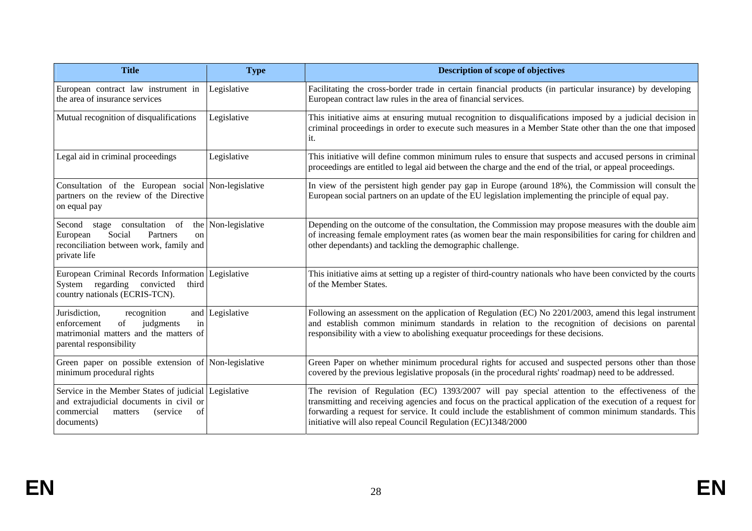| Title | Type | Description of scope of objectives |
| --- | --- | --- |
| European contract law instrument in the area of insurance services | Legislative | Facilitating the cross-border trade in certain financial products (in particular insurance) by developing European contract law rules in the area of financial services. |
| Mutual recognition of disqualifications | Legislative | This initiative aims at ensuring mutual recognition to disqualifications imposed by a judicial decision in criminal proceedings in order to execute such measures in a Member State other than the one that imposed it. |
| Legal aid in criminal proceedings | Legislative | This initiative will define common minimum rules to ensure that suspects and accused persons in criminal proceedings are entitled to legal aid between the charge and the end of the trial, or appeal proceedings. |
| Consultation of the European social partners on the review of the Directive on equal pay | Non-legislative | In view of the persistent high gender pay gap in Europe (around 18%), the Commission will consult the European social partners on an update of the EU legislation implementing the principle of equal pay. |
| Second stage consultation of the European Social Partners on reconciliation between work, family and private life | Non-legislative | Depending on the outcome of the consultation, the Commission may propose measures with the double aim of increasing female employment rates (as women bear the main responsibilities for caring for children and other dependants) and tackling the demographic challenge. |
| European Criminal Records Information System regarding convicted third country nationals (ECRIS-TCN). | Legislative | This initiative aims at setting up a register of third-country nationals who have been convicted by the courts of the Member States. |
| Jurisdiction, recognition and enforcement of judgments in matrimonial matters and the matters of parental responsibility | Legislative | Following an assessment on the application of Regulation (EC) No 2201/2003, amend this legal instrument and establish common minimum standards in relation to the recognition of decisions on parental responsibility with a view to abolishing exequatur proceedings for these decisions. |
| Green paper on possible extension of minimum procedural rights | Non-legislative | Green Paper on whether minimum procedural rights for accused and suspected persons other than those covered by the previous legislative proposals (in the procedural rights' roadmap) need to be addressed. |
| Service in the Member States of judicial and extrajudicial documents in civil or commercial matters (service of documents) | Legislative | The revision of Regulation (EC) 1393/2007 will pay special attention to the effectiveness of the transmitting and receiving agencies and focus on the practical application of the execution of a request for forwarding a request for service. It could include the establishment of common minimum standards. This initiative will also repeal Council Regulation (EC)1348/2000 |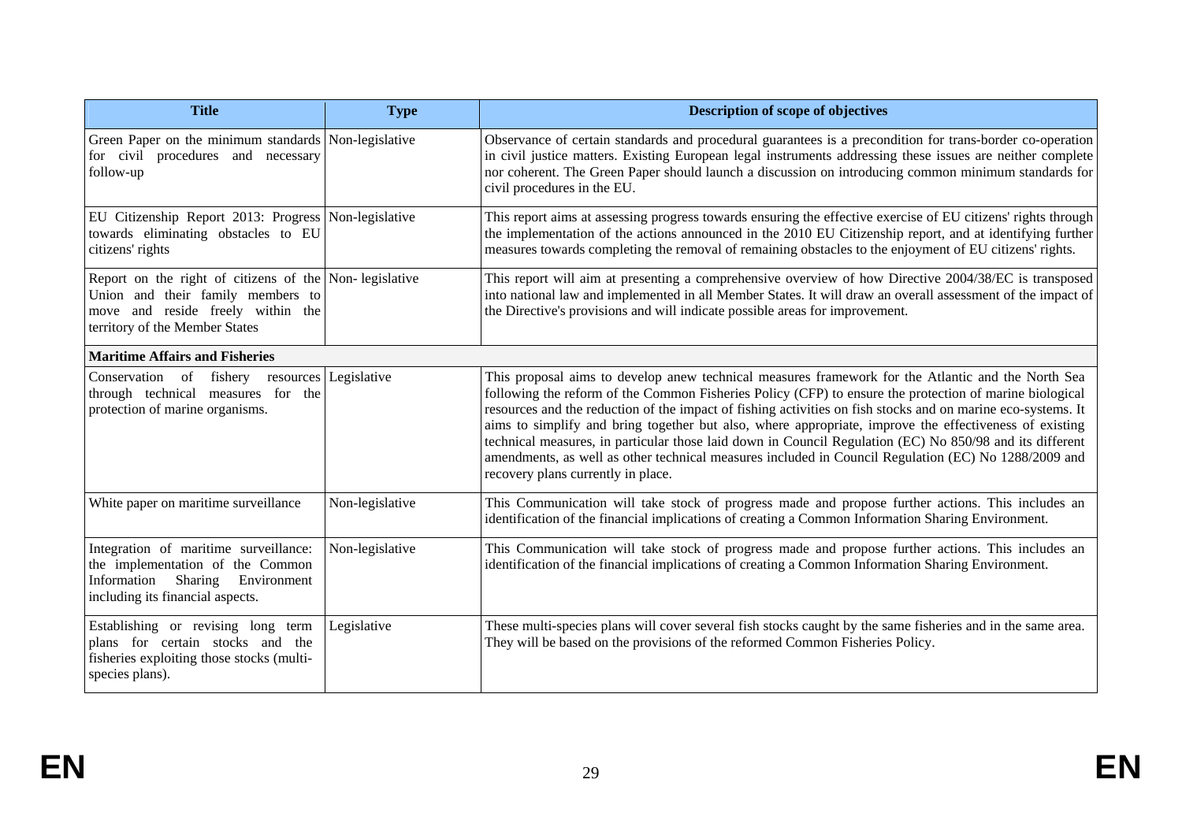| Title | Type | Description of scope of objectives |
|---|---|---|
| Green Paper on the minimum standards for civil procedures and necessary follow-up | Non-legislative | Observance of certain standards and procedural guarantees is a precondition for trans-border co-operation in civil justice matters. Existing European legal instruments addressing these issues are neither complete nor coherent. The Green Paper should launch a discussion on introducing common minimum standards for civil procedures in the EU. |
| EU Citizenship Report 2013: Progress towards eliminating obstacles to EU citizens' rights | Non-legislative | This report aims at assessing progress towards ensuring the effective exercise of EU citizens' rights through the implementation of the actions announced in the 2010 EU Citizenship report, and at identifying further measures towards completing the removal of remaining obstacles to the enjoyment of EU citizens' rights. |
| Report on the right of citizens of the Union and their family members to move and reside freely within the territory of the Member States | Non- legislative | This report will aim at presenting a comprehensive overview of how Directive 2004/38/EC is transposed into national law and implemented in all Member States. It will draw an overall assessment of the impact of the Directive's provisions and will indicate possible areas for improvement. |
| **Maritime Affairs and Fisheries** | | |
| Conservation of fishery resources through technical measures for the protection of marine organisms. | Legislative | This proposal aims to develop anew technical measures framework for the Atlantic and the North Sea following the reform of the Common Fisheries Policy (CFP) to ensure the protection of marine biological resources and the reduction of the impact of fishing activities on fish stocks and on marine eco-systems. It aims to simplify and bring together but also, where appropriate, improve the effectiveness of existing technical measures, in particular those laid down in Council Regulation (EC) No 850/98 and its different amendments, as well as other technical measures included in Council Regulation (EC) No 1288/2009 and recovery plans currently in place. |
| White paper on maritime surveillance | Non-legislative | This Communication will take stock of progress made and propose further actions. This includes an identification of the financial implications of creating a Common Information Sharing Environment. |
| Integration of maritime surveillance: the implementation of the Common Information Sharing Environment including its financial aspects. | Non-legislative | This Communication will take stock of progress made and propose further actions. This includes an identification of the financial implications of creating a Common Information Sharing Environment. |
| Establishing or revising long term plans for certain stocks and the fisheries exploiting those stocks (multi-species plans). | Legislative | These multi-species plans will cover several fish stocks caught by the same fisheries and in the same area. They will be based on the provisions of the reformed Common Fisheries Policy. |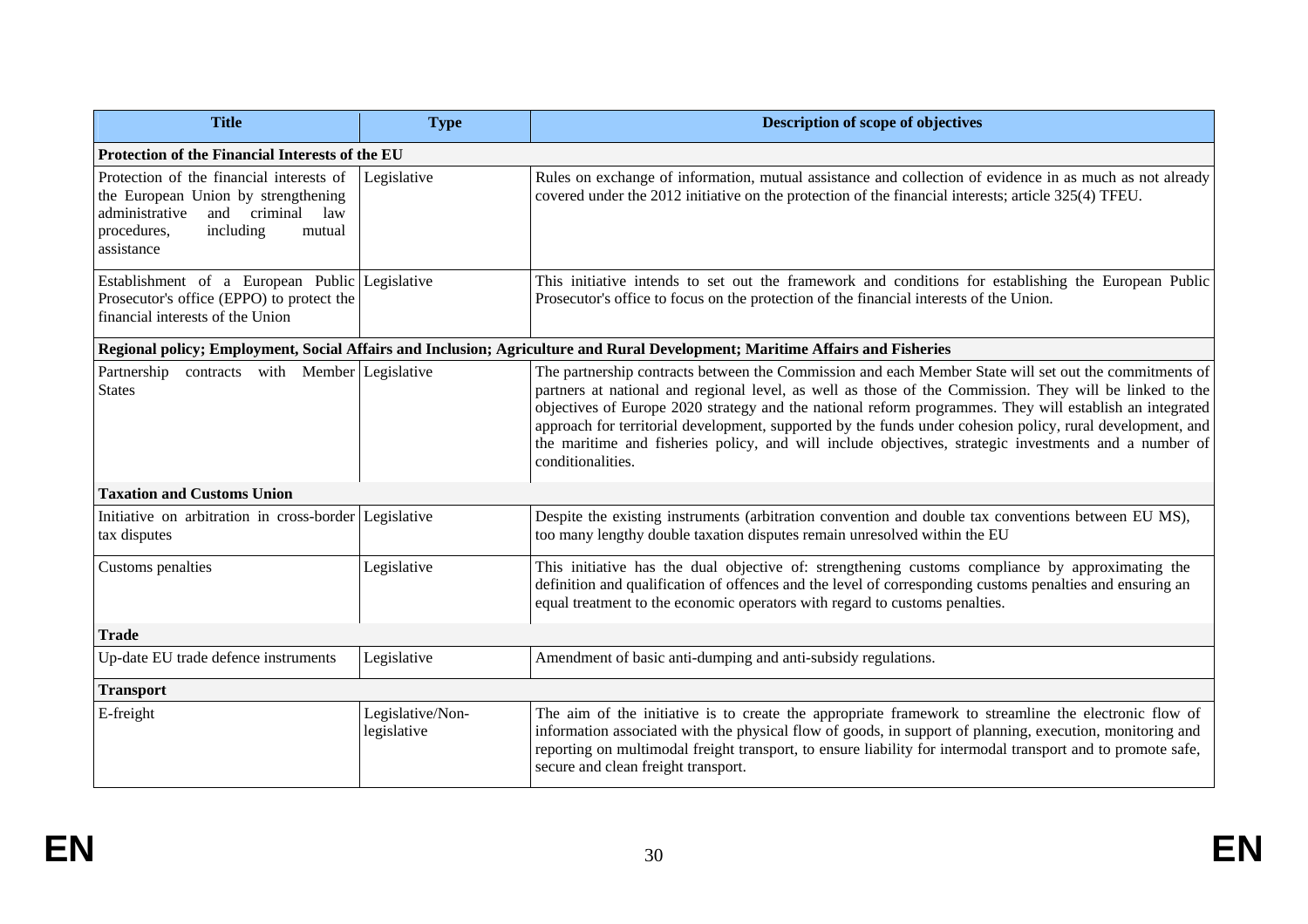| Title | Type | Description of scope of objectives |
|---|---|---|
| **Protection of the Financial Interests of the EU** | | |
| Protection of the financial interests of the European Union by strengthening administrative and criminal law procedures, including mutual assistance | Legislative | Rules on exchange of information, mutual assistance and collection of evidence in as much as not already covered under the 2012 initiative on the protection of the financial interests; article 325(4) TFEU. |
| Establishment of a European Public Prosecutor's office (EPPO) to protect the financial interests of the Union | Legislative | This initiative intends to set out the framework and conditions for establishing the European Public Prosecutor's office to focus on the protection of the financial interests of the Union. |
| **Regional policy; Employment, Social Affairs and Inclusion; Agriculture and Rural Development; Maritime Affairs and Fisheries** | | |
| Partnership contracts with Member States | Legislative | The partnership contracts between the Commission and each Member State will set out the commitments of partners at national and regional level, as well as those of the Commission. They will be linked to the objectives of Europe 2020 strategy and the national reform programmes. They will establish an integrated approach for territorial development, supported by the funds under cohesion policy, rural development, and the maritime and fisheries policy, and will include objectives, strategic investments and a number of conditionalities. |
| **Taxation and Customs Union** | | |
| Initiative on arbitration in cross-border tax disputes | Legislative | Despite the existing instruments (arbitration convention and double tax conventions between EU MS), too many lengthy double taxation disputes remain unresolved within the EU |
| Customs penalties | Legislative | This initiative has the dual objective of: strengthening customs compliance by approximating the definition and qualification of offences and the level of corresponding customs penalties and ensuring an equal treatment to the economic operators with regard to customs penalties. |
| **Trade** | | |
| Up-date EU trade defence instruments | Legislative | Amendment of basic anti-dumping and anti-subsidy regulations. |
| **Transport** | | |
| E-freight | Legislative/Non-legislative | The aim of the initiative is to create the appropriate framework to streamline the electronic flow of information associated with the physical flow of goods, in support of planning, execution, monitoring and reporting on multimodal freight transport, to ensure liability for intermodal transport and to promote safe, secure and clean freight transport. |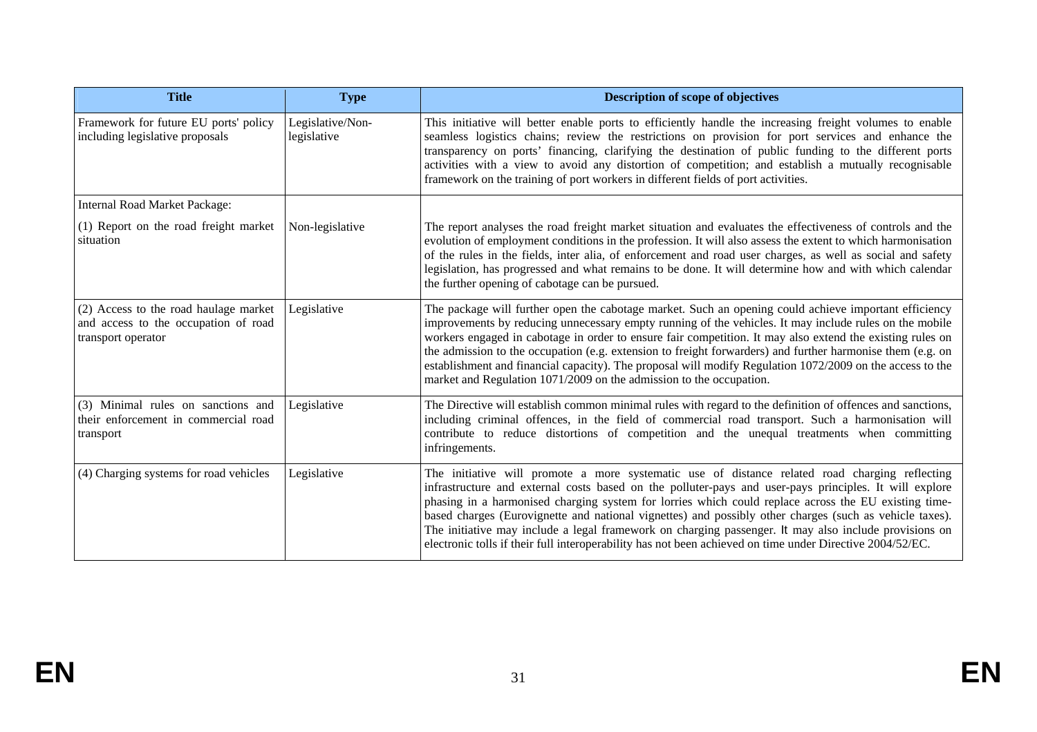| Title | Type | Description of scope of objectives |
|---|---|---|
| Framework for future EU ports' policy including legislative proposals | Legislative/Non-legislative | This initiative will better enable ports to efficiently handle the increasing freight volumes to enable seamless logistics chains; review the restrictions on provision for port services and enhance the transparency on ports' financing, clarifying the destination of public funding to the different ports activities with a view to avoid any distortion of competition; and establish a mutually recognisable framework on the training of port workers in different fields of port activities. |
| Internal Road Market Package: (1) Report on the road freight market situation | Non-legislative | The report analyses the road freight market situation and evaluates the effectiveness of controls and the evolution of employment conditions in the profession. It will also assess the extent to which harmonisation of the rules in the fields, inter alia, of enforcement and road user charges, as well as social and safety legislation, has progressed and what remains to be done. It will determine how and with which calendar the further opening of cabotage can be pursued. |
| (2) Access to the road haulage market and access to the occupation of road transport operator | Legislative | The package will further open the cabotage market. Such an opening could achieve important efficiency improvements by reducing unnecessary empty running of the vehicles. It may include rules on the mobile workers engaged in cabotage in order to ensure fair competition. It may also extend the existing rules on the admission to the occupation (e.g. extension to freight forwarders) and further harmonise them (e.g. on establishment and financial capacity). The proposal will modify Regulation 1072/2009 on the access to the market and Regulation 1071/2009 on the admission to the occupation. |
| (3) Minimal rules on sanctions and their enforcement in commercial road transport | Legislative | The Directive will establish common minimal rules with regard to the definition of offences and sanctions, including criminal offences, in the field of commercial road transport. Such a harmonisation will contribute to reduce distortions of competition and the unequal treatments when committing infringements. |
| (4) Charging systems for road vehicles | Legislative | The initiative will promote a more systematic use of distance related road charging reflecting infrastructure and external costs based on the polluter-pays and user-pays principles. It will explore phasing in a harmonised charging system for lorries which could replace across the EU existing time-based charges (Eurovignette and national vignettes) and possibly other charges (such as vehicle taxes). The initiative may include a legal framework on charging passenger. It may also include provisions on electronic tolls if their full interoperability has not been achieved on time under Directive 2004/52/EC. |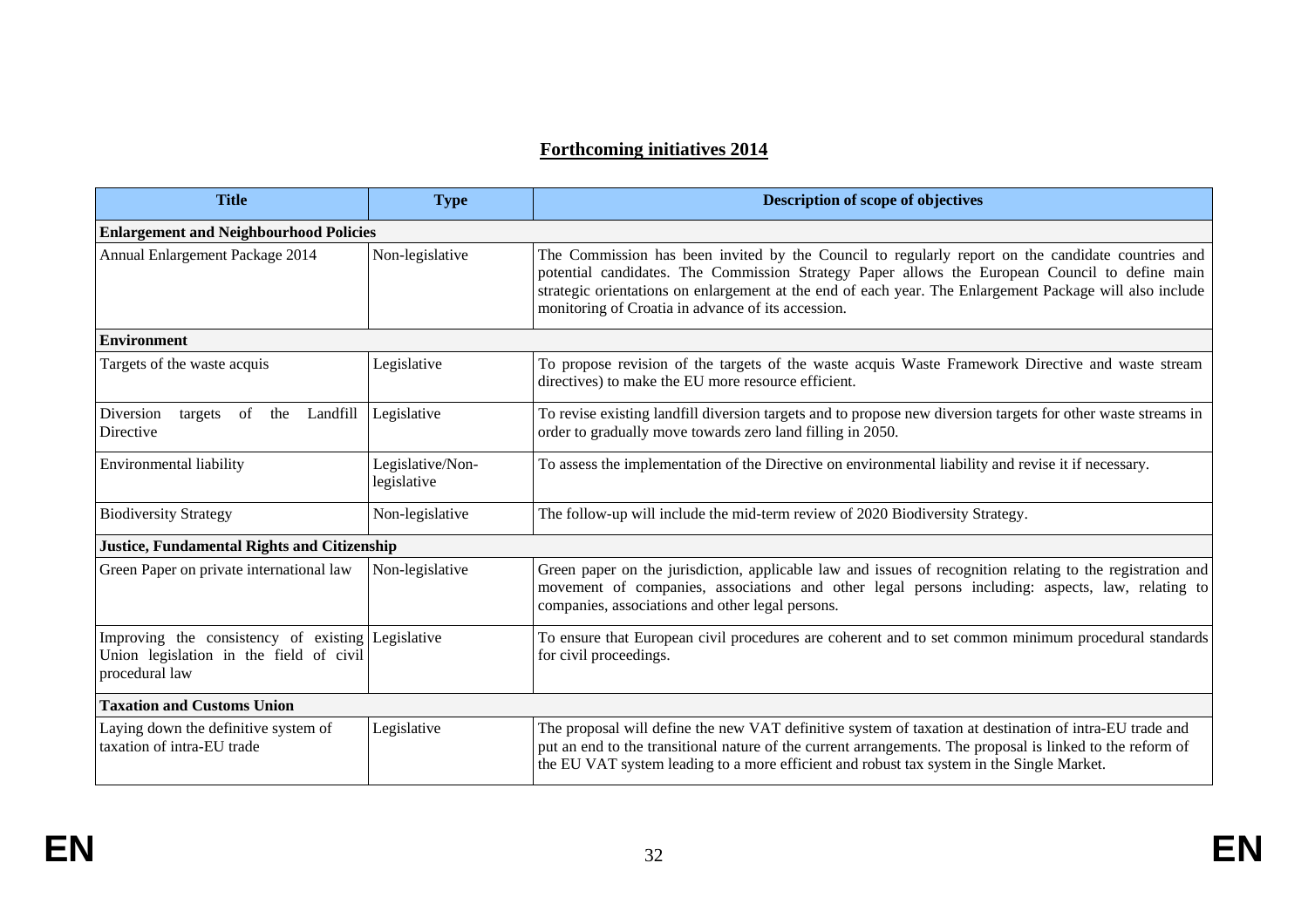## **Forthcoming initiatives 2014**

| Title | Type | Description of scope of objectives |
|---|---|---|
| **Enlargement and Neighbourhood Policies** | | |
| Annual Enlargement Package 2014 | Non-legislative | The Commission has been invited by the Council to regularly report on the candidate countries and potential candidates. The Commission Strategy Paper allows the European Council to define main strategic orientations on enlargement at the end of each year. The Enlargement Package will also include monitoring of Croatia in advance of its accession. |
| **Environment** | | |
| Targets of the waste acquis | Legislative | To propose revision of the targets of the waste acquis Waste Framework Directive and waste stream directives) to make the EU more resource efficient. |
| Diversion targets of the Landfill Directive | Legislative | To revise existing landfill diversion targets and to propose new diversion targets for other waste streams in order to gradually move towards zero land filling in 2050. |
| Environmental liability | Legislative/Non-legislative | To assess the implementation of the Directive on environmental liability and revise it if necessary. |
| Biodiversity Strategy | Non-legislative | The follow-up will include the mid-term review of 2020 Biodiversity Strategy. |
| **Justice, Fundamental Rights and Citizenship** | | |
| Green Paper on private international law | Non-legislative | Green paper on the jurisdiction, applicable law and issues of recognition relating to the registration and movement of companies, associations and other legal persons including: aspects, law, relating to companies, associations and other legal persons. |
| Improving the consistency of existing Union legislation in the field of civil procedural law | Legislative | To ensure that European civil procedures are coherent and to set common minimum procedural standards for civil proceedings. |
| **Taxation and Customs Union** | | |
| Laying down the definitive system of taxation of intra-EU trade | Legislative | The proposal will define the new VAT definitive system of taxation at destination of intra-EU trade and put an end to the transitional nature of the current arrangements. The proposal is linked to the reform of the EU VAT system leading to a more efficient and robust tax system in the Single Market. |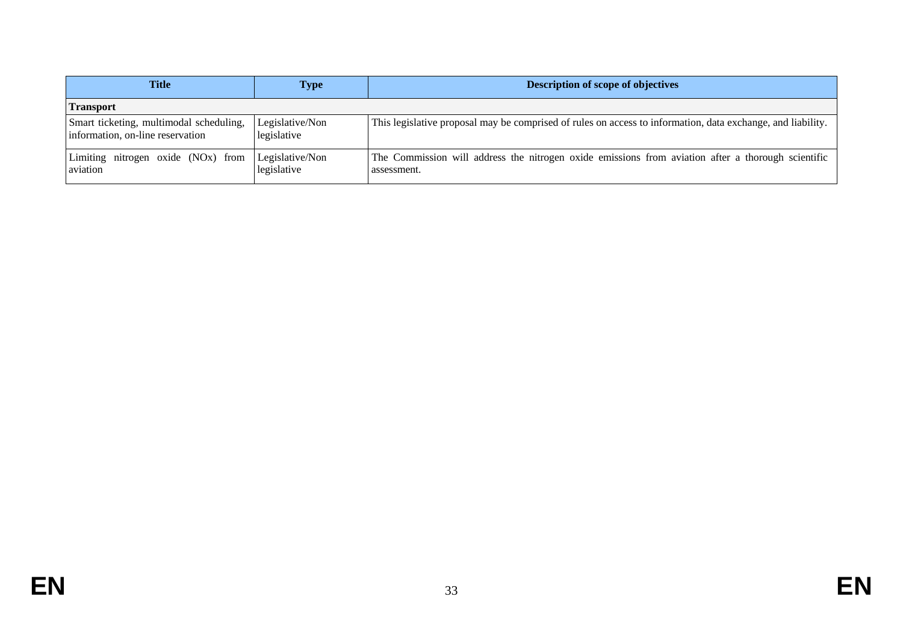| Title | Type | Description of scope of objectives |
| --- | --- | --- |
| **Transport** | | |
| Smart ticketing, multimodal scheduling, information, on-line reservation | Legislative/Non legislative | This legislative proposal may be comprised of rules on access to information, data exchange, and liability. |
| Limiting nitrogen oxide (NOx) from aviation | Legislative/Non legislative | The Commission will address the nitrogen oxide emissions from aviation after a thorough scientific assessment. |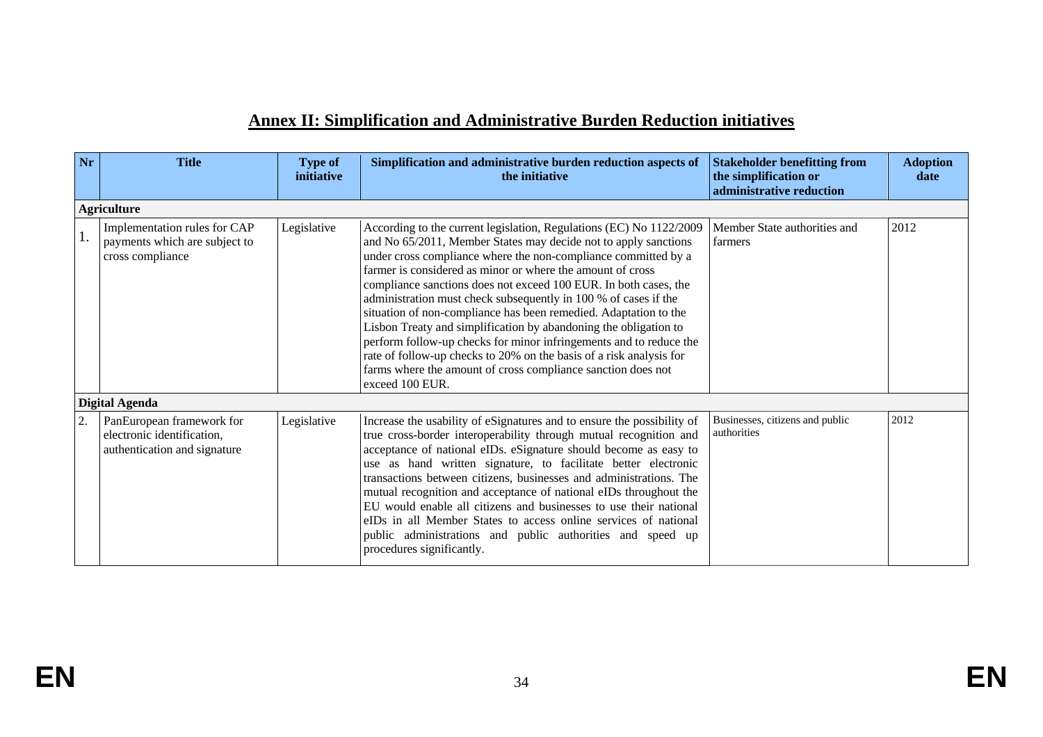## Annex II: Simplification and Administrative Burden Reduction initiatives

| Nr | Title | Type of initiative | Simplification and administrative burden reduction aspects of the initiative | Stakeholder benefitting from the simplification or administrative reduction | Adoption date |
|---|---|---|---|---|---|
| **Agriculture** | | | | | |
| 1. | Implementation rules for CAP payments which are subject to cross compliance | Legislative | According to the current legislation, Regulations (EC) No 1122/2009 and No 65/2011, Member States may decide not to apply sanctions under cross compliance where the non-compliance committed by a farmer is considered as minor or where the amount of cross compliance sanctions does not exceed 100 EUR. In both cases, the administration must check subsequently in 100 % of cases if the situation of non-compliance has been remedied. Adaptation to the Lisbon Treaty and simplification by abandoning the obligation to perform follow-up checks for minor infringements and to reduce the rate of follow-up checks to 20% on the basis of a risk analysis for farms where the amount of cross compliance sanction does not exceed 100 EUR. | Member State authorities and farmers | 2012 |
| **Digital Agenda** | | | | | |
| 2. | PanEuropean framework for electronic identification, authentication and signature | Legislative | Increase the usability of eSignatures and to ensure the possibility of true cross-border interoperability through mutual recognition and acceptance of national eIDs. eSignature should become as easy to use as hand written signature, to facilitate better electronic transactions between citizens, businesses and administrations. The mutual recognition and acceptance of national eIDs throughout the EU would enable all citizens and businesses to use their national eIDs in all Member States to access online services of national public administrations and public authorities and speed up procedures significantly. | Businesses, citizens and public authorities | 2012 |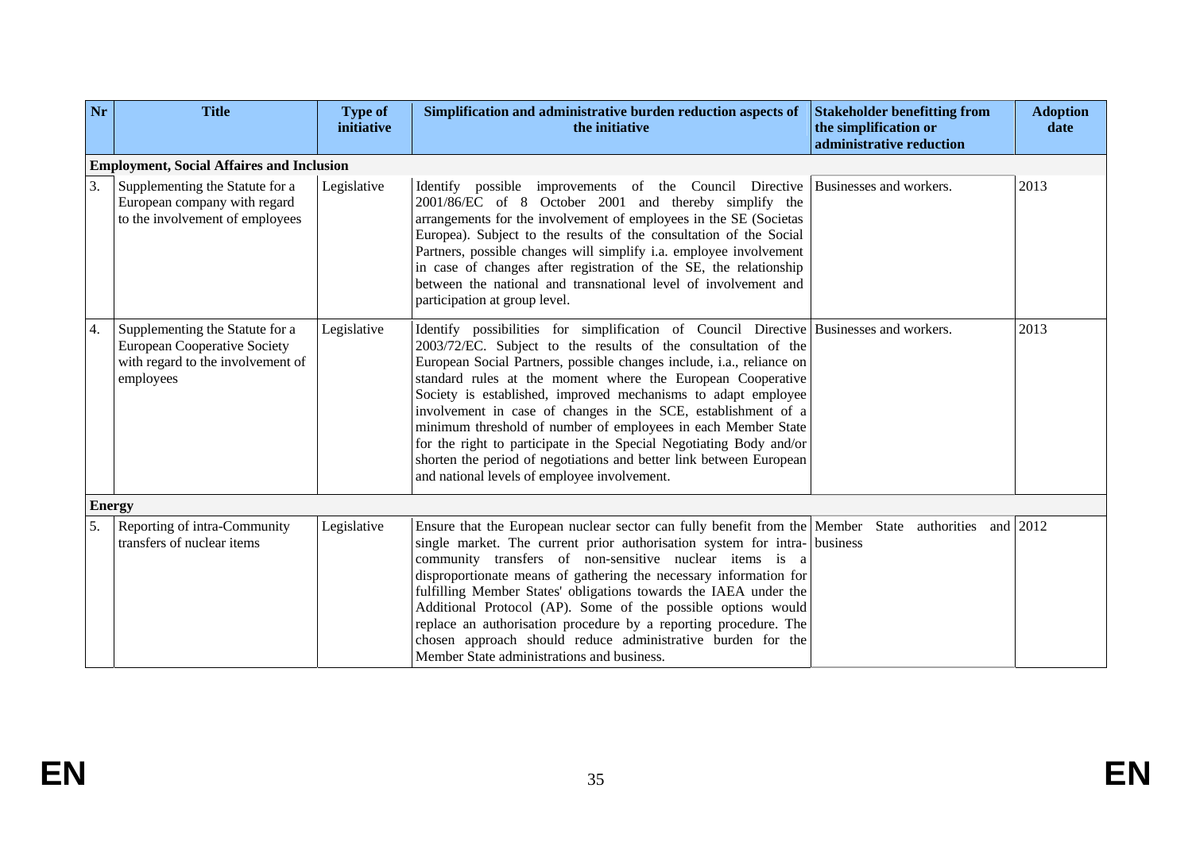| Nr | Title | Type of initiative | Simplification and administrative burden reduction aspects of the initiative | Stakeholder benefitting from the simplification or administrative reduction | Adoption date |
|---|---|---|---|---|---|
| **Employment, Social Affaires and Inclusion** | | | | | |
| 3. | Supplementing the Statute for a European company with regard to the involvement of employees | Legislative | Identify possible improvements of the Council Directive 2001/86/EC of 8 October 2001 and thereby simplify the arrangements for the involvement of employees in the SE (Societas Europea). Subject to the results of the consultation of the Social Partners, possible changes will simplify i.a. employee involvement in case of changes after registration of the SE, the relationship between the national and transnational level of involvement and participation at group level. | Businesses and workers. | 2013 |
| 4. | Supplementing the Statute for a European Cooperative Society with regard to the involvement of employees | Legislative | Identify possibilities for simplification of Council Directive 2003/72/EC. Subject to the results of the consultation of the European Social Partners, possible changes include, i.a., reliance on standard rules at the moment where the European Cooperative Society is established, improved mechanisms to adapt employee involvement in case of changes in the SCE, establishment of a minimum threshold of number of employees in each Member State for the right to participate in the Special Negotiating Body and/or shorten the period of negotiations and better link between European and national levels of employee involvement. | Businesses and workers. | 2013 |
| **Energy** | | | | | |
| 5. | Reporting of intra-Community transfers of nuclear items | Legislative | Ensure that the European nuclear sector can fully benefit from the single market. The current prior authorisation system for intra-community transfers of non-sensitive nuclear items is a disproportionate means of gathering the necessary information for fulfilling Member States' obligations towards the IAEA under the Additional Protocol (AP). Some of the possible options would replace an authorisation procedure by a reporting procedure. The chosen approach should reduce administrative burden for the Member State administrations and business. | Member State authorities and business | 2012 |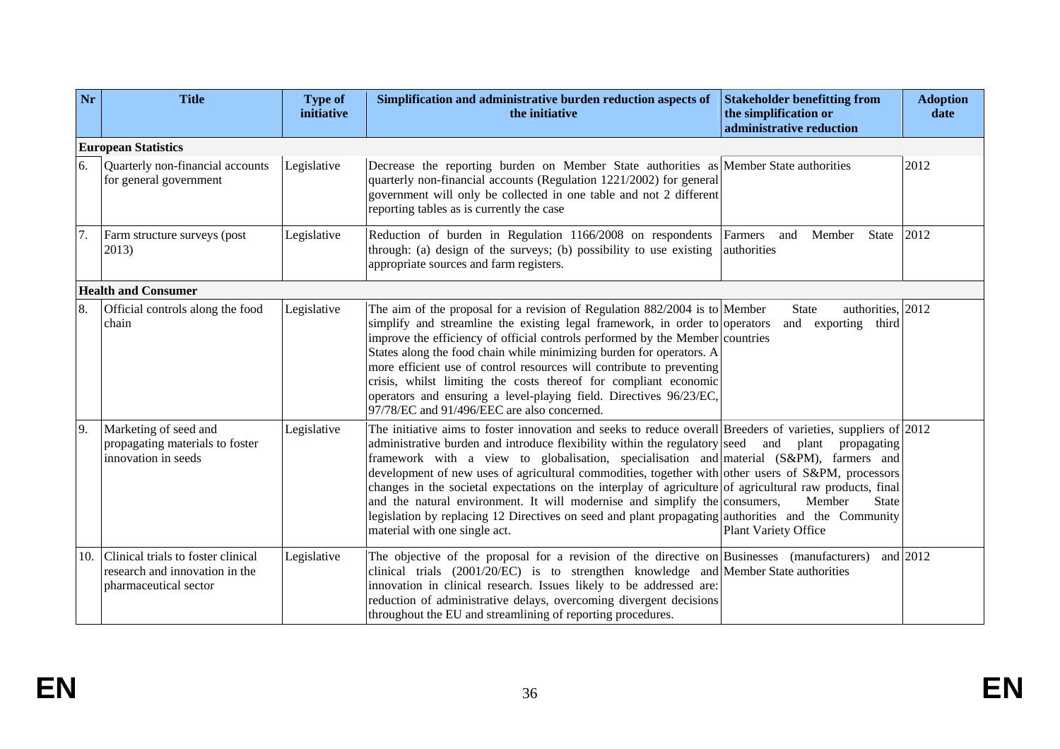| Nr | Title | Type of initiative | Simplification and administrative burden reduction aspects of the initiative | Stakeholder benefitting from the simplification or administrative reduction | Adoption date |
|---|---|---|---|---|---|
| **European Statistics** | | | | | |
| 6. | Quarterly non-financial accounts for general government | Legislative | Decrease the reporting burden on Member State authorities as quarterly non-financial accounts (Regulation 1221/2002) for general government will only be collected in one table and not 2 different reporting tables as is currently the case | Member State authorities | 2012 |
| 7. | Farm structure surveys (post 2013) | Legislative | Reduction of burden in Regulation 1166/2008 on respondents through: (a) design of the surveys; (b) possibility to use existing appropriate sources and farm registers. | Farmers and Member State authorities | 2012 |
| **Health and Consumer** | | | | | |
| 8. | Official controls along the food chain | Legislative | The aim of the proposal for a revision of Regulation 882/2004 is to simplify and streamline the existing legal framework, in order to improve the efficiency of official controls performed by the Member States along the food chain while minimizing burden for operators. A more efficient use of control resources will contribute to preventing crisis, whilst limiting the costs thereof for compliant economic operators and ensuring a level-playing field. Directives 96/23/EC, 97/78/EC and 91/496/EEC are also concerned. | Member State authorities, operators and exporting third countries | 2012 |
| 9. | Marketing of seed and propagating materials to foster innovation in seeds | Legislative | The initiative aims to foster innovation and seeks to reduce overall administrative burden and introduce flexibility within the regulatory framework with a view to globalisation, specialisation and development of new uses of agricultural commodities, together with changes in the societal expectations on the interplay of agriculture and the natural environment. It will modernise and simplify the legislation by replacing 12 Directives on seed and plant propagating material with one single act. | Breeders of varieties, suppliers of seed and plant propagating material (S&PM), farmers and other users of S&PM, processors of agricultural raw products, final consumers, Member State authorities and the Community Plant Variety Office | 2012 |
| 10. | Clinical trials to foster clinical research and innovation in the pharmaceutical sector | Legislative | The objective of the proposal for a revision of the directive on clinical trials (2001/20/EC) is to strengthen knowledge and innovation in clinical research. Issues likely to be addressed are: reduction of administrative delays, overcoming divergent decisions throughout the EU and streamlining of reporting procedures. | Businesses (manufacturers) and Member State authorities | 2012 |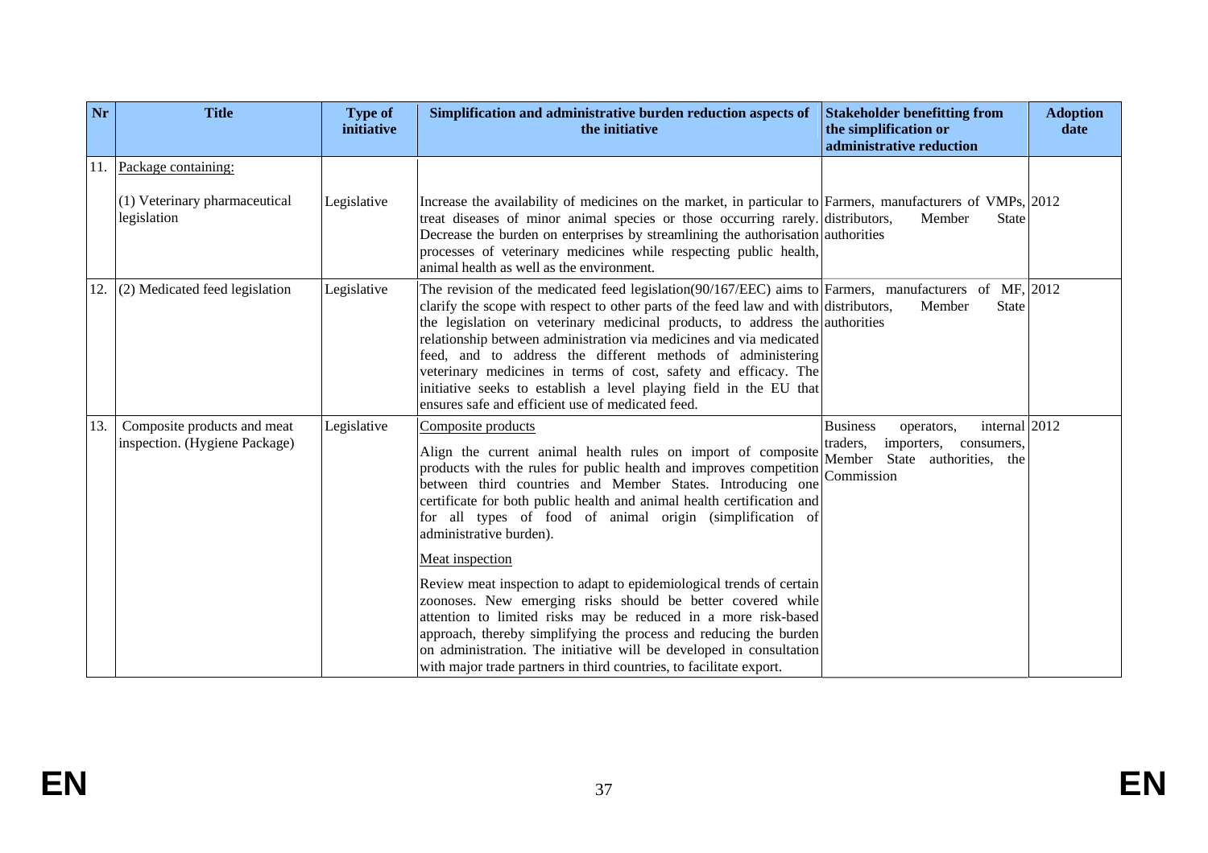| Nr | Title | Type of initiative | Simplification and administrative burden reduction aspects of the initiative | Stakeholder benefitting from the simplification or administrative reduction | Adoption date |
|---|---|---|---|---|---|
| 11. | Package containing:<br><br>(1) Veterinary pharmaceutical legislation | Legislative | Increase the availability of medicines on the market, in particular to treat diseases of minor animal species or those occurring rarely. Decrease the burden on enterprises by streamlining the authorisation processes of veterinary medicines while respecting public health, animal health as well as the environment. | Farmers, manufacturers of VMPs, distributors, Member State authorities | 2012 |
| 12. | (2) Medicated feed legislation | Legislative | The revision of the medicated feed legislation(90/167/EEC) aims to clarify the scope with respect to other parts of the feed law and with the legislation on veterinary medicinal products, to address the relationship between administration via medicines and via medicated feed, and to address the different methods of administering veterinary medicines in terms of cost, safety and efficacy. The initiative seeks to establish a level playing field in the EU that ensures safe and efficient use of medicated feed. | Farmers, manufacturers of MF, distributors, Member State authorities | 2012 |
| 13. | Composite products and meat inspection. (Hygiene Package) | Legislative | Composite products<br><br>Align the current animal health rules on import of composite products with the rules for public health and improves competition between third countries and Member States. Introducing one certificate for both public health and animal health certification and for all types of food of animal origin (simplification of administrative burden).<br><br>Meat inspection<br><br>Review meat inspection to adapt to epidemiological trends of certain zoonoses. New emerging risks should be better covered while attention to limited risks may be reduced in a more risk-based approach, thereby simplifying the process and reducing the burden on administration. The initiative will be developed in consultation with major trade partners in third countries, to facilitate export. | Business operators, internal traders, importers, consumers, Member State authorities, the Commission | 2012 |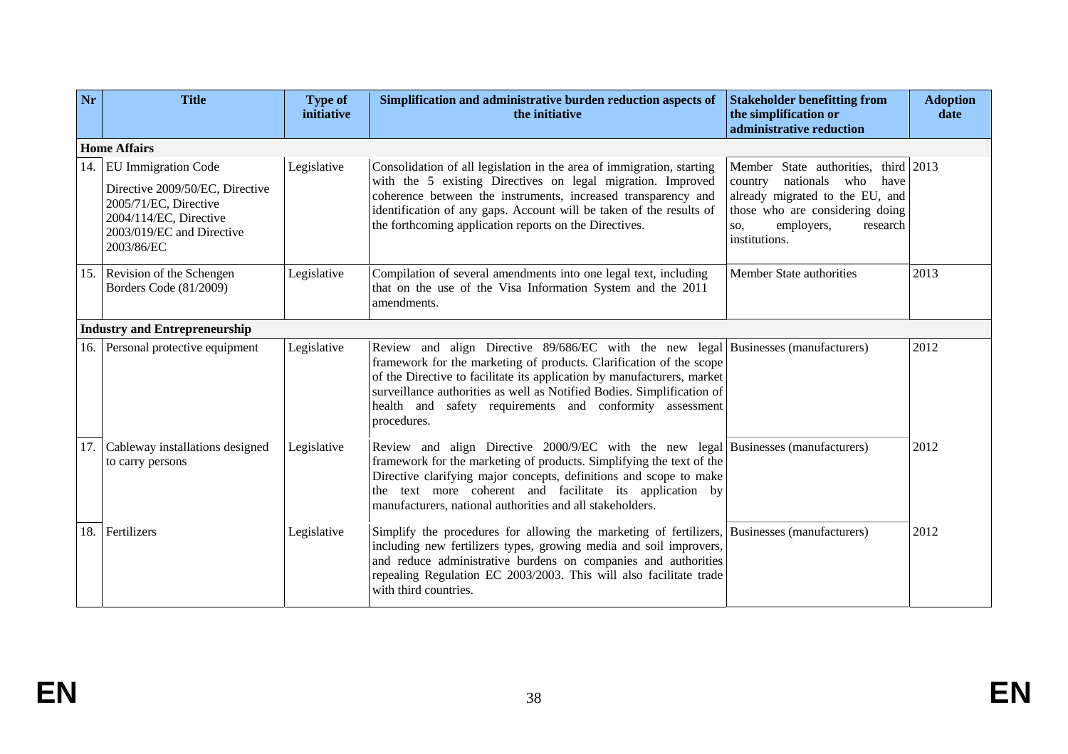| Nr | Title | Type of initiative | Simplification and administrative burden reduction aspects of the initiative | Stakeholder benefitting from the simplification or administrative reduction | Adoption date |
|---|---|---|---|---|---|
| **Home Affairs** | | | | | |
| 14. | EU Immigration Code<br><br>Directive 2009/50/EC, Directive 2005/71/EC, Directive 2004/114/EC, Directive 2003/019/EC and Directive 2003/86/EC | Legislative | Consolidation of all legislation in the area of immigration, starting with the 5 existing Directives on legal migration. Improved coherence between the instruments, increased transparency and identification of any gaps. Account will be taken of the results of the forthcoming application reports on the Directives. | Member State authorities, third country nationals who have already migrated to the EU, and those who are considering doing so, employers, research institutions. | 2013 |
| 15. | Revision of the Schengen Borders Code (81/2009) | Legislative | Compilation of several amendments into one legal text, including that on the use of the Visa Information System and the 2011 amendments. | Member State authorities | 2013 |
| **Industry and Entrepreneurship** | | | | | |
| 16. | Personal protective equipment | Legislative | Review and align Directive 89/686/EC with the new legal framework for the marketing of products. Clarification of the scope of the Directive to facilitate its application by manufacturers, market surveillance authorities as well as Notified Bodies. Simplification of health and safety requirements and conformity assessment procedures. | Businesses (manufacturers) | 2012 |
| 17. | Cableway installations designed to carry persons | Legislative | Review and align Directive 2000/9/EC with the new legal framework for the marketing of products. Simplifying the text of the Directive clarifying major concepts, definitions and scope to make the text more coherent and facilitate its application by manufacturers, national authorities and all stakeholders. | Businesses (manufacturers) | 2012 |
| 18. | Fertilizers | Legislative | Simplify the procedures for allowing the marketing of fertilizers, including new fertilizers types, growing media and soil improvers, and reduce administrative burdens on companies and authorities repealing Regulation EC 2003/2003. This will also facilitate trade with third countries. | Businesses (manufacturers) | 2012 |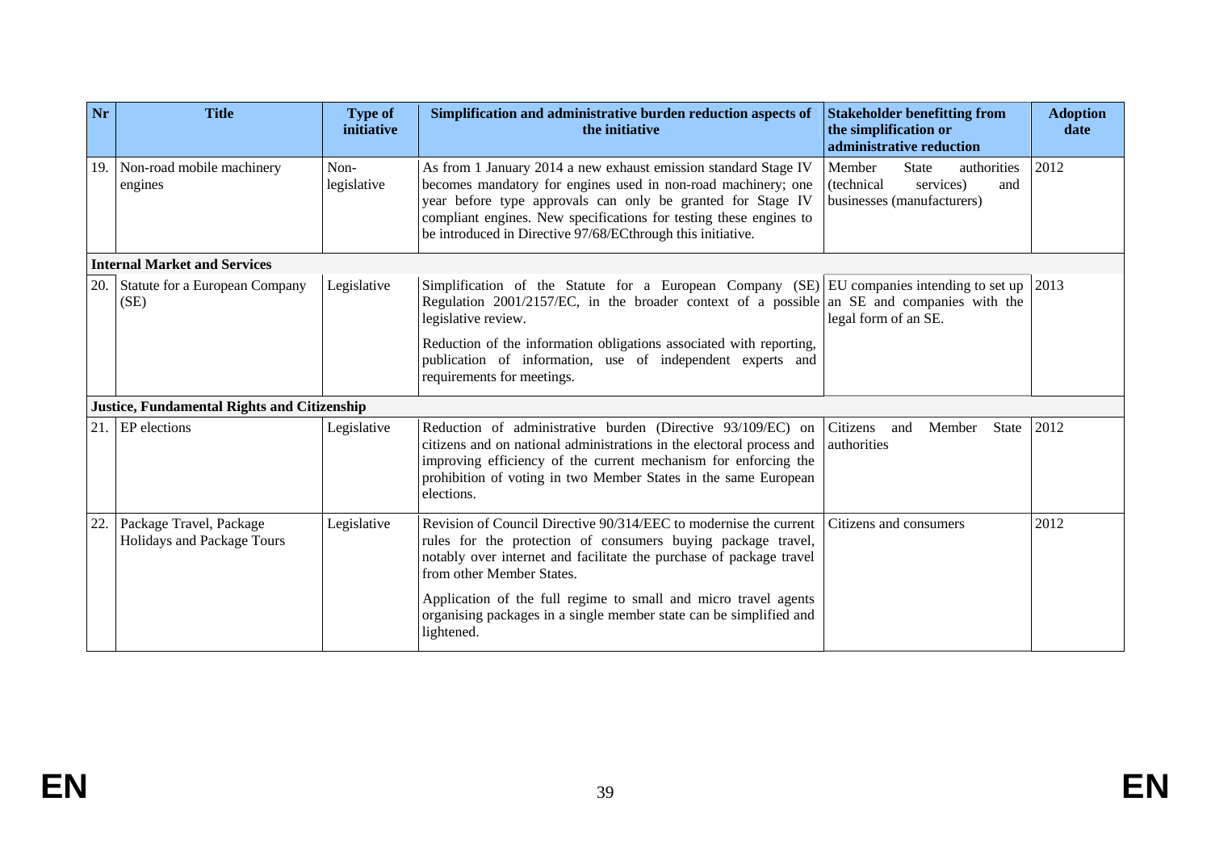| Nr | Title | Type of initiative | Simplification and administrative burden reduction aspects of the initiative | Stakeholder benefitting from the simplification or administrative reduction | Adoption date |
|---|---|---|---|---|---|
| 19. | Non-road mobile machinery engines | Non-legislative | As from 1 January 2014 a new exhaust emission standard Stage IV becomes mandatory for engines used in non-road machinery; one year before type approvals can only be granted for Stage IV compliant engines. New specifications for testing these engines to be introduced in Directive 97/68/ECthrough this initiative. | Member State authorities (technical services) and businesses (manufacturers) | 2012 |
| **Internal Market and Services** | | | | | |
| 20. | Statute for a European Company (SE) | Legislative | Simplification of the Statute for a European Company (SE) Regulation 2001/2157/EC, in the broader context of a possible legislative review.<br><br>Reduction of the information obligations associated with reporting, publication of information, use of independent experts and requirements for meetings. | EU companies intending to set up an SE and companies with the legal form of an SE. | 2013 |
| **Justice, Fundamental Rights and Citizenship** | | | | | |
| 21. | EP elections | Legislative | Reduction of administrative burden (Directive 93/109/EC) on citizens and on national administrations in the electoral process and improving efficiency of the current mechanism for enforcing the prohibition of voting in two Member States in the same European elections. | Citizens and Member State authorities | 2012 |
| 22. | Package Travel, Package Holidays and Package Tours | Legislative | Revision of Council Directive 90/314/EEC to modernise the current rules for the protection of consumers buying package travel, notably over internet and facilitate the purchase of package travel from other Member States.<br><br>Application of the full regime to small and micro travel agents organising packages in a single member state can be simplified and lightened. | Citizens and consumers | 2012 |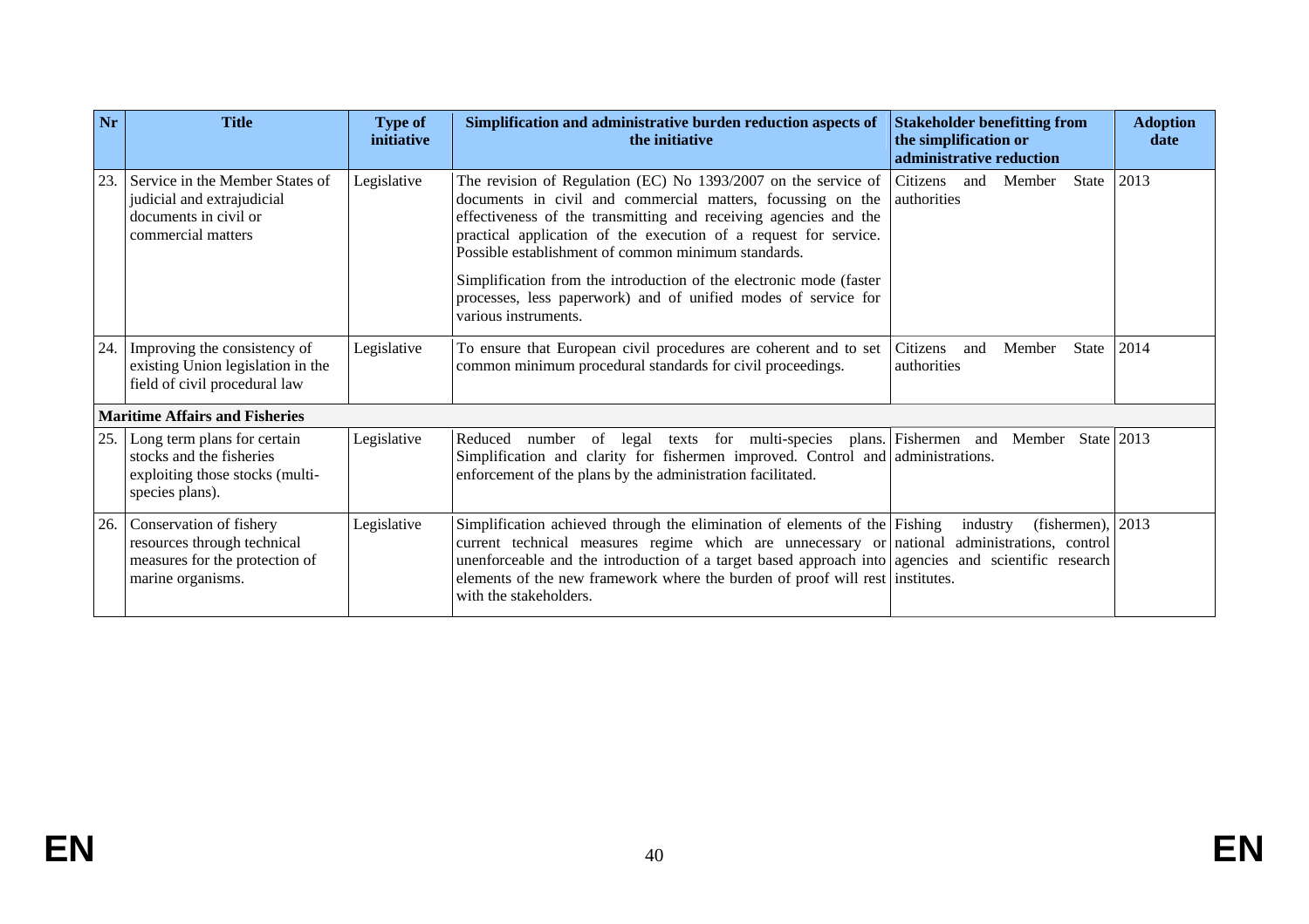| Nr | Title | Type of initiative | Simplification and administrative burden reduction aspects of the initiative | Stakeholder benefitting from the simplification or administrative reduction | Adoption date |
|---|---|---|---|---|---|
| 23. | Service in the Member States of judicial and extrajudicial documents in civil or commercial matters | Legislative | The revision of Regulation (EC) No 1393/2007 on the service of documents in civil and commercial matters, focussing on the effectiveness of the transmitting and receiving agencies and the practical application of the execution of a request for service. Possible establishment of common minimum standards.<br><br>Simplification from the introduction of the electronic mode (faster processes, less paperwork) and of unified modes of service for various instruments. | Citizens and Member State authorities | 2013 |
| 24. | Improving the consistency of existing Union legislation in the field of civil procedural law | Legislative | To ensure that European civil procedures are coherent and to set common minimum procedural standards for civil proceedings. | Citizens and Member State authorities | 2014 |
| **Maritime Affairs and Fisheries** | | | | | |
| 25. | Long term plans for certain stocks and the fisheries exploiting those stocks (multi-species plans). | Legislative | Reduced number of legal texts for multi-species plans. Simplification and clarity for fishermen improved. Control and enforcement of the plans by the administration facilitated. | Fishermen and Member State administrations. | 2013 |
| 26. | Conservation of fishery resources through technical measures for the protection of marine organisms. | Legislative | Simplification achieved through the elimination of elements of the current technical measures regime which are unnecessary or unenforceable and the introduction of a target based approach into elements of the new framework where the burden of proof will rest with the stakeholders. | Fishing industry (fishermen), national administrations, control agencies and scientific research institutes. | 2013 |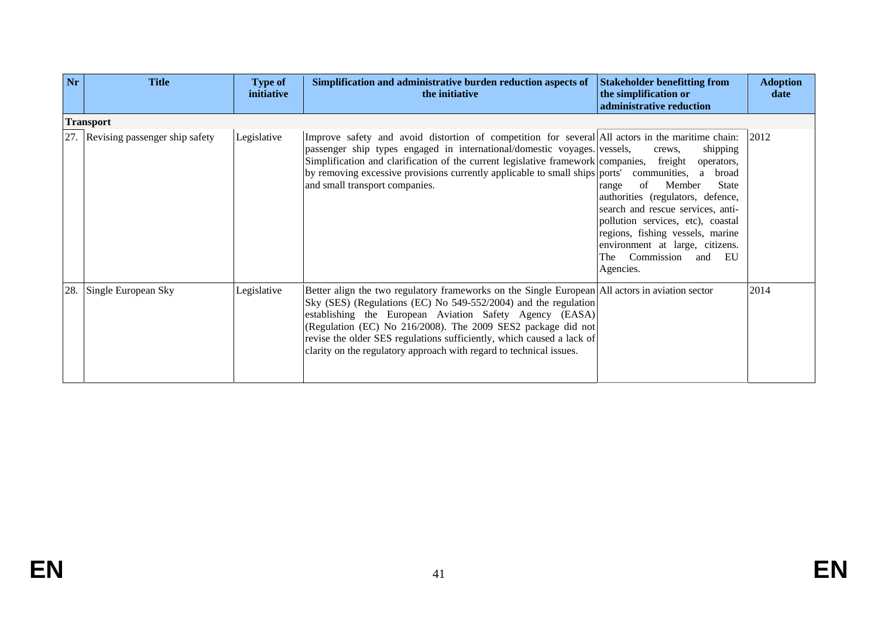| Nr | Title | Type of initiative | Simplification and administrative burden reduction aspects of the initiative | Stakeholder benefitting from the simplification or administrative reduction | Adoption date |
|---|---|---|---|---|---|
| **Transport** | | | | | |
| 27. | Revising passenger ship safety | Legislative | Improve safety and avoid distortion of competition for several passenger ship types engaged in international/domestic voyages. Simplification and clarification of the current legislative framework by removing excessive provisions currently applicable to small ships and small transport companies. | All actors in the maritime chain: vessels, crews, shipping companies, freight operators, ports' communities, a broad range of Member State authorities (regulators, defence, search and rescue services, anti-pollution services, etc), coastal regions, fishing vessels, marine environment at large, citizens. The Commission and EU Agencies. | 2012 |
| 28. | Single European Sky | Legislative | Better align the two regulatory frameworks on the Single European Sky (SES) (Regulations (EC) No 549-552/2004) and the regulation establishing the European Aviation Safety Agency (EASA) (Regulation (EC) No 216/2008). The 2009 SES2 package did not revise the older SES regulations sufficiently, which caused a lack of clarity on the regulatory approach with regard to technical issues. | All actors in aviation sector | 2014 |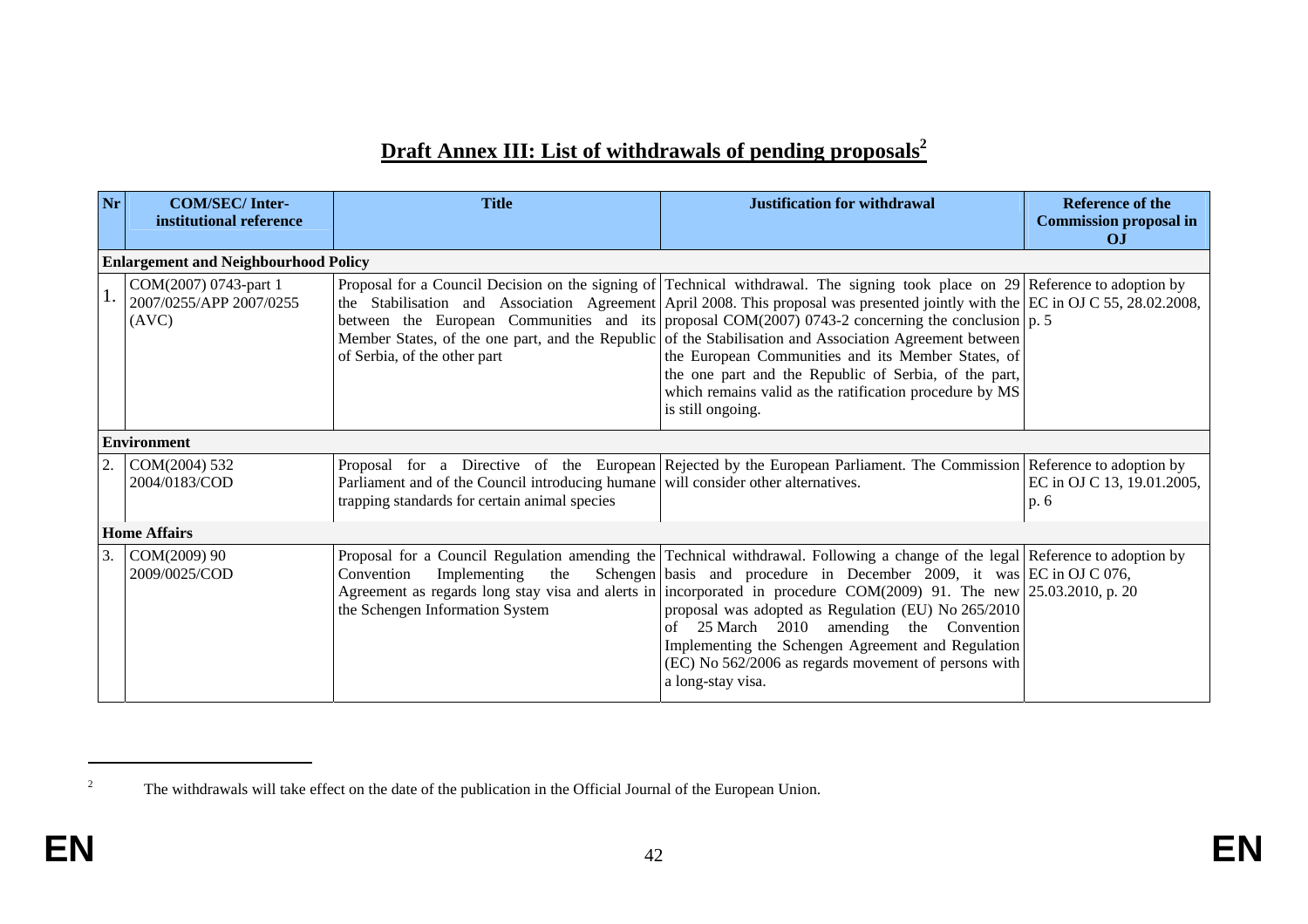## Draft Annex III: List of withdrawals of pending proposals[2]

| Nr | COM/SEC/ Inter-institutional reference | Title | Justification for withdrawal | Reference of the Commission proposal in OJ |
|---|---|---|---|---|
| **Enlargement and Neighbourhood Policy** | | | | |
| 1. | COM(2007) 0743-part 1 2007/0255/APP 2007/0255 (AVC) | Proposal for a Council Decision on the signing of the Stabilisation and Association Agreement between the European Communities and its Member States, of the one part, and the Republic of Serbia, of the other part | Technical withdrawal. The signing took place on 29 April 2008. This proposal was presented jointly with the proposal COM(2007) 0743-2 concerning the conclusion of the Stabilisation and Association Agreement between the European Communities and its Member States, of the one part and the Republic of Serbia, of the part, which remains valid as the ratification procedure by MS is still ongoing. | Reference to adoption by EC in OJ C 55, 28.02.2008, p. 5 |
| **Environment** | | | | |
| 2. | COM(2004) 532 2004/0183/COD | Proposal for a Directive of the European Parliament and of the Council introducing humane trapping standards for certain animal species | Rejected by the European Parliament. The Commission will consider other alternatives. | Reference to adoption by EC in OJ C 13, 19.01.2005, p. 6 |
| **Home Affairs** | | | | |
| 3. | COM(2009) 90 2009/0025/COD | Proposal for a Council Regulation amending the Convention Implementing the Schengen Agreement as regards long stay visa and alerts in the Schengen Information System | Technical withdrawal. Following a change of the legal basis and procedure in December 2009, it was incorporated in procedure COM(2009) 91. The new proposal was adopted as Regulation (EU) No 265/2010 of 25 March 2010 amending the Convention Implementing the Schengen Agreement and Regulation (EC) No 562/2006 as regards movement of persons with a long-stay visa. | Reference to adoption by EC in OJ C 076, 25.03.2010, p. 20 |

[2] The withdrawals will take effect on the date of the publication in the Official Journal of the European Union.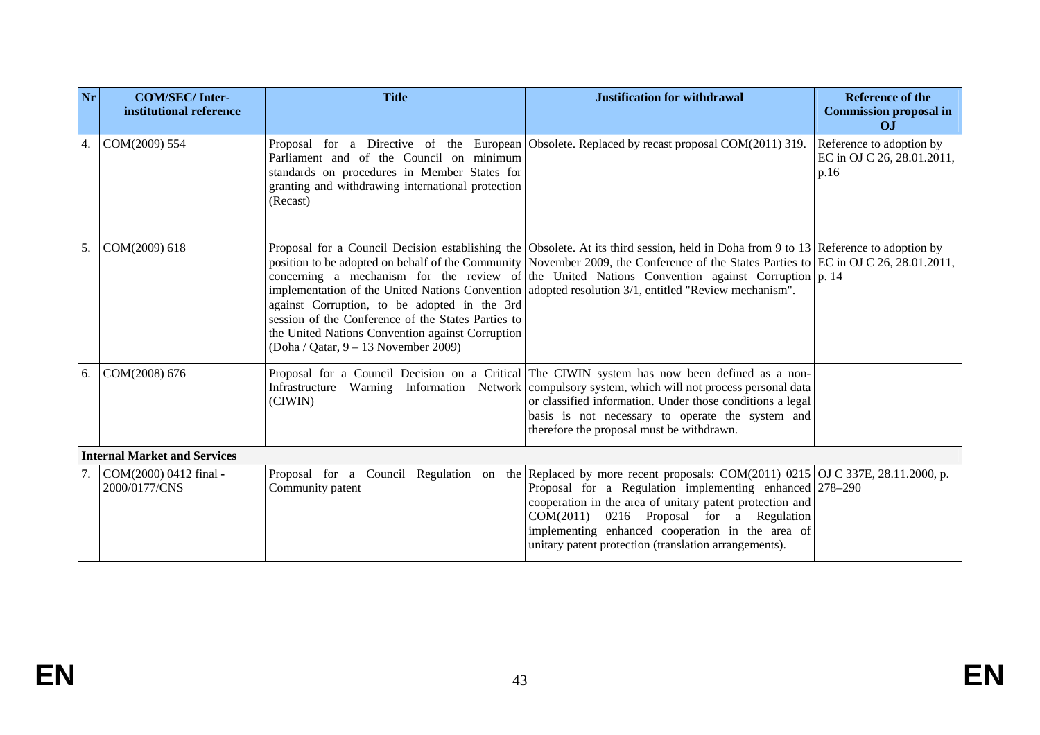| Nr | COM/SEC/ Inter-institutional reference | Title | Justification for withdrawal | Reference of the Commission proposal in OJ |
|---|---|---|---|---|
| 4. | COM(2009) 554 | Proposal for a Directive of the European Parliament and of the Council on minimum standards on procedures in Member States for granting and withdrawing international protection (Recast) | Obsolete. Replaced by recast proposal COM(2011) 319. | Reference to adoption by EC in OJ C 26, 28.01.2011, p.16 |
| 5. | COM(2009) 618 | Proposal for a Council Decision establishing the position to be adopted on behalf of the Community concerning a mechanism for the review of implementation of the United Nations Convention against Corruption, to be adopted in the 3rd session of the Conference of the States Parties to the United Nations Convention against Corruption (Doha / Qatar, 9 – 13 November 2009) | Obsolete. At its third session, held in Doha from 9 to 13 November 2009, the Conference of the States Parties to the United Nations Convention against Corruption adopted resolution 3/1, entitled "Review mechanism". | Reference to adoption by EC in OJ C 26, 28.01.2011, p. 14 |
| 6. | COM(2008) 676 | Proposal for a Council Decision on a Critical Infrastructure Warning Information Network (CIWIN) | The CIWIN system has now been defined as a non-compulsory system, which will not process personal data or classified information. Under those conditions a legal basis is not necessary to operate the system and therefore the proposal must be withdrawn. | |
| **Internal Market and Services** | | | | |
| 7. | COM(2000) 0412 final - 2000/0177/CNS | Proposal for a Council Regulation on the Community patent | Replaced by more recent proposals: COM(2011) 0215 Proposal for a Regulation implementing enhanced cooperation in the area of unitary patent protection and COM(2011) 0216 Proposal for a Regulation implementing enhanced cooperation in the area of unitary patent protection (translation arrangements). | OJ C 337E, 28.11.2000, p. 278–290 |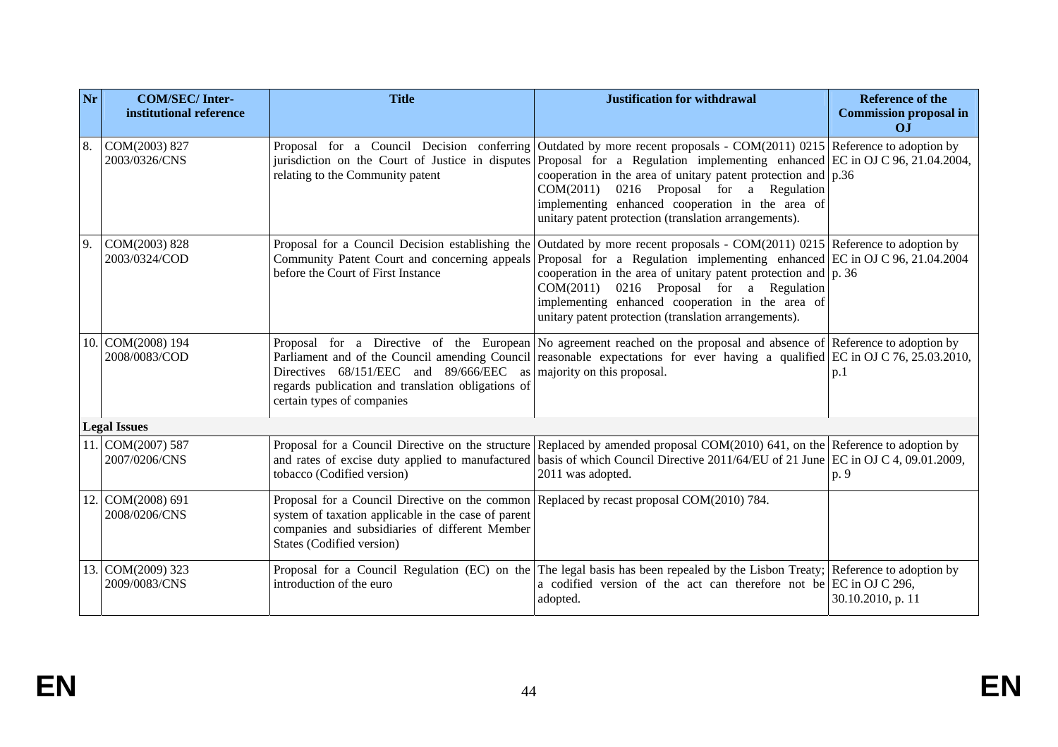| Nr | COM/SEC/ Inter-institutional reference | Title | Justification for withdrawal | Reference of the Commission proposal in OJ |
|---|---|---|---|---|
| 8. | COM(2003) 827<br>2003/0326/CNS | Proposal for a Council Decision conferring jurisdiction on the Court of Justice in disputes relating to the Community patent | Outdated by more recent proposals - COM(2011) 0215 Proposal for a Regulation implementing enhanced cooperation in the area of unitary patent protection and COM(2011) 0216 Proposal for a Regulation implementing enhanced cooperation in the area of unitary patent protection (translation arrangements). | Reference to adoption by EC in OJ C 96, 21.04.2004, p.36 |
| 9. | COM(2003) 828<br>2003/0324/COD | Proposal for a Council Decision establishing the Community Patent Court and concerning appeals before the Court of First Instance | Outdated by more recent proposals - COM(2011) 0215 Proposal for a Regulation implementing enhanced cooperation in the area of unitary patent protection and COM(2011) 0216 Proposal for a Regulation implementing enhanced cooperation in the area of unitary patent protection (translation arrangements). | Reference to adoption by EC in OJ C 96, 21.04.2004 p. 36 |
| 10. | COM(2008) 194<br>2008/0083/COD | Proposal for a Directive of the European Parliament and of the Council amending Council Directives 68/151/EEC and 89/666/EEC as regards publication and translation obligations of certain types of companies | No agreement reached on the proposal and absence of reasonable expectations for ever having a qualified majority on this proposal. | Reference to adoption by EC in OJ C 76, 25.03.2010, p.1 |
| **Legal Issues** | | | | |
| 11. | COM(2007) 587<br>2007/0206/CNS | Proposal for a Council Directive on the structure and rates of excise duty applied to manufactured tobacco (Codified version) | Replaced by amended proposal COM(2010) 641, on the basis of which Council Directive 2011/64/EU of 21 June 2011 was adopted. | Reference to adoption by EC in OJ C 4, 09.01.2009, p. 9 |
| 12. | COM(2008) 691<br>2008/0206/CNS | Proposal for a Council Directive on the common system of taxation applicable in the case of parent companies and subsidiaries of different Member States (Codified version) | Replaced by recast proposal COM(2010) 784. | |
| 13. | COM(2009) 323<br>2009/0083/CNS | Proposal for a Council Regulation (EC) on the introduction of the euro | The legal basis has been repealed by the Lisbon Treaty; a codified version of the act can therefore not be adopted. | Reference to adoption by EC in OJ C 296, 30.10.2010, p. 11 |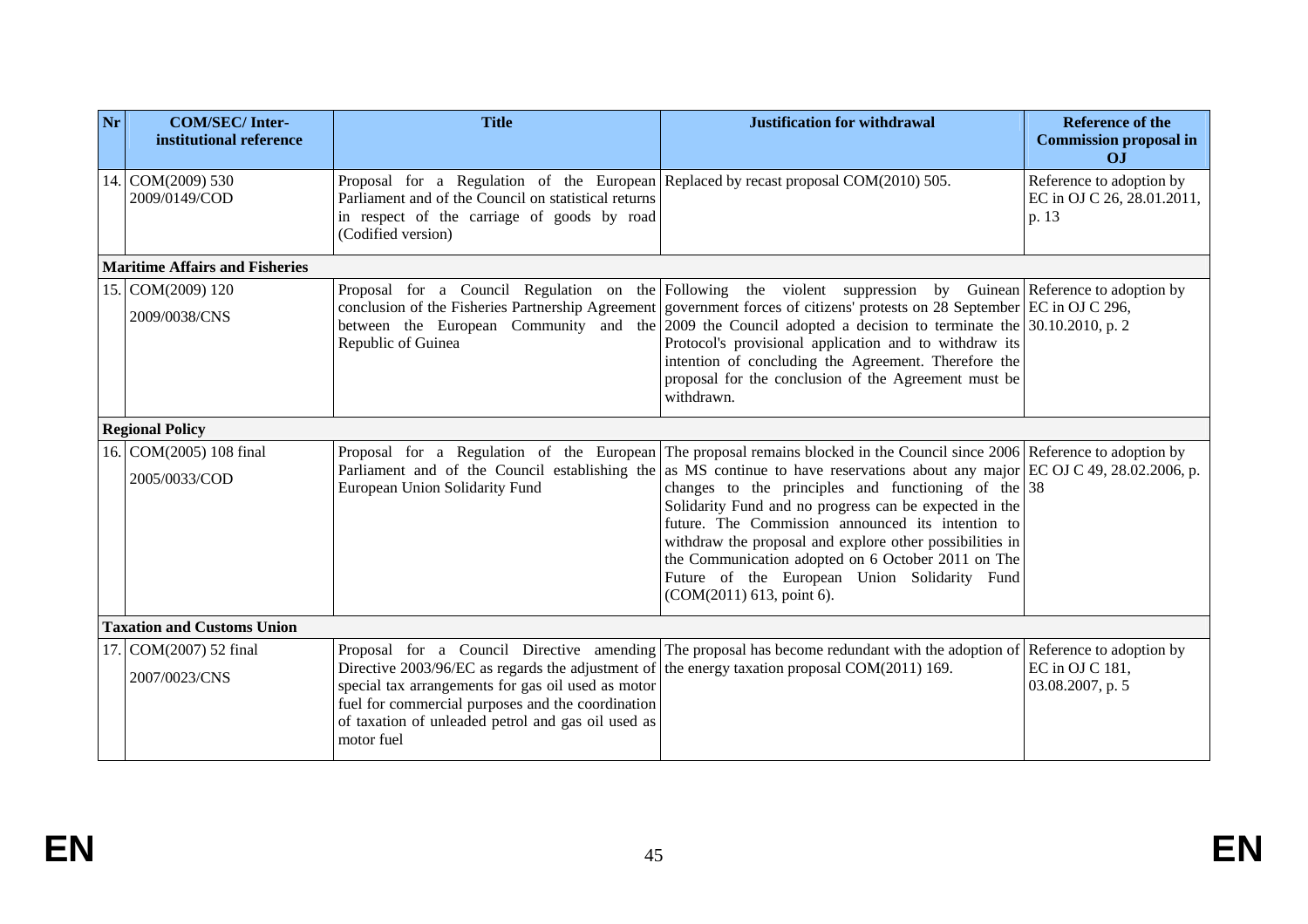| Nr | COM/SEC/ Inter-institutional reference | Title | Justification for withdrawal | Reference of the Commission proposal in OJ |
|---|---|---|---|---|
| 14. | COM(2009) 530 2009/0149/COD | Proposal for a Regulation of the European Parliament and of the Council on statistical returns in respect of the carriage of goods by road (Codified version) | Replaced by recast proposal COM(2010) 505. | Reference to adoption by EC in OJ C 26, 28.01.2011, p. 13 |
| **Maritime Affairs and Fisheries** | | | | |
| 15. | COM(2009) 120 2009/0038/CNS | Proposal for a Council Regulation on the conclusion of the Fisheries Partnership Agreement between the European Community and the Republic of Guinea | Following the violent suppression by Guinean government forces of citizens' protests on 28 September 2009 the Council adopted a decision to terminate the Protocol's provisional application and to withdraw its intention of concluding the Agreement. Therefore the proposal for the conclusion of the Agreement must be withdrawn. | Reference to adoption by EC in OJ C 296, 30.10.2010, p. 2 |
| **Regional Policy** | | | | |
| 16. | COM(2005) 108 final 2005/0033/COD | Proposal for a Regulation of the European Parliament and of the Council establishing the European Union Solidarity Fund | The proposal remains blocked in the Council since 2006 as MS continue to have reservations about any major changes to the principles and functioning of the Solidarity Fund and no progress can be expected in the future. The Commission announced its intention to withdraw the proposal and explore other possibilities in the Communication adopted on 6 October 2011 on The Future of the European Union Solidarity Fund (COM(2011) 613, point 6). | Reference to adoption by EC OJ C 49, 28.02.2006, p. 38 |
| **Taxation and Customs Union** | | | | |
| 17. | COM(2007) 52 final 2007/0023/CNS | Proposal for a Council Directive amending Directive 2003/96/EC as regards the adjustment of special tax arrangements for gas oil used as motor fuel for commercial purposes and the coordination of taxation of unleaded petrol and gas oil used as motor fuel | The proposal has become redundant with the adoption of the energy taxation proposal COM(2011) 169. | Reference to adoption by EC in OJ C 181, 03.08.2007, p. 5 |